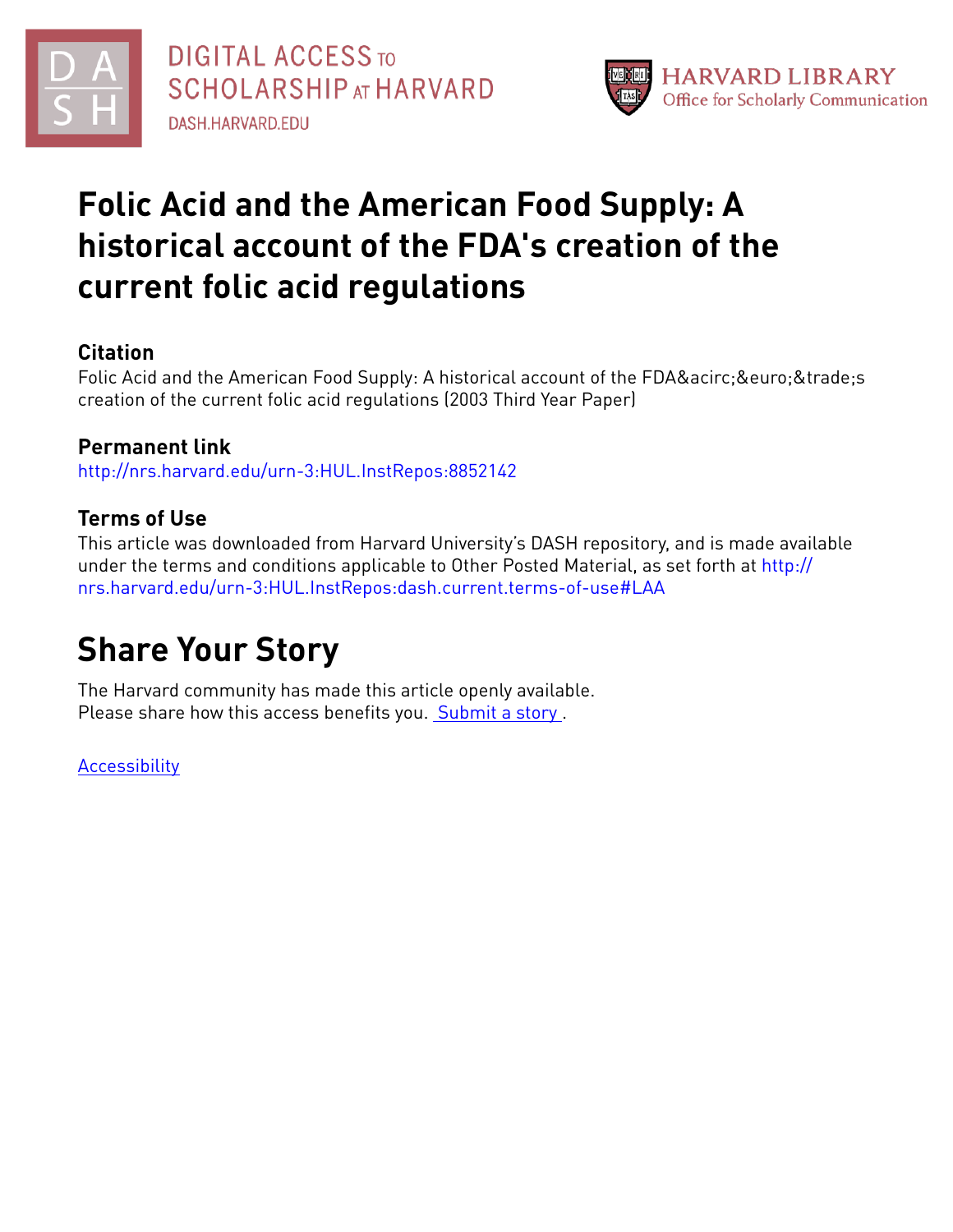DIGITAL ACCESS TO SCHOLARSHIP AT HARVARD

DASH.HARVARD.EDU

HARVARD LIBRARY
Office for Scholarly Communication

# Folic Acid and the American Food Supply: A historical account of the FDA's creation of the current folic acid regulations

## Citation

Folic Acid and the American Food Supply: A historical account of the FDA&acirc;&euro;&trade;s creation of the current folic acid regulations (2003 Third Year Paper)

## Permanent link

http://nrs.harvard.edu/urn-3:HUL.InstRepos:8852142

## Terms of Use

This article was downloaded from Harvard University's DASH repository, and is made available under the terms and conditions applicable to Other Posted Material, as set forth at http://nrs.harvard.edu/urn-3:HUL.InstRepos:dash.current.terms-of-use#LAA

# Share Your Story

The Harvard community has made this article openly available.
Please share how this access benefits you. Submit a story .

Accessibility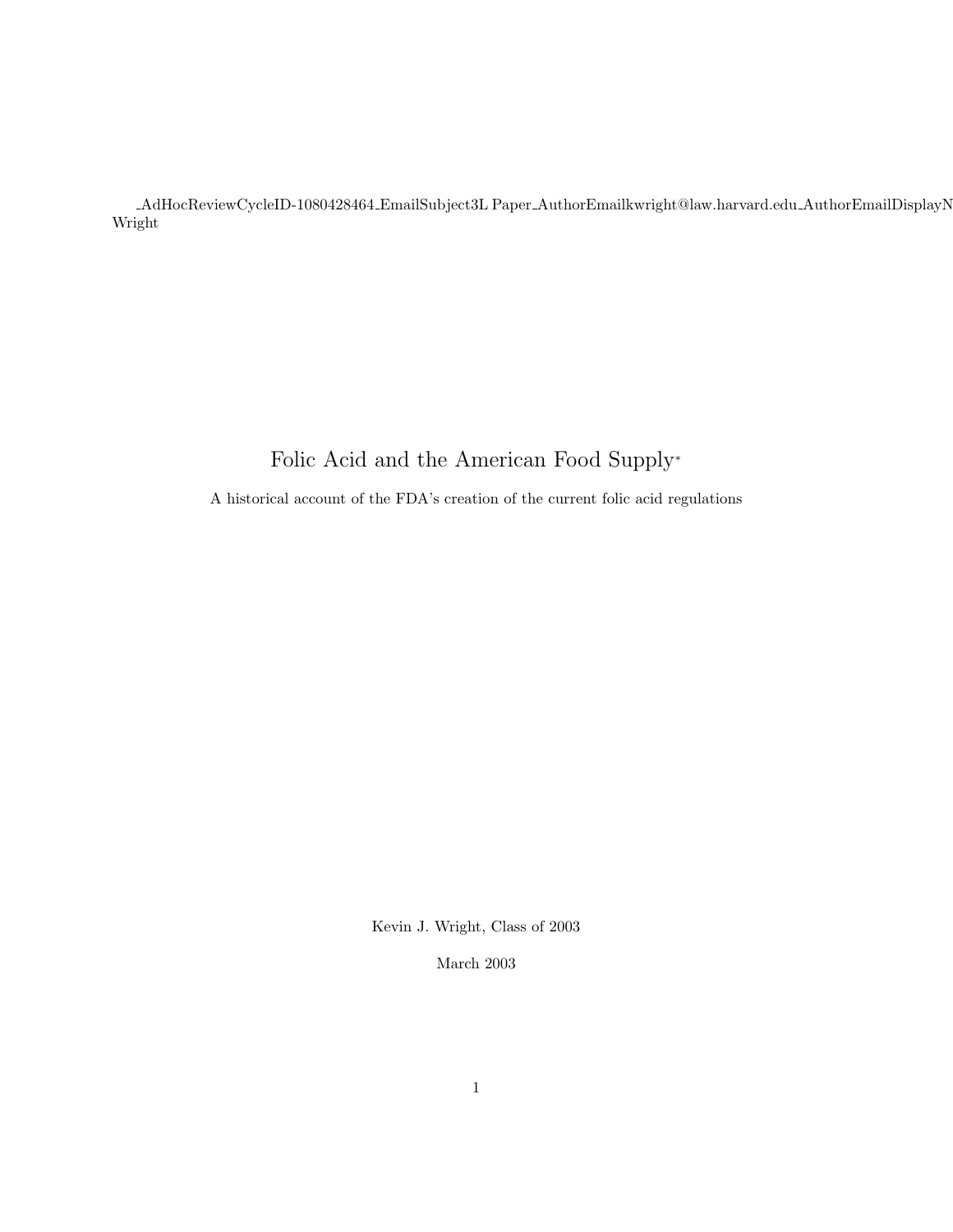_AdHocReviewCycleID-1080428464_EmailSubject3L Paper_AuthorEmailkwright@law.harvard.edu_AuthorEmailDisplayN
Wright

# Folic Acid and the American Food Supply*

A historical account of the FDA's creation of the current folic acid regulations

Kevin J. Wright, Class of 2003

March 2003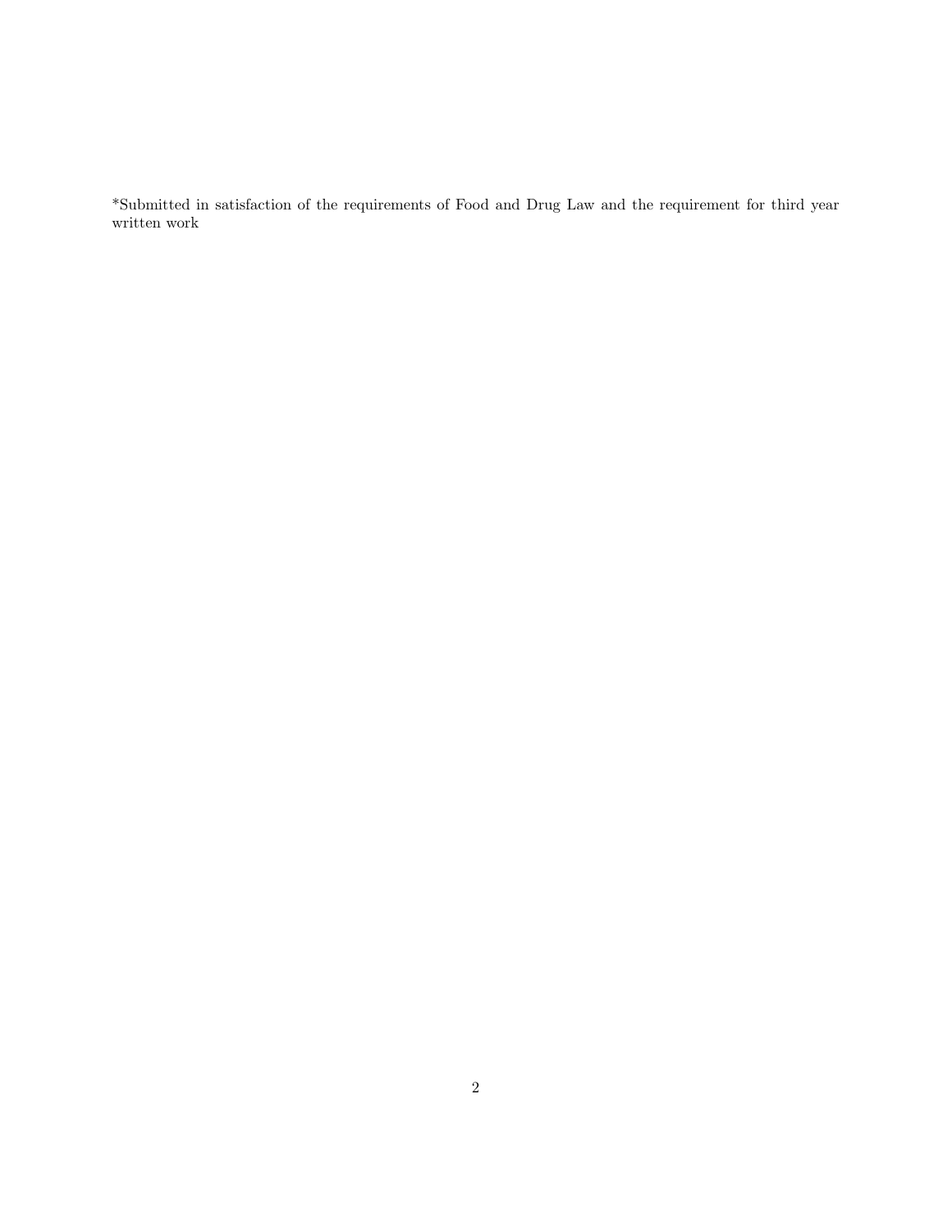*Submitted in satisfaction of the requirements of Food and Drug Law and the requirement for third year written work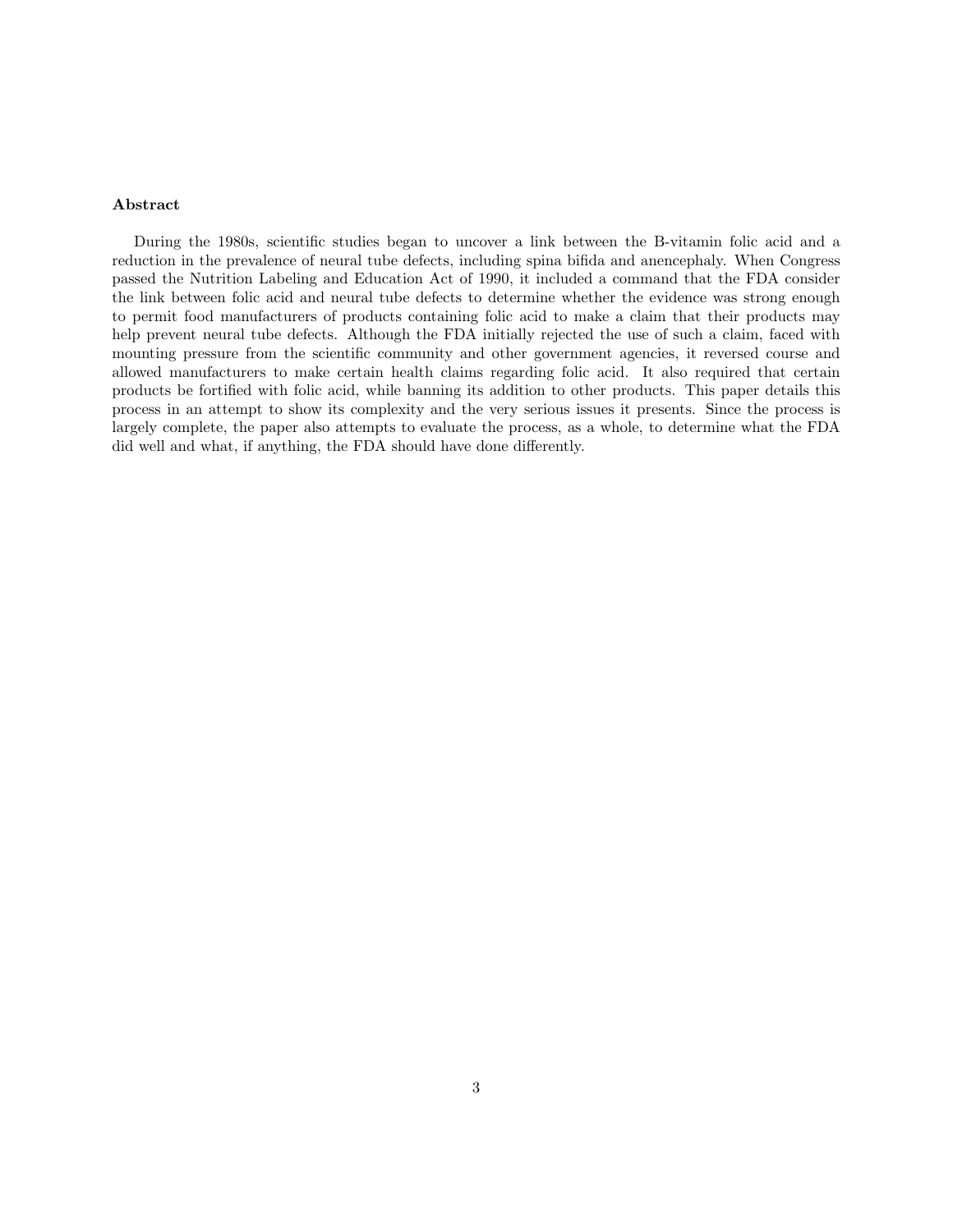**Abstract**

During the 1980s, scientific studies began to uncover a link between the B-vitamin folic acid and a reduction in the prevalence of neural tube defects, including spina bifida and anencephaly. When Congress passed the Nutrition Labeling and Education Act of 1990, it included a command that the FDA consider the link between folic acid and neural tube defects to determine whether the evidence was strong enough to permit food manufacturers of products containing folic acid to make a claim that their products may help prevent neural tube defects. Although the FDA initially rejected the use of such a claim, faced with mounting pressure from the scientific community and other government agencies, it reversed course and allowed manufacturers to make certain health claims regarding folic acid. It also required that certain products be fortified with folic acid, while banning its addition to other products. This paper details this process in an attempt to show its complexity and the very serious issues it presents. Since the process is largely complete, the paper also attempts to evaluate the process, as a whole, to determine what the FDA did well and what, if anything, the FDA should have done differently.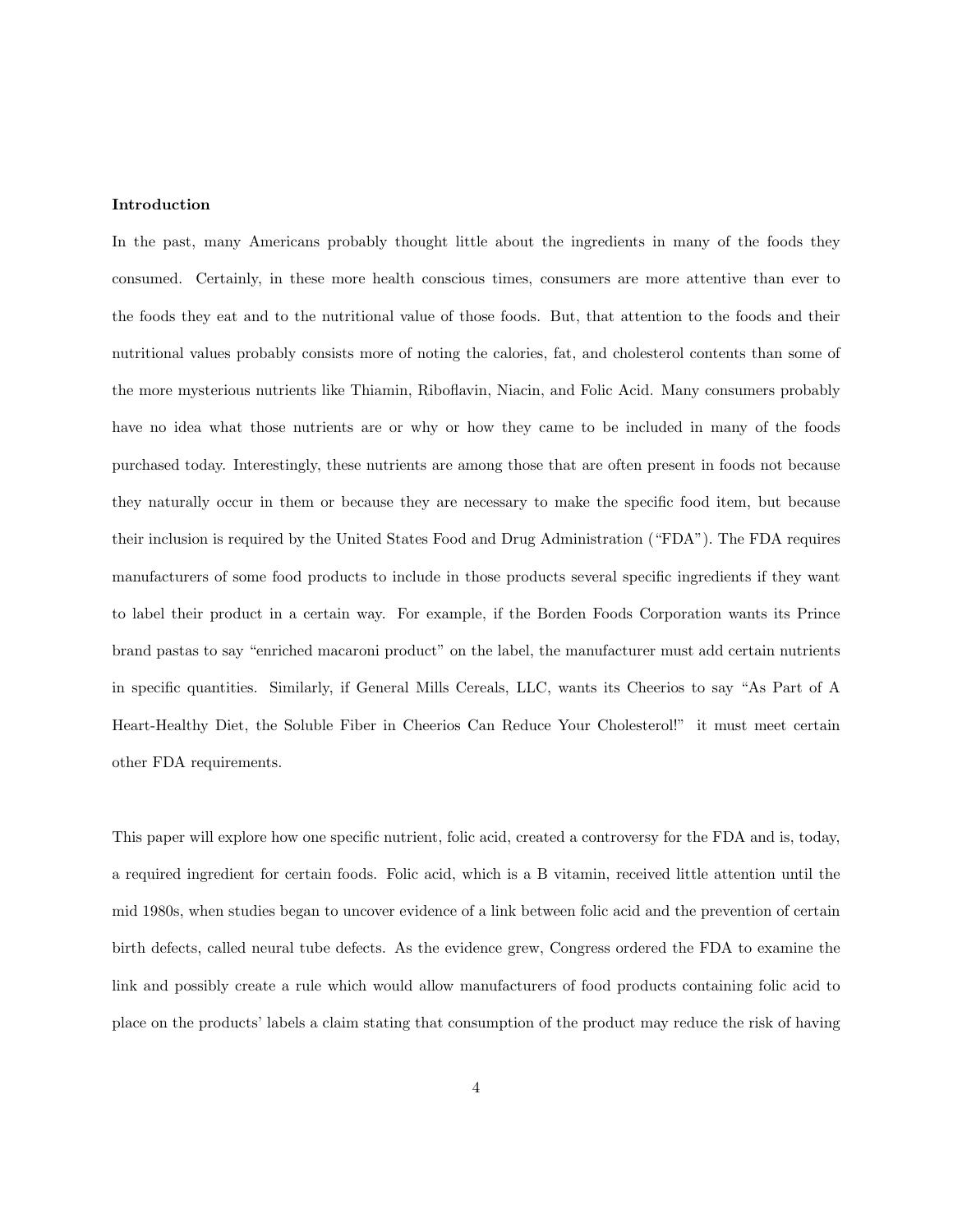**Introduction**

In the past, many Americans probably thought little about the ingredients in many of the foods they consumed. Certainly, in these more health conscious times, consumers are more attentive than ever to the foods they eat and to the nutritional value of those foods. But, that attention to the foods and their nutritional values probably consists more of noting the calories, fat, and cholesterol contents than some of the more mysterious nutrients like Thiamin, Riboflavin, Niacin, and Folic Acid. Many consumers probably have no idea what those nutrients are or why or how they came to be included in many of the foods purchased today. Interestingly, these nutrients are among those that are often present in foods not because they naturally occur in them or because they are necessary to make the specific food item, but because their inclusion is required by the United States Food and Drug Administration ("FDA"). The FDA requires manufacturers of some food products to include in those products several specific ingredients if they want to label their product in a certain way. For example, if the Borden Foods Corporation wants its Prince brand pastas to say "enriched macaroni product" on the label, the manufacturer must add certain nutrients in specific quantities. Similarly, if General Mills Cereals, LLC, wants its Cheerios to say "As Part of A Heart-Healthy Diet, the Soluble Fiber in Cheerios Can Reduce Your Cholesterol!" it must meet certain other FDA requirements.

This paper will explore how one specific nutrient, folic acid, created a controversy for the FDA and is, today, a required ingredient for certain foods. Folic acid, which is a B vitamin, received little attention until the mid 1980s, when studies began to uncover evidence of a link between folic acid and the prevention of certain birth defects, called neural tube defects. As the evidence grew, Congress ordered the FDA to examine the link and possibly create a rule which would allow manufacturers of food products containing folic acid to place on the products' labels a claim stating that consumption of the product may reduce the risk of having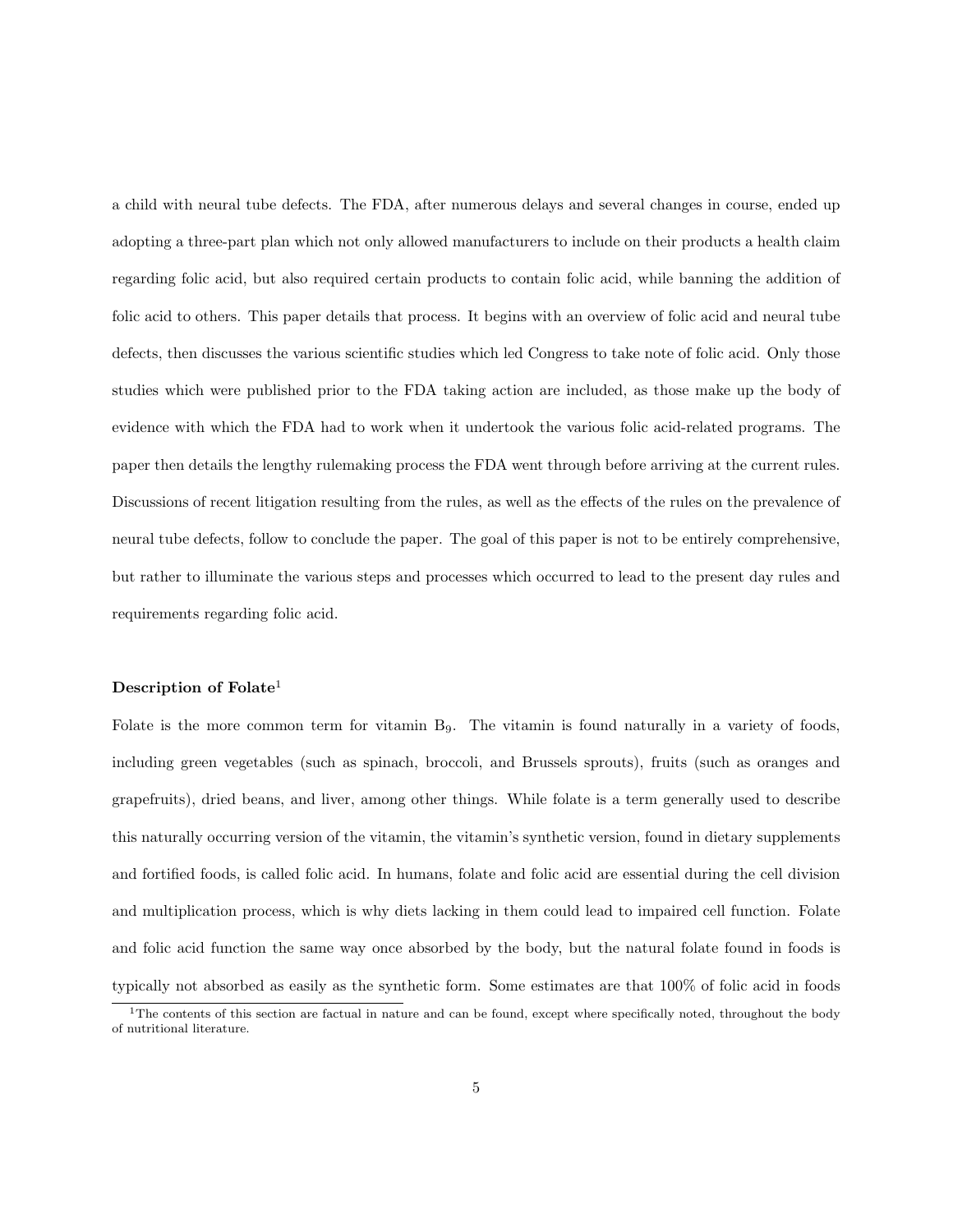a child with neural tube defects. The FDA, after numerous delays and several changes in course, ended up adopting a three-part plan which not only allowed manufacturers to include on their products a health claim regarding folic acid, but also required certain products to contain folic acid, while banning the addition of folic acid to others. This paper details that process. It begins with an overview of folic acid and neural tube defects, then discusses the various scientific studies which led Congress to take note of folic acid. Only those studies which were published prior to the FDA taking action are included, as those make up the body of evidence with which the FDA had to work when it undertook the various folic acid-related programs. The paper then details the lengthy rulemaking process the FDA went through before arriving at the current rules. Discussions of recent litigation resulting from the rules, as well as the effects of the rules on the prevalence of neural tube defects, follow to conclude the paper. The goal of this paper is not to be entirely comprehensive, but rather to illuminate the various steps and processes which occurred to lead to the present day rules and requirements regarding folic acid.

**Description of Folate**[1]

Folate is the more common term for vitamin $B_9$. The vitamin is found naturally in a variety of foods, including green vegetables (such as spinach, broccoli, and Brussels sprouts), fruits (such as oranges and grapefruits), dried beans, and liver, among other things. While folate is a term generally used to describe this naturally occurring version of the vitamin, the vitamin's synthetic version, found in dietary supplements and fortified foods, is called folic acid. In humans, folate and folic acid are essential during the cell division and multiplication process, which is why diets lacking in them could lead to impaired cell function. Folate and folic acid function the same way once absorbed by the body, but the natural folate found in foods is typically not absorbed as easily as the synthetic form. Some estimates are that 100% of folic acid in foods

[1] The contents of this section are factual in nature and can be found, except where specifically noted, throughout the body of nutritional literature.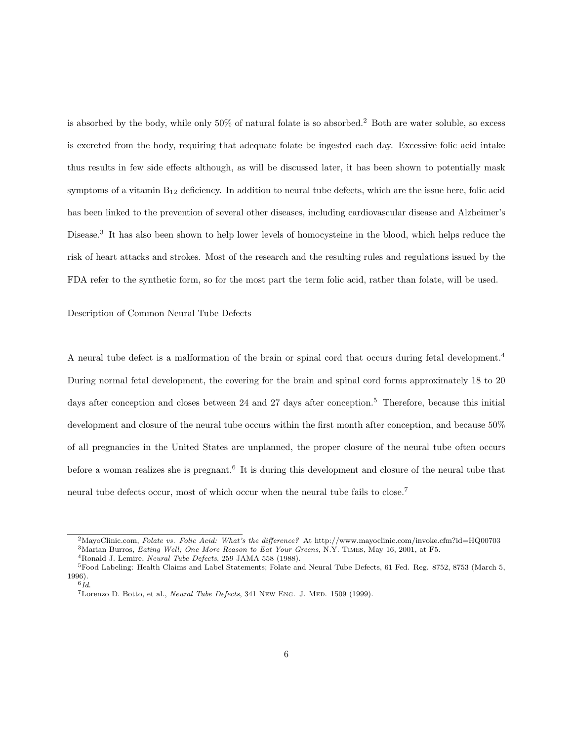is absorbed by the body, while only 50% of natural folate is so absorbed.[2] Both are water soluble, so excess is excreted from the body, requiring that adequate folate be ingested each day. Excessive folic acid intake thus results in few side effects although, as will be discussed later, it has been shown to potentially mask symptoms of a vitamin $B_{12}$ deficiency. In addition to neural tube defects, which are the issue here, folic acid has been linked to the prevention of several other diseases, including cardiovascular disease and Alzheimer's Disease.[3] It has also been shown to help lower levels of homocysteine in the blood, which helps reduce the risk of heart attacks and strokes. Most of the research and the resulting rules and regulations issued by the FDA refer to the synthetic form, so for the most part the term folic acid, rather than folate, will be used.

## Description of Common Neural Tube Defects

A neural tube defect is a malformation of the brain or spinal cord that occurs during fetal development.[4] During normal fetal development, the covering for the brain and spinal cord forms approximately 18 to 20 days after conception and closes between 24 and 27 days after conception.[5] Therefore, because this initial development and closure of the neural tube occurs within the first month after conception, and because 50% of all pregnancies in the United States are unplanned, the proper closure of the neural tube often occurs before a woman realizes she is pregnant.[6] It is during this development and closure of the neural tube that neural tube defects occur, most of which occur when the neural tube fails to close.[7]

---

[2] MayoClinic.com, *Folate vs. Folic Acid: What's the difference?* At http://www.mayoclinic.com/invoke.cfm?id=HQ00703

[3] Marian Burros, *Eating Well; One More Reason to Eat Your Greens*, N.Y. Times, May 16, 2001, at F5.

[4] Ronald J. Lemire, *Neural Tube Defects*, 259 JAMA 558 (1988).

[5] Food Labeling: Health Claims and Label Statements; Folate and Neural Tube Defects, 61 Fed. Reg. 8752, 8753 (March 5, 1996).

[6] *Id.*

[7] Lorenzo D. Botto, et al., *Neural Tube Defects*, 341 New Eng. J. Med. 1509 (1999).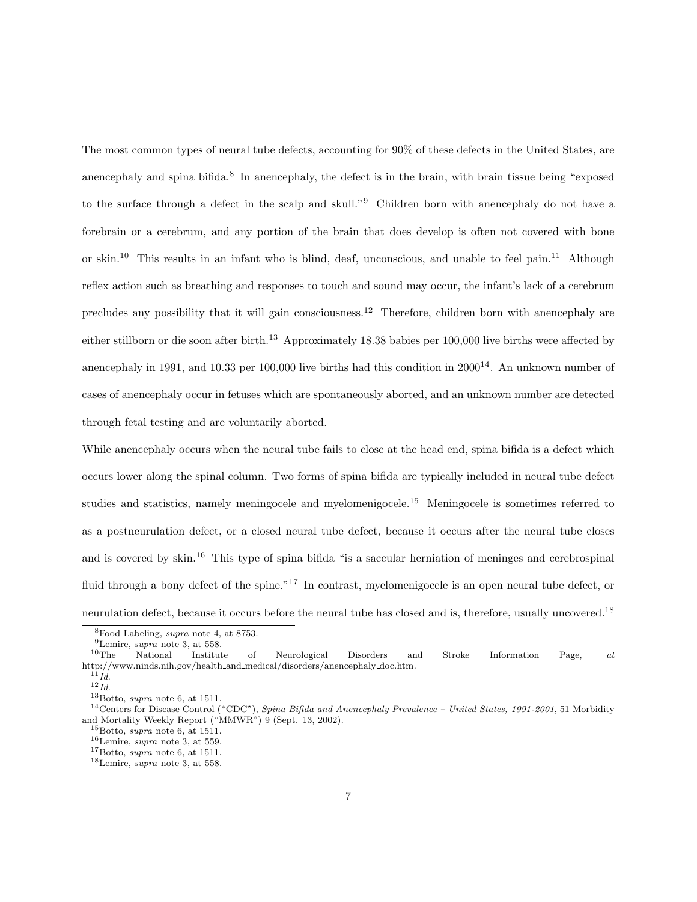The most common types of neural tube defects, accounting for 90% of these defects in the United States, are anencephaly and spina bifida.[8] In anencephaly, the defect is in the brain, with brain tissue being "exposed to the surface through a defect in the scalp and skull."[9] Children born with anencephaly do not have a forebrain or a cerebrum, and any portion of the brain that does develop is often not covered with bone or skin.[10] This results in an infant who is blind, deaf, unconscious, and unable to feel pain.[11] Although reflex action such as breathing and responses to touch and sound may occur, the infant's lack of a cerebrum precludes any possibility that it will gain consciousness.[12] Therefore, children born with anencephaly are either stillborn or die soon after birth.[13] Approximately 18.38 babies per 100,000 live births were affected by anencephaly in 1991, and 10.33 per 100,000 live births had this condition in 2000[14]. An unknown number of cases of anencephaly occur in fetuses which are spontaneously aborted, and an unknown number are detected through fetal testing and are voluntarily aborted.

While anencephaly occurs when the neural tube fails to close at the head end, spina bifida is a defect which occurs lower along the spinal column. Two forms of spina bifida are typically included in neural tube defect studies and statistics, namely meningocele and myelomenigocele.[15] Meningocele is sometimes referred to as a postneurulation defect, or a closed neural tube defect, because it occurs after the neural tube closes and is covered by skin.[16] This type of spina bifida "is a saccular herniation of meninges and cerebrospinal fluid through a bony defect of the spine."[17] In contrast, myelomenigocele is an open neural tube defect, or neurulation defect, because it occurs before the neural tube has closed and is, therefore, usually uncovered.[18]

---

[8] Food Labeling, *supra* note 4, at 8753.

[9] Lemire, *supra* note 3, at 558.

[10] The National Institute of Neurological Disorders and Stroke Information Page, *at* http://www.ninds.nih.gov/health_and_medical/disorders/anencephaly_doc.htm.

[11] *Id.*

[12] *Id.*

[13] Botto, *supra* note 6, at 1511.

[14] Centers for Disease Control ("CDC"), *Spina Bifida and Anencephaly Prevalence – United States, 1991-2001*, 51 Morbidity and Mortality Weekly Report ("MMWR") 9 (Sept. 13, 2002).

[15] Botto, *supra* note 6, at 1511.

[16] Lemire, *supra* note 3, at 559.

[17] Botto, *supra* note 6, at 1511.

[18] Lemire, *supra* note 3, at 558.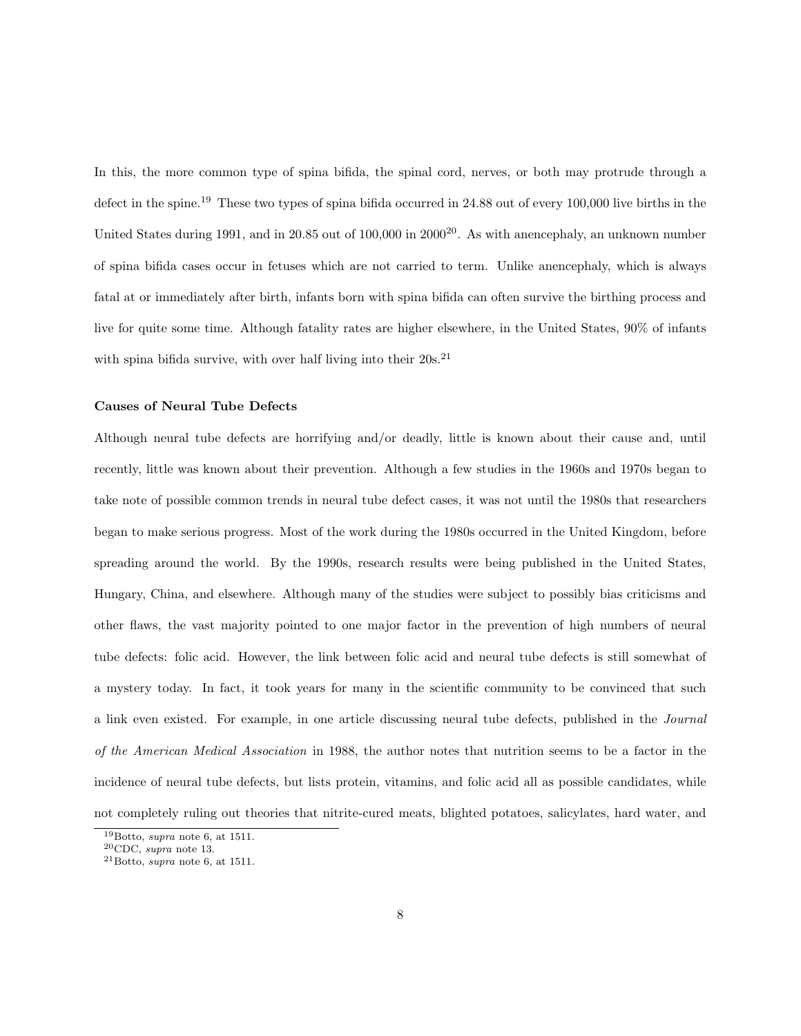In this, the more common type of spina bifida, the spinal cord, nerves, or both may protrude through a defect in the spine.[19] These two types of spina bifida occurred in 24.88 out of every 100,000 live births in the United States during 1991, and in 20.85 out of 100,000 in 2000[20]. As with anencephaly, an unknown number of spina bifida cases occur in fetuses which are not carried to term. Unlike anencephaly, which is always fatal at or immediately after birth, infants born with spina bifida can often survive the birthing process and live for quite some time. Although fatality rates are higher elsewhere, in the United States, 90% of infants with spina bifida survive, with over half living into their 20s.[21]

**Causes of Neural Tube Defects**

Although neural tube defects are horrifying and/or deadly, little is known about their cause and, until recently, little was known about their prevention. Although a few studies in the 1960s and 1970s began to take note of possible common trends in neural tube defect cases, it was not until the 1980s that researchers began to make serious progress. Most of the work during the 1980s occurred in the United Kingdom, before spreading around the world. By the 1990s, research results were being published in the United States, Hungary, China, and elsewhere. Although many of the studies were subject to possibly bias criticisms and other flaws, the vast majority pointed to one major factor in the prevention of high numbers of neural tube defects: folic acid. However, the link between folic acid and neural tube defects is still somewhat of a mystery today. In fact, it took years for many in the scientific community to be convinced that such a link even existed. For example, in one article discussing neural tube defects, published in the *Journal of the American Medical Association* in 1988, the author notes that nutrition seems to be a factor in the incidence of neural tube defects, but lists protein, vitamins, and folic acid all as possible candidates, while not completely ruling out theories that nitrite-cured meats, blighted potatoes, salicylates, hard water, and

---

[19] Botto, *supra* note 6, at 1511.

[20] CDC, *supra* note 13.

[21] Botto, *supra* note 6, at 1511.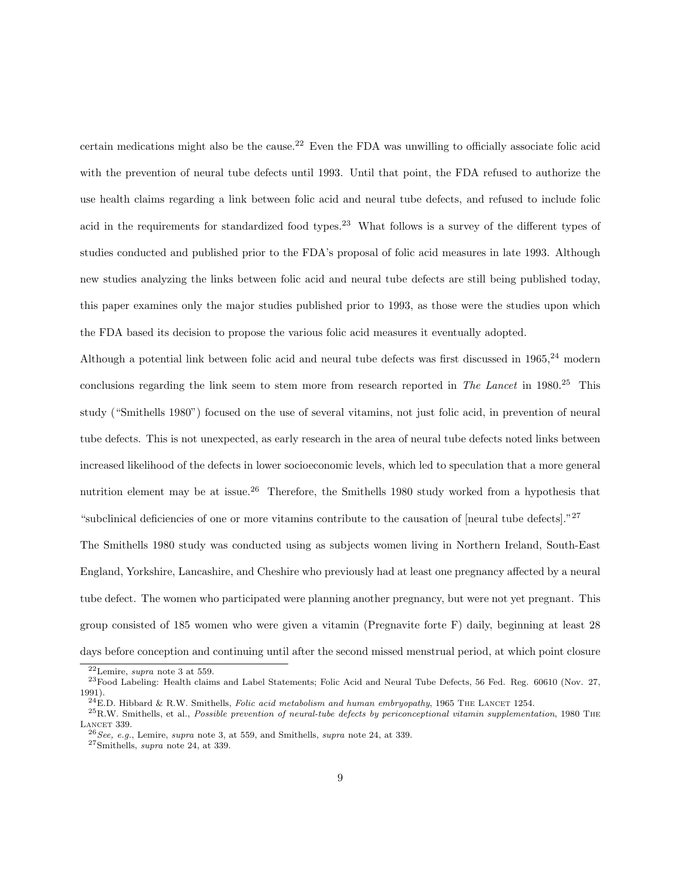certain medications might also be the cause.[22] Even the FDA was unwilling to officially associate folic acid with the prevention of neural tube defects until 1993. Until that point, the FDA refused to authorize the use health claims regarding a link between folic acid and neural tube defects, and refused to include folic acid in the requirements for standardized food types.[23] What follows is a survey of the different types of studies conducted and published prior to the FDA's proposal of folic acid measures in late 1993. Although new studies analyzing the links between folic acid and neural tube defects are still being published today, this paper examines only the major studies published prior to 1993, as those were the studies upon which the FDA based its decision to propose the various folic acid measures it eventually adopted.

Although a potential link between folic acid and neural tube defects was first discussed in 1965,[24] modern conclusions regarding the link seem to stem more from research reported in *The Lancet* in 1980.[25] This study ("Smithells 1980") focused on the use of several vitamins, not just folic acid, in prevention of neural tube defects. This is not unexpected, as early research in the area of neural tube defects noted links between increased likelihood of the defects in lower socioeconomic levels, which led to speculation that a more general nutrition element may be at issue.[26] Therefore, the Smithells 1980 study worked from a hypothesis that "subclinical deficiencies of one or more vitamins contribute to the causation of [neural tube defects]."[27]

The Smithells 1980 study was conducted using as subjects women living in Northern Ireland, South-East England, Yorkshire, Lancashire, and Cheshire who previously had at least one pregnancy affected by a neural tube defect. The women who participated were planning another pregnancy, but were not yet pregnant. This group consisted of 185 women who were given a vitamin (Pregnavite forte F) daily, beginning at least 28 days before conception and continuing until after the second missed menstrual period, at which point closure

---

[22] Lemire, *supra* note 3 at 559.

[23] Food Labeling: Health claims and Label Statements; Folic Acid and Neural Tube Defects, 56 Fed. Reg. 60610 (Nov. 27, 1991).

[24] E.D. Hibbard & R.W. Smithells, *Folic acid metabolism and human embryopathy*, 1965 The Lancet 1254.

[25] R.W. Smithells, et al., *Possible prevention of neural-tube defects by periconceptional vitamin supplementation*, 1980 The Lancet 339.

[26] *See, e.g.*, Lemire, *supra* note 3, at 559, and Smithells, *supra* note 24, at 339.

[27] Smithells, *supra* note 24, at 339.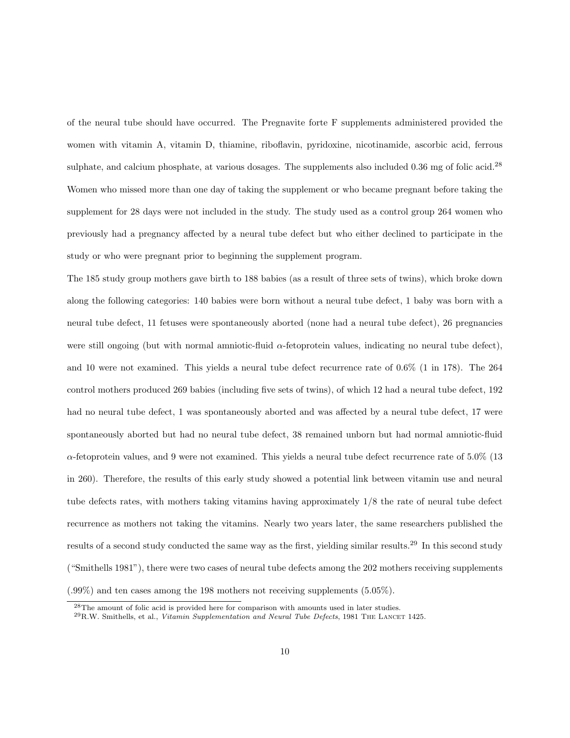of the neural tube should have occurred. The Pregnavite forte F supplements administered provided the women with vitamin A, vitamin D, thiamine, riboflavin, pyridoxine, nicotinamide, ascorbic acid, ferrous sulphate, and calcium phosphate, at various dosages. The supplements also included 0.36 mg of folic acid.[28] Women who missed more than one day of taking the supplement or who became pregnant before taking the supplement for 28 days were not included in the study. The study used as a control group 264 women who previously had a pregnancy affected by a neural tube defect but who either declined to participate in the study or who were pregnant prior to beginning the supplement program.

The 185 study group mothers gave birth to 188 babies (as a result of three sets of twins), which broke down along the following categories: 140 babies were born without a neural tube defect, 1 baby was born with a neural tube defect, 11 fetuses were spontaneously aborted (none had a neural tube defect), 26 pregnancies were still ongoing (but with normal amniotic-fluid $\alpha$-fetoprotein values, indicating no neural tube defect), and 10 were not examined. This yields a neural tube defect recurrence rate of 0.6% (1 in 178). The 264 control mothers produced 269 babies (including five sets of twins), of which 12 had a neural tube defect, 192 had no neural tube defect, 1 was spontaneously aborted and was affected by a neural tube defect, 17 were spontaneously aborted but had no neural tube defect, 38 remained unborn but had normal amniotic-fluid $\alpha$-fetoprotein values, and 9 were not examined. This yields a neural tube defect recurrence rate of 5.0% (13 in 260). Therefore, the results of this early study showed a potential link between vitamin use and neural tube defects rates, with mothers taking vitamins having approximately 1/8 the rate of neural tube defect recurrence as mothers not taking the vitamins. Nearly two years later, the same researchers published the results of a second study conducted the same way as the first, yielding similar results.[29] In this second study ("Smithells 1981"), there were two cases of neural tube defects among the 202 mothers receiving supplements (.99%) and ten cases among the 198 mothers not receiving supplements (5.05%).

[28] The amount of folic acid is provided here for comparison with amounts used in later studies.

[29] R.W. Smithells, et al., *Vitamin Supplementation and Neural Tube Defects*, 1981 The Lancet 1425.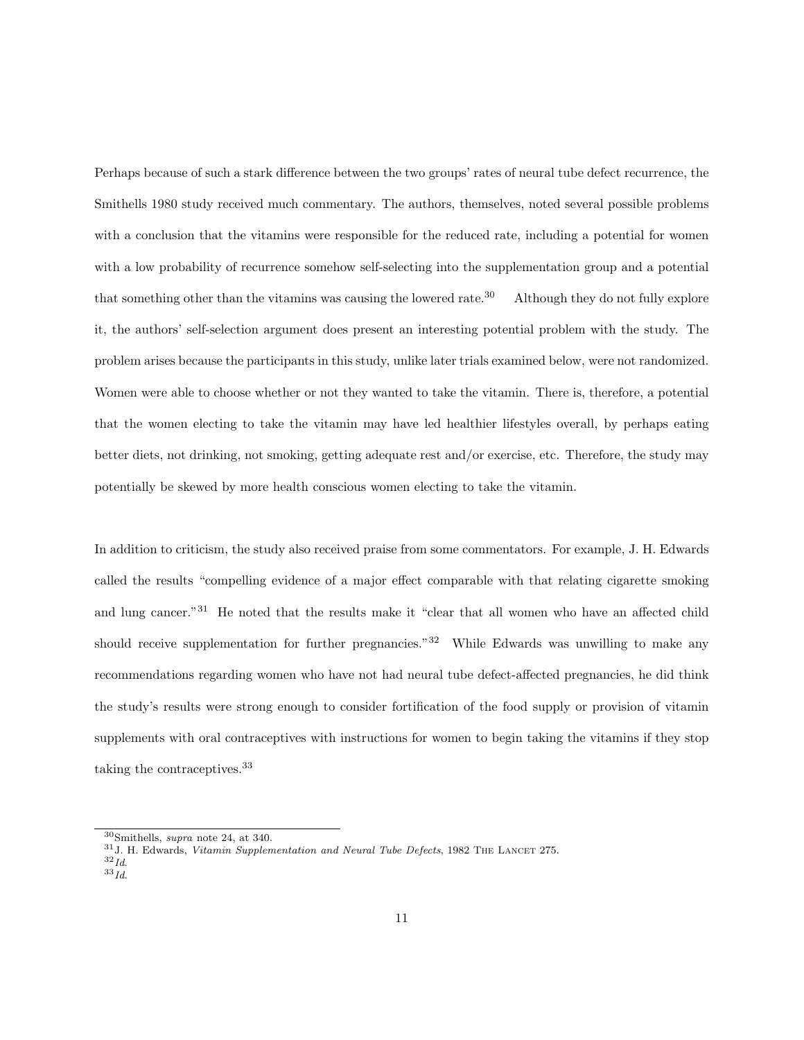Perhaps because of such a stark difference between the two groups' rates of neural tube defect recurrence, the Smithells 1980 study received much commentary. The authors, themselves, noted several possible problems with a conclusion that the vitamins were responsible for the reduced rate, including a potential for women with a low probability of recurrence somehow self-selecting into the supplementation group and a potential that something other than the vitamins was causing the lowered rate.[30] Although they do not fully explore it, the authors' self-selection argument does present an interesting potential problem with the study. The problem arises because the participants in this study, unlike later trials examined below, were not randomized. Women were able to choose whether or not they wanted to take the vitamin. There is, therefore, a potential that the women electing to take the vitamin may have led healthier lifestyles overall, by perhaps eating better diets, not drinking, not smoking, getting adequate rest and/or exercise, etc. Therefore, the study may potentially be skewed by more health conscious women electing to take the vitamin.

In addition to criticism, the study also received praise from some commentators. For example, J. H. Edwards called the results "compelling evidence of a major effect comparable with that relating cigarette smoking and lung cancer."[31] He noted that the results make it "clear that all women who have an affected child should receive supplementation for further pregnancies."[32] While Edwards was unwilling to make any recommendations regarding women who have not had neural tube defect-affected pregnancies, he did think the study's results were strong enough to consider fortification of the food supply or provision of vitamin supplements with oral contraceptives with instructions for women to begin taking the vitamins if they stop taking the contraceptives.[33]

---

[30] Smithells, *supra* note 24, at 340.

[31] J. H. Edwards, *Vitamin Supplementation and Neural Tube Defects*, 1982 The Lancet 275.

[32] *Id.*

[33] *Id.*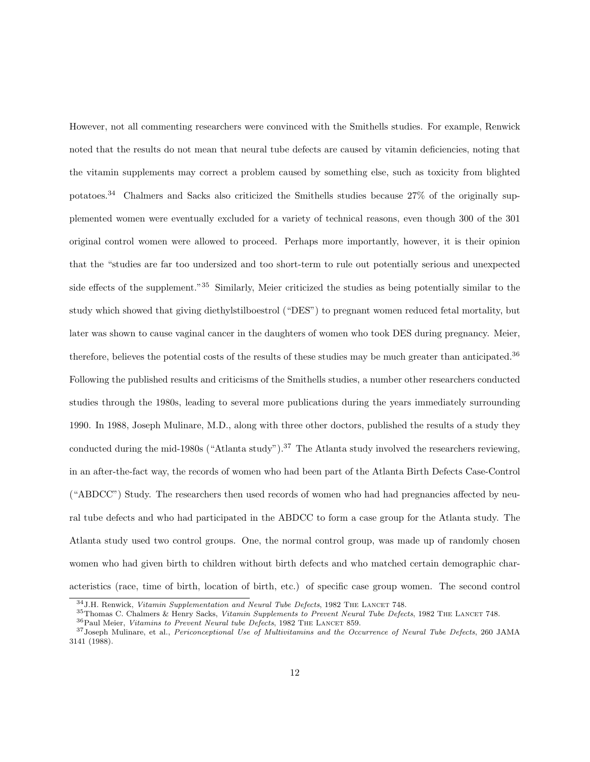However, not all commenting researchers were convinced with the Smithells studies. For example, Renwick noted that the results do not mean that neural tube defects are caused by vitamin deficiencies, noting that the vitamin supplements may correct a problem caused by something else, such as toxicity from blighted potatoes.[34] Chalmers and Sacks also criticized the Smithells studies because 27% of the originally supplemented women were eventually excluded for a variety of technical reasons, even though 300 of the 301 original control women were allowed to proceed. Perhaps more importantly, however, it is their opinion that the "studies are far too undersized and too short-term to rule out potentially serious and unexpected side effects of the supplement."[35] Similarly, Meier criticized the studies as being potentially similar to the study which showed that giving diethylstilboestrol ("DES") to pregnant women reduced fetal mortality, but later was shown to cause vaginal cancer in the daughters of women who took DES during pregnancy. Meier, therefore, believes the potential costs of the results of these studies may be much greater than anticipated.[36] Following the published results and criticisms of the Smithells studies, a number other researchers conducted studies through the 1980s, leading to several more publications during the years immediately surrounding 1990. In 1988, Joseph Mulinare, M.D., along with three other doctors, published the results of a study they conducted during the mid-1980s ("Atlanta study").[37] The Atlanta study involved the researchers reviewing, in an after-the-fact way, the records of women who had been part of the Atlanta Birth Defects Case-Control ("ABDCC") Study. The researchers then used records of women who had had pregnancies affected by neural tube defects and who had participated in the ABDCC to form a case group for the Atlanta study. The Atlanta study used two control groups. One, the normal control group, was made up of randomly chosen women who had given birth to children without birth defects and who matched certain demographic characteristics (race, time of birth, location of birth, etc.) of specific case group women. The second control

---

[34] J.H. Renwick, *Vitamin Supplementation and Neural Tube Defects*, 1982 The Lancet 748.

[35] Thomas C. Chalmers & Henry Sacks, *Vitamin Supplements to Prevent Neural Tube Defects*, 1982 The Lancet 748.

[36] Paul Meier, *Vitamins to Prevent Neural tube Defects*, 1982 The Lancet 859.

[37] Joseph Mulinare, et al., *Periconceptional Use of Multivitamins and the Occurrence of Neural Tube Defects*, 260 JAMA 3141 (1988).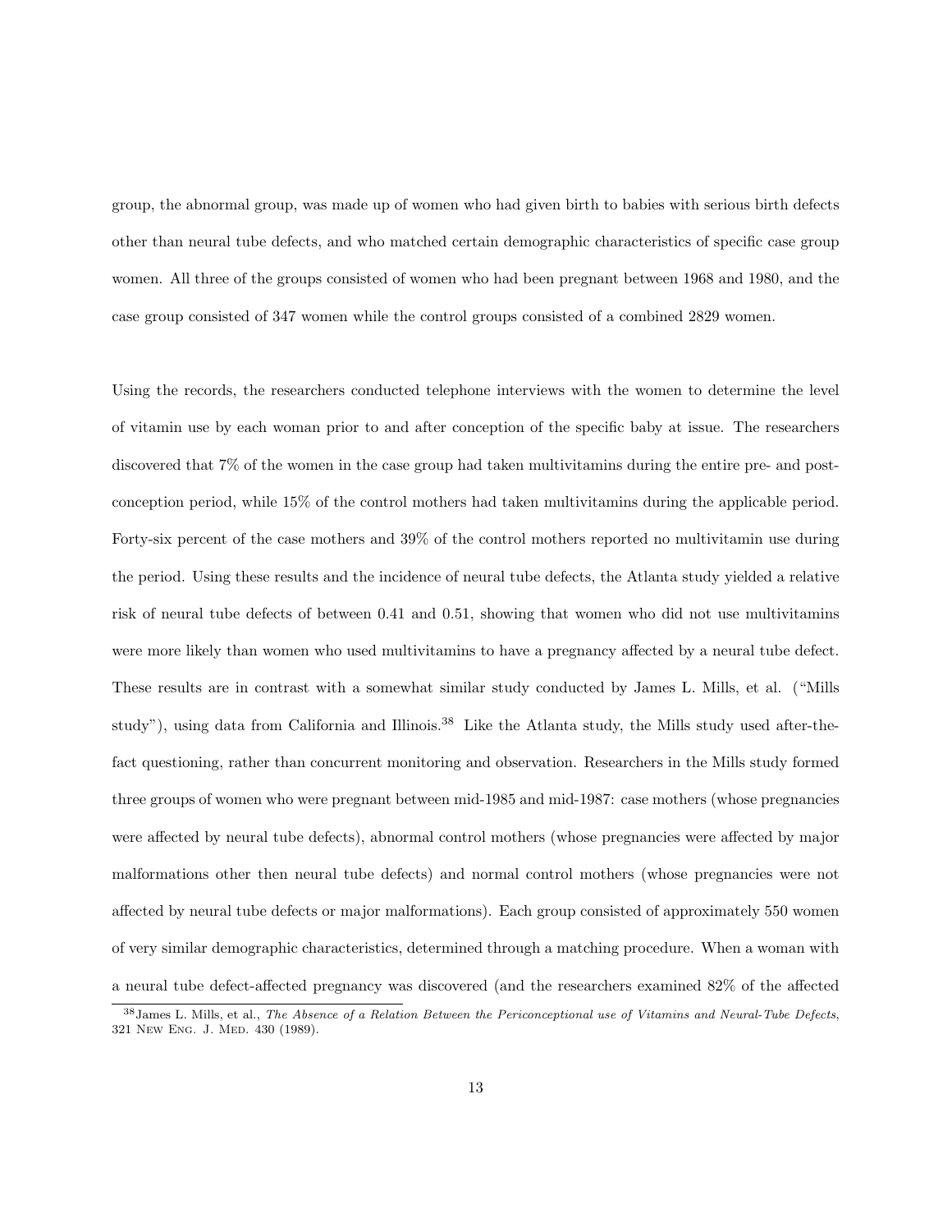group, the abnormal group, was made up of women who had given birth to babies with serious birth defects other than neural tube defects, and who matched certain demographic characteristics of specific case group women. All three of the groups consisted of women who had been pregnant between 1968 and 1980, and the case group consisted of 347 women while the control groups consisted of a combined 2829 women.

Using the records, the researchers conducted telephone interviews with the women to determine the level of vitamin use by each woman prior to and after conception of the specific baby at issue. The researchers discovered that 7% of the women in the case group had taken multivitamins during the entire pre- and post-conception period, while 15% of the control mothers had taken multivitamins during the applicable period. Forty-six percent of the case mothers and 39% of the control mothers reported no multivitamin use during the period. Using these results and the incidence of neural tube defects, the Atlanta study yielded a relative risk of neural tube defects of between 0.41 and 0.51, showing that women who did not use multivitamins were more likely than women who used multivitamins to have a pregnancy affected by a neural tube defect. These results are in contrast with a somewhat similar study conducted by James L. Mills, et al. ("Mills study"), using data from California and Illinois.[38] Like the Atlanta study, the Mills study used after-the-fact questioning, rather than concurrent monitoring and observation. Researchers in the Mills study formed three groups of women who were pregnant between mid-1985 and mid-1987: case mothers (whose pregnancies were affected by neural tube defects), abnormal control mothers (whose pregnancies were affected by major malformations other then neural tube defects) and normal control mothers (whose pregnancies were not affected by neural tube defects or major malformations). Each group consisted of approximately 550 women of very similar demographic characteristics, determined through a matching procedure. When a woman with a neural tube defect-affected pregnancy was discovered (and the researchers examined 82% of the affected

[38] James L. Mills, et al., *The Absence of a Relation Between the Periconceptional use of Vitamins and Neural-Tube Defects*, 321 New Eng. J. Med. 430 (1989).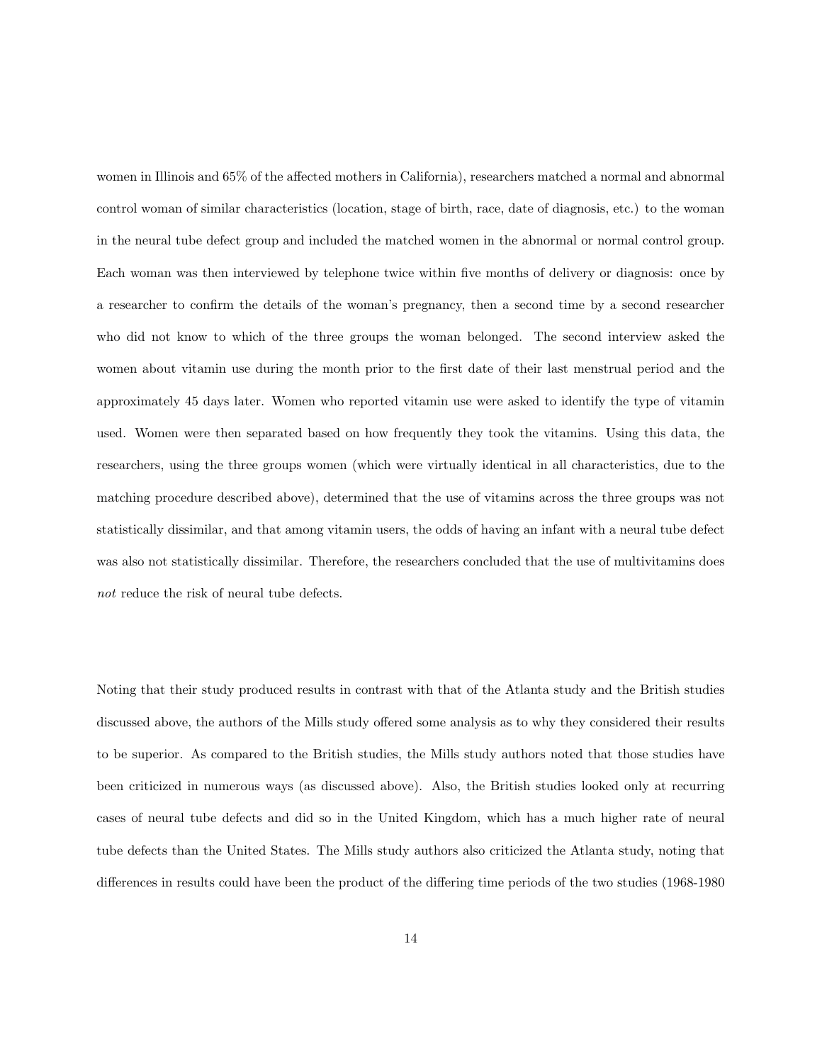women in Illinois and 65% of the affected mothers in California), researchers matched a normal and abnormal control woman of similar characteristics (location, stage of birth, race, date of diagnosis, etc.) to the woman in the neural tube defect group and included the matched women in the abnormal or normal control group. Each woman was then interviewed by telephone twice within five months of delivery or diagnosis: once by a researcher to confirm the details of the woman's pregnancy, then a second time by a second researcher who did not know to which of the three groups the woman belonged. The second interview asked the women about vitamin use during the month prior to the first date of their last menstrual period and the approximately 45 days later. Women who reported vitamin use were asked to identify the type of vitamin used. Women were then separated based on how frequently they took the vitamins. Using this data, the researchers, using the three groups women (which were virtually identical in all characteristics, due to the matching procedure described above), determined that the use of vitamins across the three groups was not statistically dissimilar, and that among vitamin users, the odds of having an infant with a neural tube defect was also not statistically dissimilar. Therefore, the researchers concluded that the use of multivitamins does *not* reduce the risk of neural tube defects.

Noting that their study produced results in contrast with that of the Atlanta study and the British studies discussed above, the authors of the Mills study offered some analysis as to why they considered their results to be superior. As compared to the British studies, the Mills study authors noted that those studies have been criticized in numerous ways (as discussed above). Also, the British studies looked only at recurring cases of neural tube defects and did so in the United Kingdom, which has a much higher rate of neural tube defects than the United States. The Mills study authors also criticized the Atlanta study, noting that differences in results could have been the product of the differing time periods of the two studies (1968-1980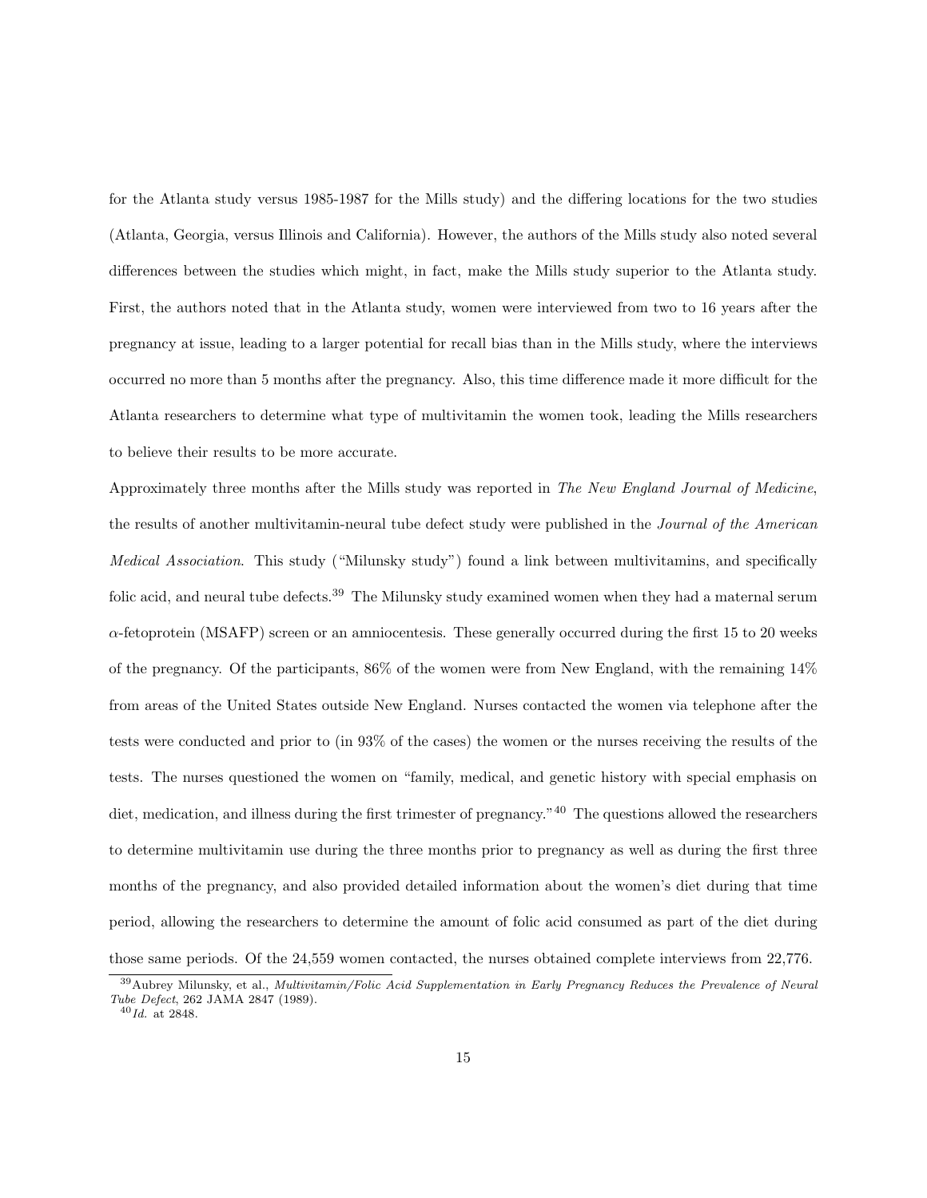for the Atlanta study versus 1985-1987 for the Mills study) and the differing locations for the two studies (Atlanta, Georgia, versus Illinois and California). However, the authors of the Mills study also noted several differences between the studies which might, in fact, make the Mills study superior to the Atlanta study. First, the authors noted that in the Atlanta study, women were interviewed from two to 16 years after the pregnancy at issue, leading to a larger potential for recall bias than in the Mills study, where the interviews occurred no more than 5 months after the pregnancy. Also, this time difference made it more difficult for the Atlanta researchers to determine what type of multivitamin the women took, leading the Mills researchers to believe their results to be more accurate.

Approximately three months after the Mills study was reported in *The New England Journal of Medicine*, the results of another multivitamin-neural tube defect study were published in the *Journal of the American Medical Association*. This study ("Milunsky study") found a link between multivitamins, and specifically folic acid, and neural tube defects.[39] The Milunsky study examined women when they had a maternal serum $\alpha$-fetoprotein (MSAFP) screen or an amniocentesis. These generally occurred during the first 15 to 20 weeks of the pregnancy. Of the participants, 86% of the women were from New England, with the remaining 14% from areas of the United States outside New England. Nurses contacted the women via telephone after the tests were conducted and prior to (in 93% of the cases) the women or the nurses receiving the results of the tests. The nurses questioned the women on "family, medical, and genetic history with special emphasis on diet, medication, and illness during the first trimester of pregnancy."[40] The questions allowed the researchers to determine multivitamin use during the three months prior to pregnancy as well as during the first three months of the pregnancy, and also provided detailed information about the women's diet during that time period, allowing the researchers to determine the amount of folic acid consumed as part of the diet during those same periods. Of the 24,559 women contacted, the nurses obtained complete interviews from 22,776.

[39] Aubrey Milunsky, et al., *Multivitamin/Folic Acid Supplementation in Early Pregnancy Reduces the Prevalence of Neural Tube Defect*, 262 JAMA 2847 (1989).

[40] *Id.* at 2848.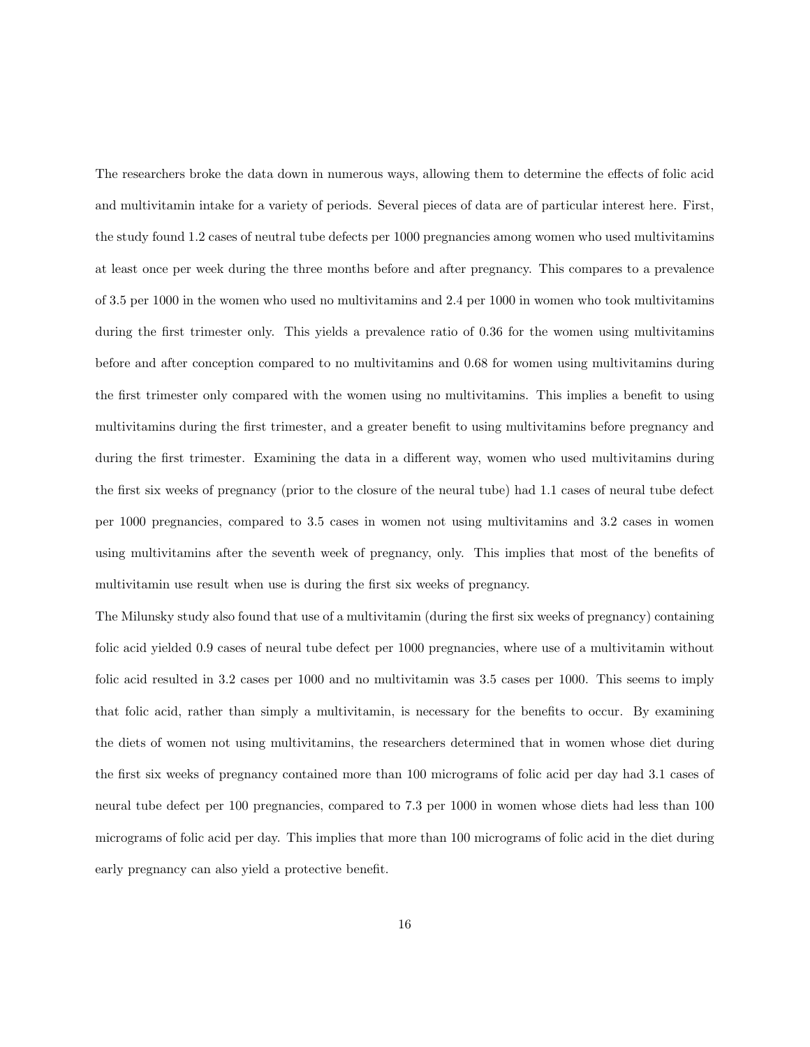The researchers broke the data down in numerous ways, allowing them to determine the effects of folic acid and multivitamin intake for a variety of periods. Several pieces of data are of particular interest here. First, the study found 1.2 cases of neutral tube defects per 1000 pregnancies among women who used multivitamins at least once per week during the three months before and after pregnancy. This compares to a prevalence of 3.5 per 1000 in the women who used no multivitamins and 2.4 per 1000 in women who took multivitamins during the first trimester only. This yields a prevalence ratio of 0.36 for the women using multivitamins before and after conception compared to no multivitamins and 0.68 for women using multivitamins during the first trimester only compared with the women using no multivitamins. This implies a benefit to using multivitamins during the first trimester, and a greater benefit to using multivitamins before pregnancy and during the first trimester. Examining the data in a different way, women who used multivitamins during the first six weeks of pregnancy (prior to the closure of the neural tube) had 1.1 cases of neural tube defect per 1000 pregnancies, compared to 3.5 cases in women not using multivitamins and 3.2 cases in women using multivitamins after the seventh week of pregnancy, only. This implies that most of the benefits of multivitamin use result when use is during the first six weeks of pregnancy.

The Milunsky study also found that use of a multivitamin (during the first six weeks of pregnancy) containing folic acid yielded 0.9 cases of neural tube defect per 1000 pregnancies, where use of a multivitamin without folic acid resulted in 3.2 cases per 1000 and no multivitamin was 3.5 cases per 1000. This seems to imply that folic acid, rather than simply a multivitamin, is necessary for the benefits to occur. By examining the diets of women not using multivitamins, the researchers determined that in women whose diet during the first six weeks of pregnancy contained more than 100 micrograms of folic acid per day had 3.1 cases of neural tube defect per 100 pregnancies, compared to 7.3 per 1000 in women whose diets had less than 100 micrograms of folic acid per day. This implies that more than 100 micrograms of folic acid in the diet during early pregnancy can also yield a protective benefit.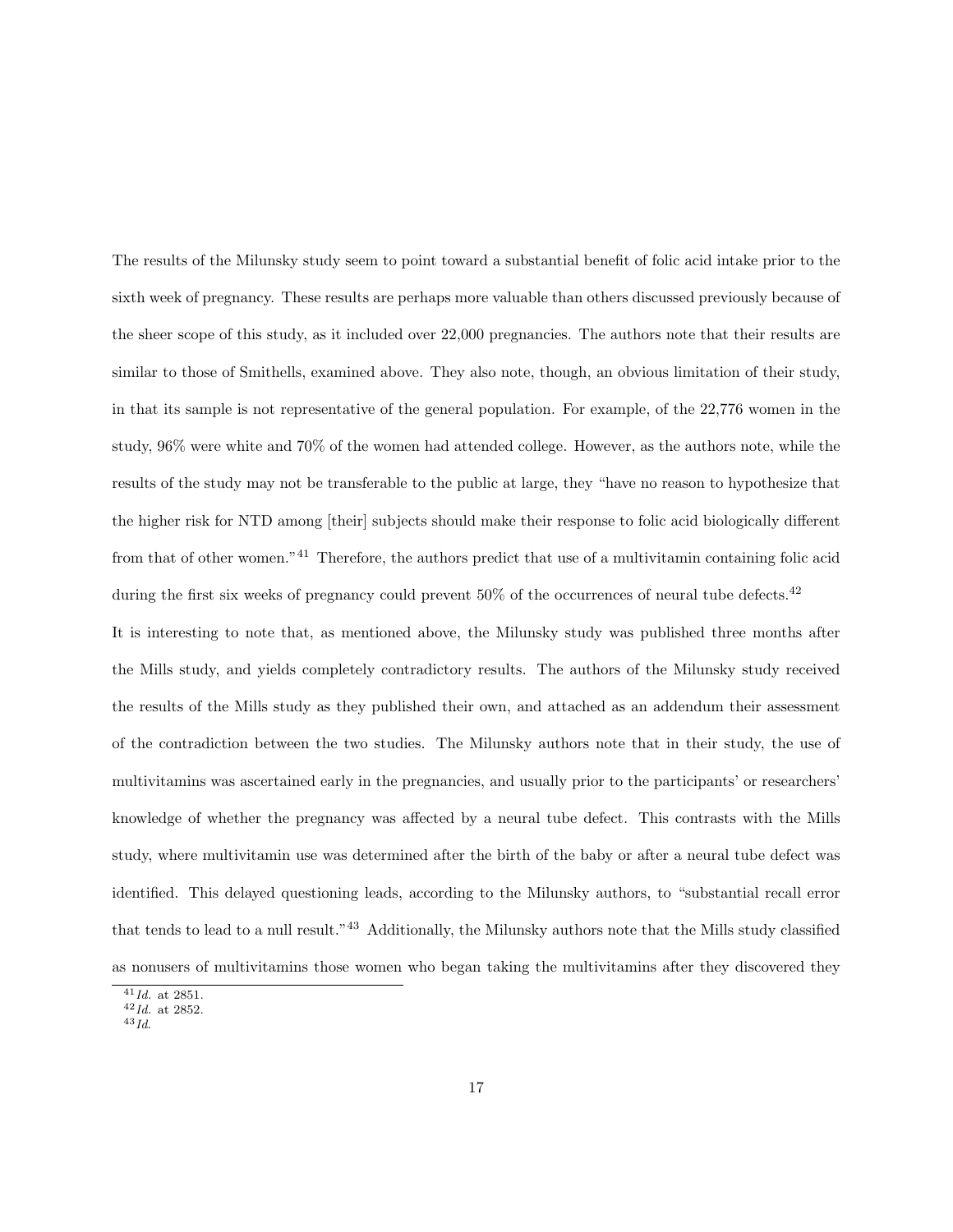The results of the Milunsky study seem to point toward a substantial benefit of folic acid intake prior to the sixth week of pregnancy. These results are perhaps more valuable than others discussed previously because of the sheer scope of this study, as it included over 22,000 pregnancies. The authors note that their results are similar to those of Smithells, examined above. They also note, though, an obvious limitation of their study, in that its sample is not representative of the general population. For example, of the 22,776 women in the study, 96% were white and 70% of the women had attended college. However, as the authors note, while the results of the study may not be transferable to the public at large, they "have no reason to hypothesize that the higher risk for NTD among [their] subjects should make their response to folic acid biologically different from that of other women."[41] Therefore, the authors predict that use of a multivitamin containing folic acid during the first six weeks of pregnancy could prevent 50% of the occurrences of neural tube defects.[42]

It is interesting to note that, as mentioned above, the Milunsky study was published three months after the Mills study, and yields completely contradictory results. The authors of the Milunsky study received the results of the Mills study as they published their own, and attached as an addendum their assessment of the contradiction between the two studies. The Milunsky authors note that in their study, the use of multivitamins was ascertained early in the pregnancies, and usually prior to the participants' or researchers' knowledge of whether the pregnancy was affected by a neural tube defect. This contrasts with the Mills study, where multivitamin use was determined after the birth of the baby or after a neural tube defect was identified. This delayed questioning leads, according to the Milunsky authors, to "substantial recall error that tends to lead to a null result."[43] Additionally, the Milunsky authors note that the Mills study classified as nonusers of multivitamins those women who began taking the multivitamins after they discovered they

---

[41] *Id.* at 2851.
[42] *Id.* at 2852.
[43] *Id.*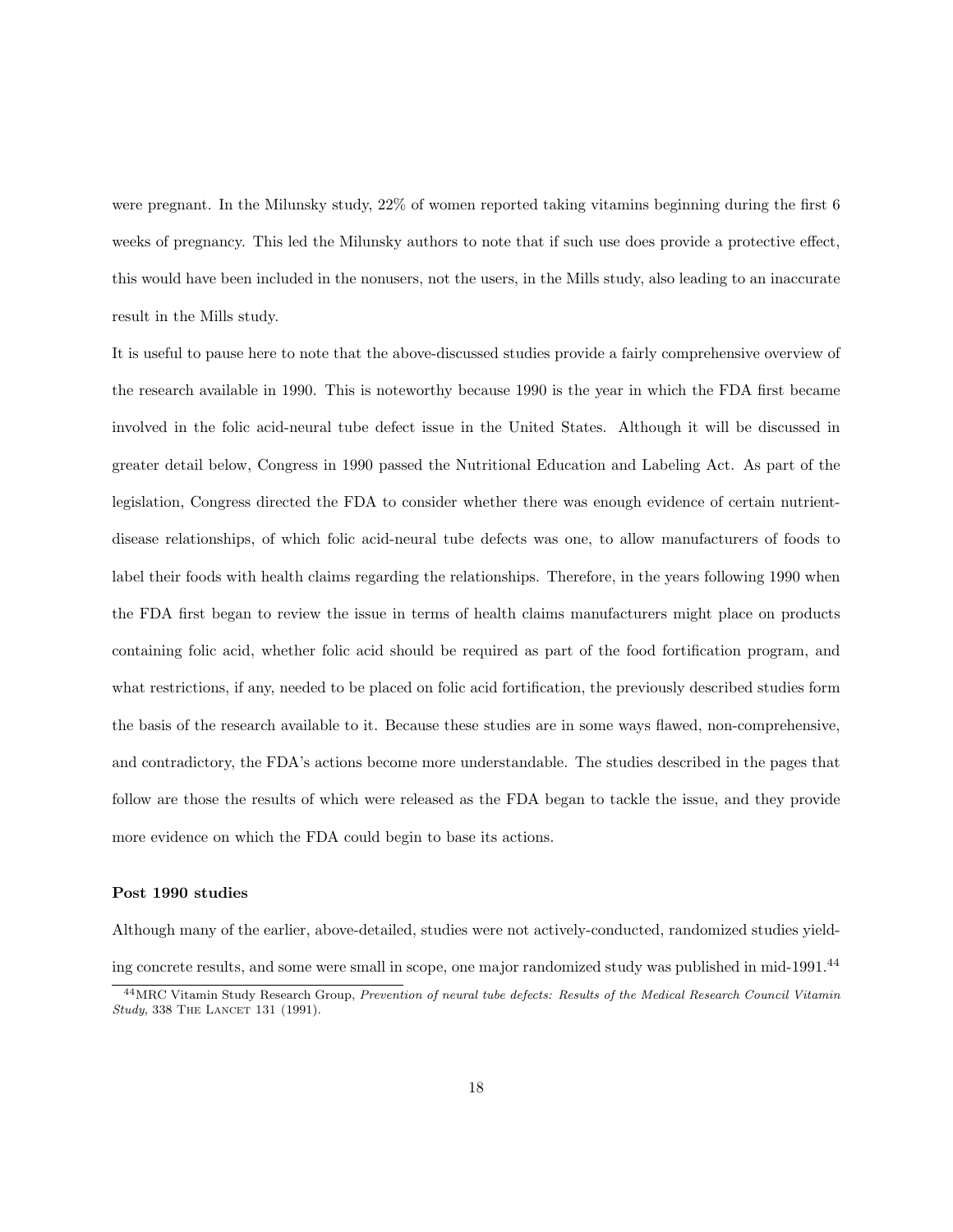were pregnant. In the Milunsky study, 22% of women reported taking vitamins beginning during the first 6 weeks of pregnancy. This led the Milunsky authors to note that if such use does provide a protective effect, this would have been included in the nonusers, not the users, in the Mills study, also leading to an inaccurate result in the Mills study.

It is useful to pause here to note that the above-discussed studies provide a fairly comprehensive overview of the research available in 1990. This is noteworthy because 1990 is the year in which the FDA first became involved in the folic acid-neural tube defect issue in the United States. Although it will be discussed in greater detail below, Congress in 1990 passed the Nutritional Education and Labeling Act. As part of the legislation, Congress directed the FDA to consider whether there was enough evidence of certain nutrient-disease relationships, of which folic acid-neural tube defects was one, to allow manufacturers of foods to label their foods with health claims regarding the relationships. Therefore, in the years following 1990 when the FDA first began to review the issue in terms of health claims manufacturers might place on products containing folic acid, whether folic acid should be required as part of the food fortification program, and what restrictions, if any, needed to be placed on folic acid fortification, the previously described studies form the basis of the research available to it. Because these studies are in some ways flawed, non-comprehensive, and contradictory, the FDA's actions become more understandable. The studies described in the pages that follow are those the results of which were released as the FDA began to tackle the issue, and they provide more evidence on which the FDA could begin to base its actions.

**Post 1990 studies**

Although many of the earlier, above-detailed, studies were not actively-conducted, randomized studies yielding concrete results, and some were small in scope, one major randomized study was published in mid-1991.[44]

[44] MRC Vitamin Study Research Group, *Prevention of neural tube defects: Results of the Medical Research Council Vitamin Study*, 338 The Lancet 131 (1991).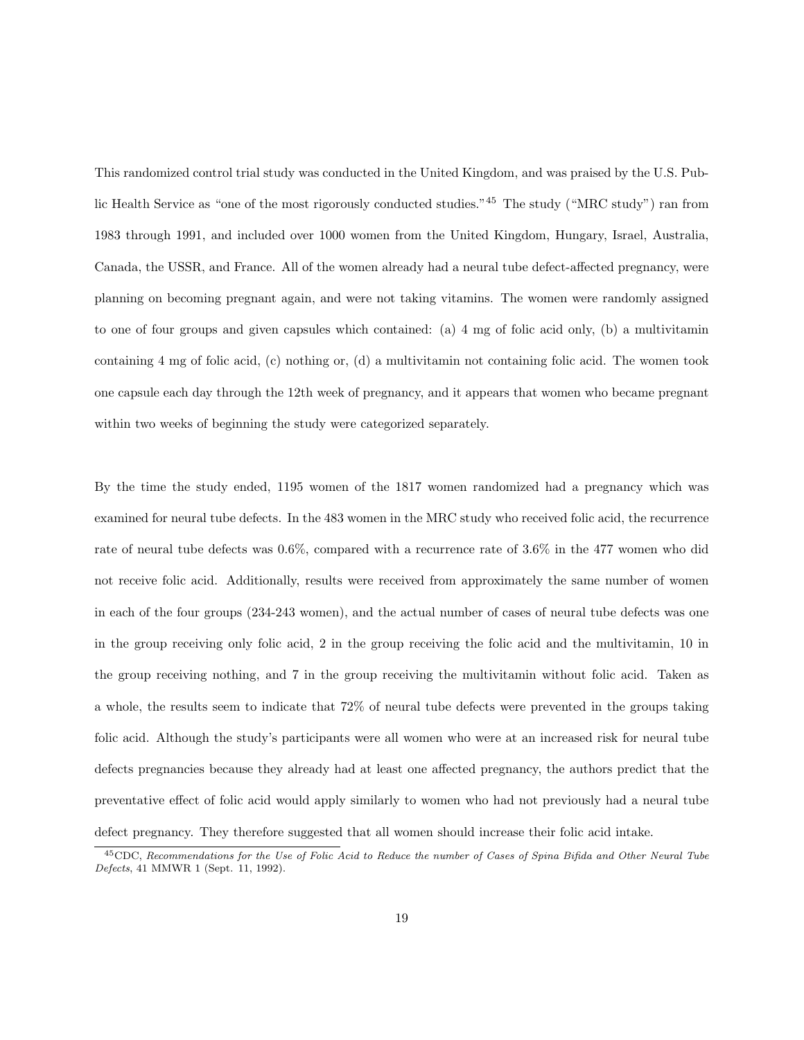This randomized control trial study was conducted in the United Kingdom, and was praised by the U.S. Public Health Service as "one of the most rigorously conducted studies."[45] The study ("MRC study") ran from 1983 through 1991, and included over 1000 women from the United Kingdom, Hungary, Israel, Australia, Canada, the USSR, and France. All of the women already had a neural tube defect-affected pregnancy, were planning on becoming pregnant again, and were not taking vitamins. The women were randomly assigned to one of four groups and given capsules which contained: (a) 4 mg of folic acid only, (b) a multivitamin containing 4 mg of folic acid, (c) nothing or, (d) a multivitamin not containing folic acid. The women took one capsule each day through the 12th week of pregnancy, and it appears that women who became pregnant within two weeks of beginning the study were categorized separately.

By the time the study ended, 1195 women of the 1817 women randomized had a pregnancy which was examined for neural tube defects. In the 483 women in the MRC study who received folic acid, the recurrence rate of neural tube defects was 0.6%, compared with a recurrence rate of 3.6% in the 477 women who did not receive folic acid. Additionally, results were received from approximately the same number of women in each of the four groups (234-243 women), and the actual number of cases of neural tube defects was one in the group receiving only folic acid, 2 in the group receiving the folic acid and the multivitamin, 10 in the group receiving nothing, and 7 in the group receiving the multivitamin without folic acid. Taken as a whole, the results seem to indicate that 72% of neural tube defects were prevented in the groups taking folic acid. Although the study's participants were all women who were at an increased risk for neural tube defects pregnancies because they already had at least one affected pregnancy, the authors predict that the preventative effect of folic acid would apply similarly to women who had not previously had a neural tube defect pregnancy. They therefore suggested that all women should increase their folic acid intake.

[45] CDC, *Recommendations for the Use of Folic Acid to Reduce the number of Cases of Spina Bifida and Other Neural Tube Defects*, 41 MMWR 1 (Sept. 11, 1992).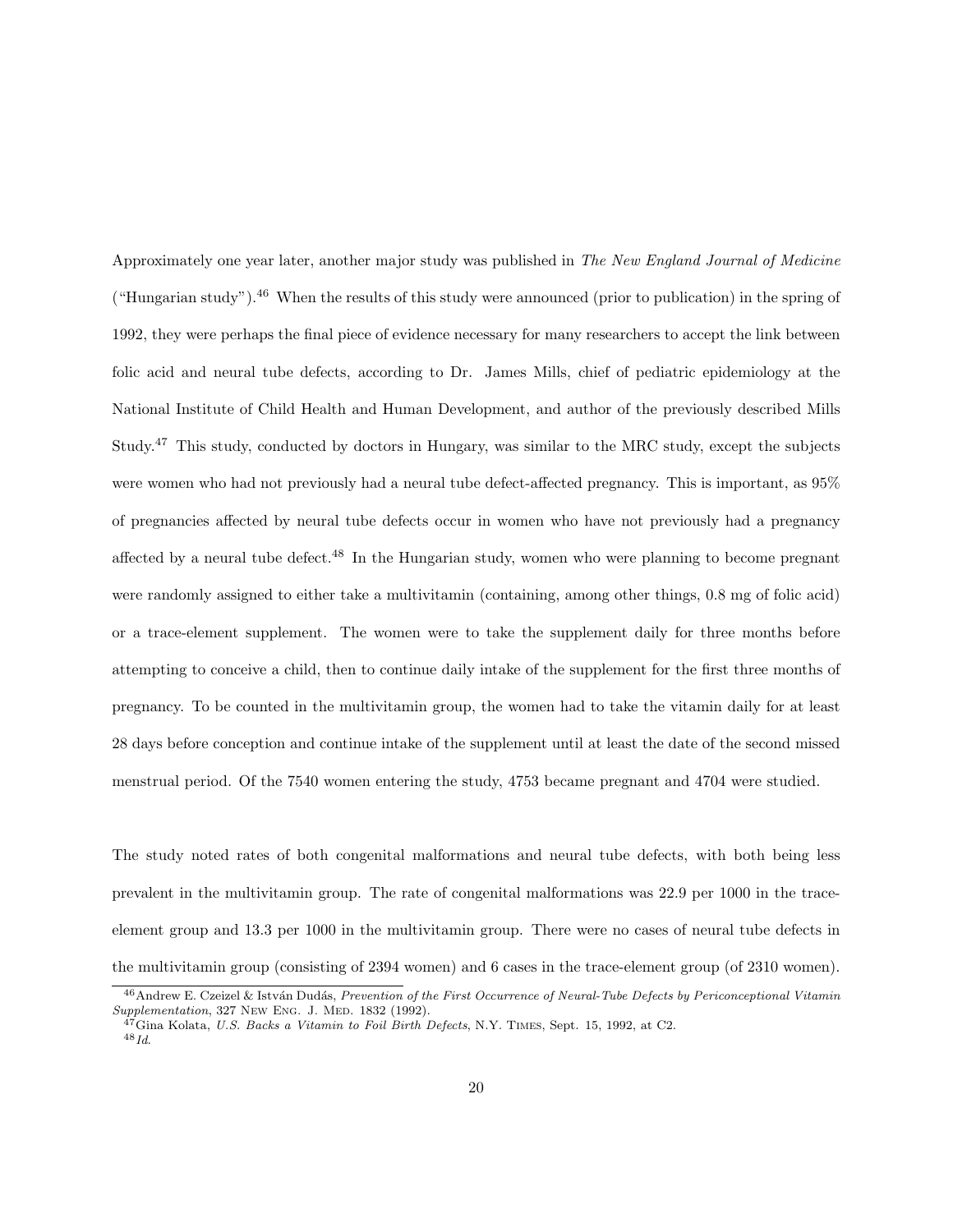Approximately one year later, another major study was published in *The New England Journal of Medicine* ("Hungarian study").[46] When the results of this study were announced (prior to publication) in the spring of 1992, they were perhaps the final piece of evidence necessary for many researchers to accept the link between folic acid and neural tube defects, according to Dr. James Mills, chief of pediatric epidemiology at the National Institute of Child Health and Human Development, and author of the previously described Mills Study.[47] This study, conducted by doctors in Hungary, was similar to the MRC study, except the subjects were women who had not previously had a neural tube defect-affected pregnancy. This is important, as 95% of pregnancies affected by neural tube defects occur in women who have not previously had a pregnancy affected by a neural tube defect.[48] In the Hungarian study, women who were planning to become pregnant were randomly assigned to either take a multivitamin (containing, among other things, 0.8 mg of folic acid) or a trace-element supplement. The women were to take the supplement daily for three months before attempting to conceive a child, then to continue daily intake of the supplement for the first three months of pregnancy. To be counted in the multivitamin group, the women had to take the vitamin daily for at least 28 days before conception and continue intake of the supplement until at least the date of the second missed menstrual period. Of the 7540 women entering the study, 4753 became pregnant and 4704 were studied.

The study noted rates of both congenital malformations and neural tube defects, with both being less prevalent in the multivitamin group. The rate of congenital malformations was 22.9 per 1000 in the trace-element group and 13.3 per 1000 in the multivitamin group. There were no cases of neural tube defects in the multivitamin group (consisting of 2394 women) and 6 cases in the trace-element group (of 2310 women).

[46] Andrew E. Czeizel & István Dudás, *Prevention of the First Occurrence of Neural-Tube Defects by Periconceptional Vitamin Supplementation*, 327 New Eng. J. Med. 1832 (1992).

[47] Gina Kolata, *U.S. Backs a Vitamin to Foil Birth Defects*, N.Y. Times, Sept. 15, 1992, at C2.

[48] *Id.*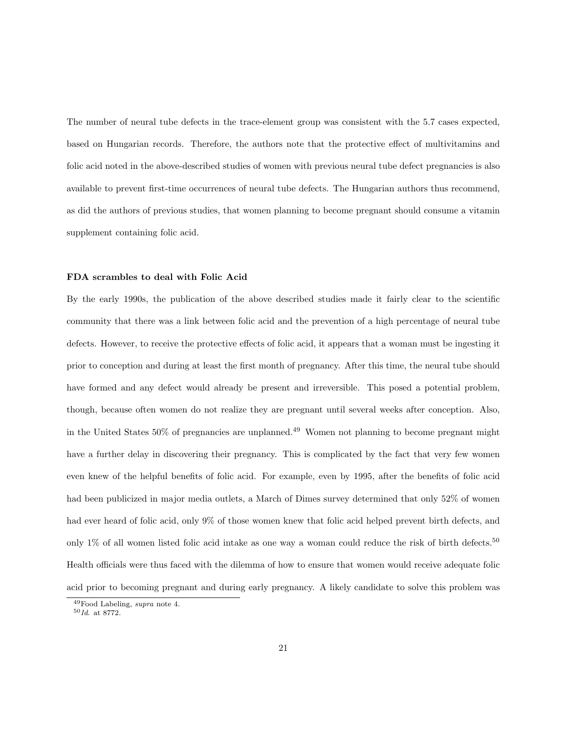The number of neural tube defects in the trace-element group was consistent with the 5.7 cases expected, based on Hungarian records. Therefore, the authors note that the protective effect of multivitamins and folic acid noted in the above-described studies of women with previous neural tube defect pregnancies is also available to prevent first-time occurrences of neural tube defects. The Hungarian authors thus recommend, as did the authors of previous studies, that women planning to become pregnant should consume a vitamin supplement containing folic acid.

**FDA scrambles to deal with Folic Acid**

By the early 1990s, the publication of the above described studies made it fairly clear to the scientific community that there was a link between folic acid and the prevention of a high percentage of neural tube defects. However, to receive the protective effects of folic acid, it appears that a woman must be ingesting it prior to conception and during at least the first month of pregnancy. After this time, the neural tube should have formed and any defect would already be present and irreversible. This posed a potential problem, though, because often women do not realize they are pregnant until several weeks after conception. Also, in the United States 50% of pregnancies are unplanned.[49] Women not planning to become pregnant might have a further delay in discovering their pregnancy. This is complicated by the fact that very few women even knew of the helpful benefits of folic acid. For example, even by 1995, after the benefits of folic acid had been publicized in major media outlets, a March of Dimes survey determined that only 52% of women had ever heard of folic acid, only 9% of those women knew that folic acid helped prevent birth defects, and only 1% of all women listed folic acid intake as one way a woman could reduce the risk of birth defects.[50] Health officials were thus faced with the dilemma of how to ensure that women would receive adequate folic acid prior to becoming pregnant and during early pregnancy. A likely candidate to solve this problem was

[49] Food Labeling, *supra* note 4.

[50] *Id.* at 8772.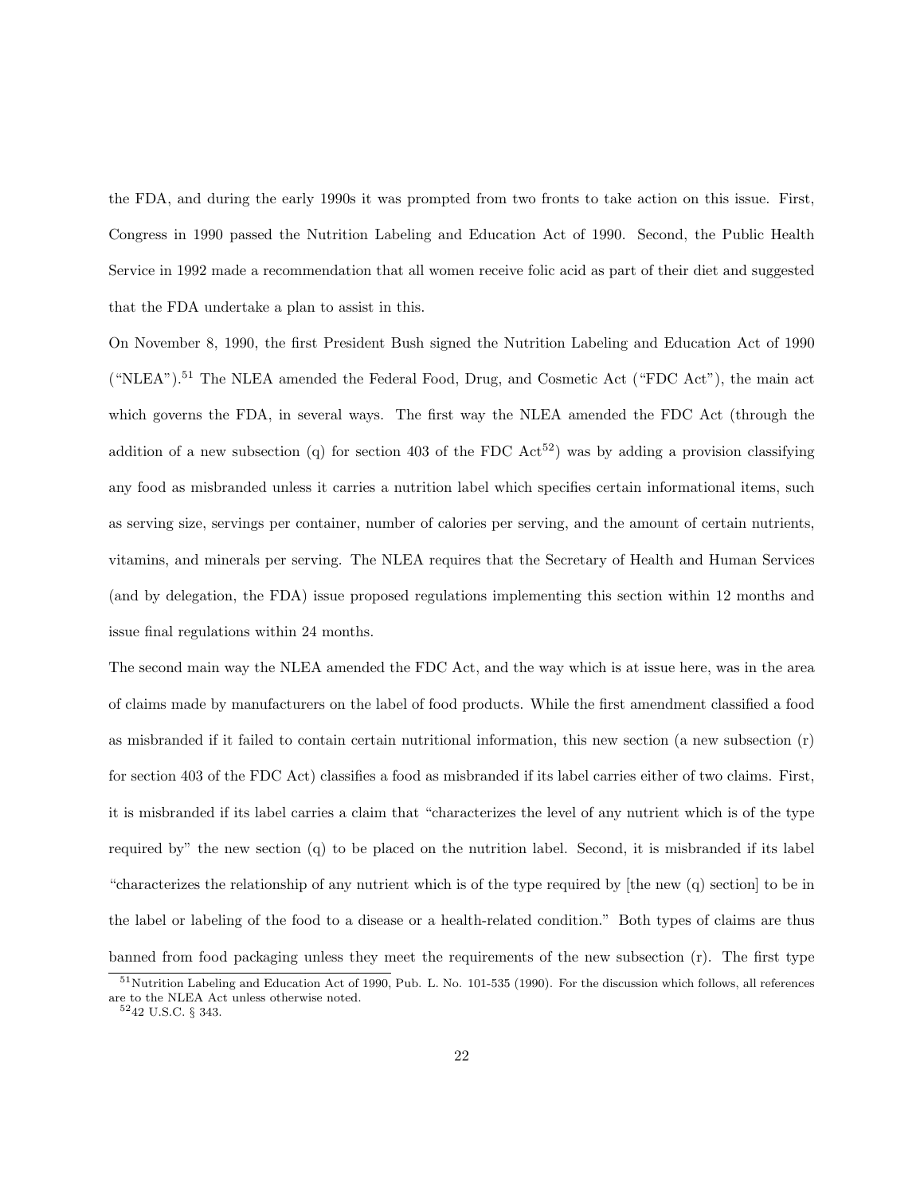the FDA, and during the early 1990s it was prompted from two fronts to take action on this issue. First, Congress in 1990 passed the Nutrition Labeling and Education Act of 1990. Second, the Public Health Service in 1992 made a recommendation that all women receive folic acid as part of their diet and suggested that the FDA undertake a plan to assist in this.

On November 8, 1990, the first President Bush signed the Nutrition Labeling and Education Act of 1990 ("NLEA").[51] The NLEA amended the Federal Food, Drug, and Cosmetic Act ("FDC Act"), the main act which governs the FDA, in several ways. The first way the NLEA amended the FDC Act (through the addition of a new subsection (q) for section 403 of the FDC Act[52]) was by adding a provision classifying any food as misbranded unless it carries a nutrition label which specifies certain informational items, such as serving size, servings per container, number of calories per serving, and the amount of certain nutrients, vitamins, and minerals per serving. The NLEA requires that the Secretary of Health and Human Services (and by delegation, the FDA) issue proposed regulations implementing this section within 12 months and issue final regulations within 24 months.

The second main way the NLEA amended the FDC Act, and the way which is at issue here, was in the area of claims made by manufacturers on the label of food products. While the first amendment classified a food as misbranded if it failed to contain certain nutritional information, this new section (a new subsection (r) for section 403 of the FDC Act) classifies a food as misbranded if its label carries either of two claims. First, it is misbranded if its label carries a claim that "characterizes the level of any nutrient which is of the type required by" the new section (q) to be placed on the nutrition label. Second, it is misbranded if its label "characterizes the relationship of any nutrient which is of the type required by [the new (q) section] to be in the label or labeling of the food to a disease or a health-related condition." Both types of claims are thus banned from food packaging unless they meet the requirements of the new subsection (r). The first type

[51] Nutrition Labeling and Education Act of 1990, Pub. L. No. 101-535 (1990). For the discussion which follows, all references are to the NLEA Act unless otherwise noted.

[52] 42 U.S.C. § 343.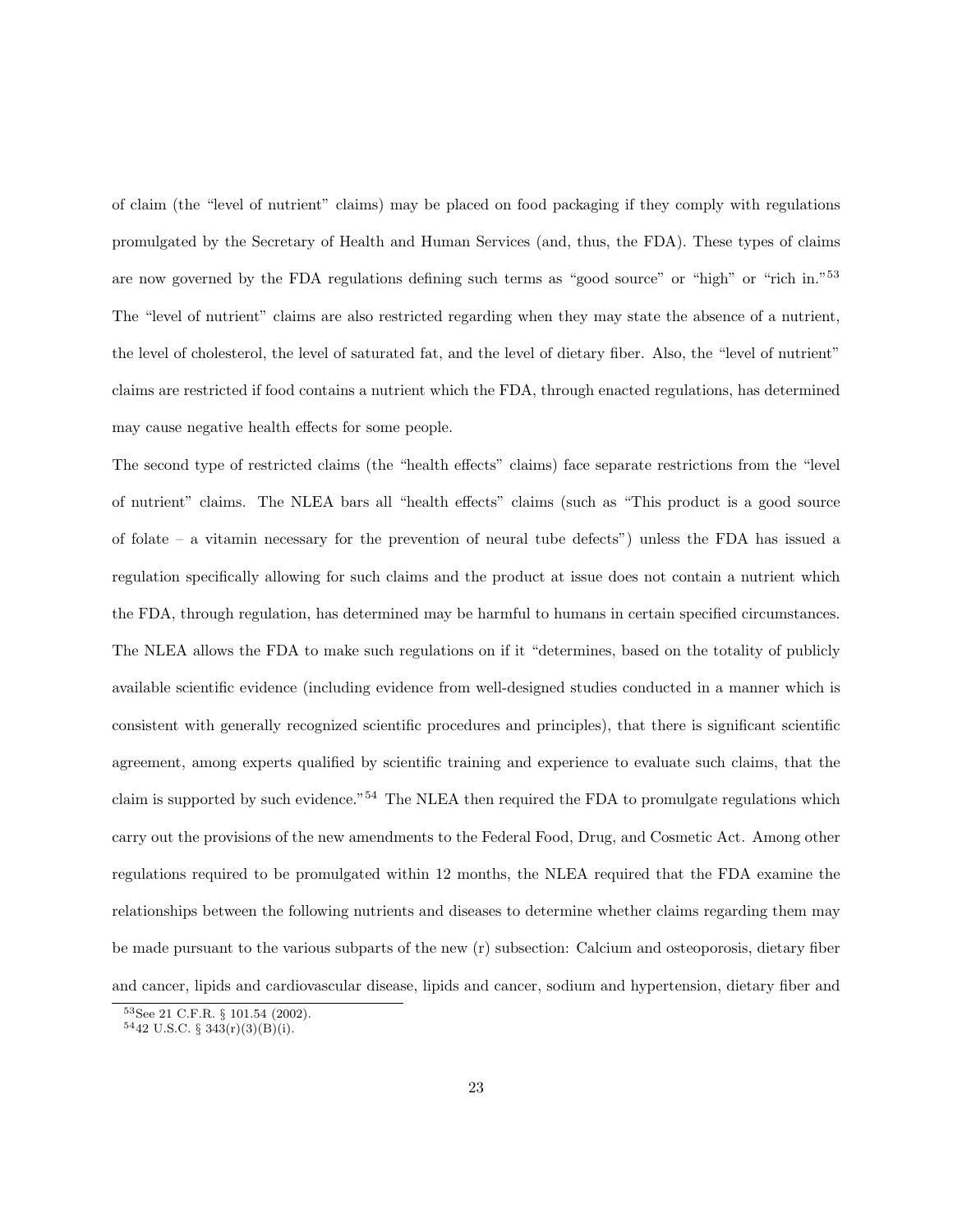of claim (the "level of nutrient" claims) may be placed on food packaging if they comply with regulations promulgated by the Secretary of Health and Human Services (and, thus, the FDA). These types of claims are now governed by the FDA regulations defining such terms as "good source" or "high" or "rich in."[53] The "level of nutrient" claims are also restricted regarding when they may state the absence of a nutrient, the level of cholesterol, the level of saturated fat, and the level of dietary fiber. Also, the "level of nutrient" claims are restricted if food contains a nutrient which the FDA, through enacted regulations, has determined may cause negative health effects for some people.

The second type of restricted claims (the "health effects" claims) face separate restrictions from the "level of nutrient" claims. The NLEA bars all "health effects" claims (such as "This product is a good source of folate – a vitamin necessary for the prevention of neural tube defects") unless the FDA has issued a regulation specifically allowing for such claims and the product at issue does not contain a nutrient which the FDA, through regulation, has determined may be harmful to humans in certain specified circumstances. The NLEA allows the FDA to make such regulations on if it "determines, based on the totality of publicly available scientific evidence (including evidence from well-designed studies conducted in a manner which is consistent with generally recognized scientific procedures and principles), that there is significant scientific agreement, among experts qualified by scientific training and experience to evaluate such claims, that the claim is supported by such evidence."[54] The NLEA then required the FDA to promulgate regulations which carry out the provisions of the new amendments to the Federal Food, Drug, and Cosmetic Act. Among other regulations required to be promulgated within 12 months, the NLEA required that the FDA examine the relationships between the following nutrients and diseases to determine whether claims regarding them may be made pursuant to the various subparts of the new (r) subsection: Calcium and osteoporosis, dietary fiber and cancer, lipids and cardiovascular disease, lipids and cancer, sodium and hypertension, dietary fiber and

[53] See 21 C.F.R. § 101.54 (2002).

[54] 42 U.S.C. § 343(r)(3)(B)(i).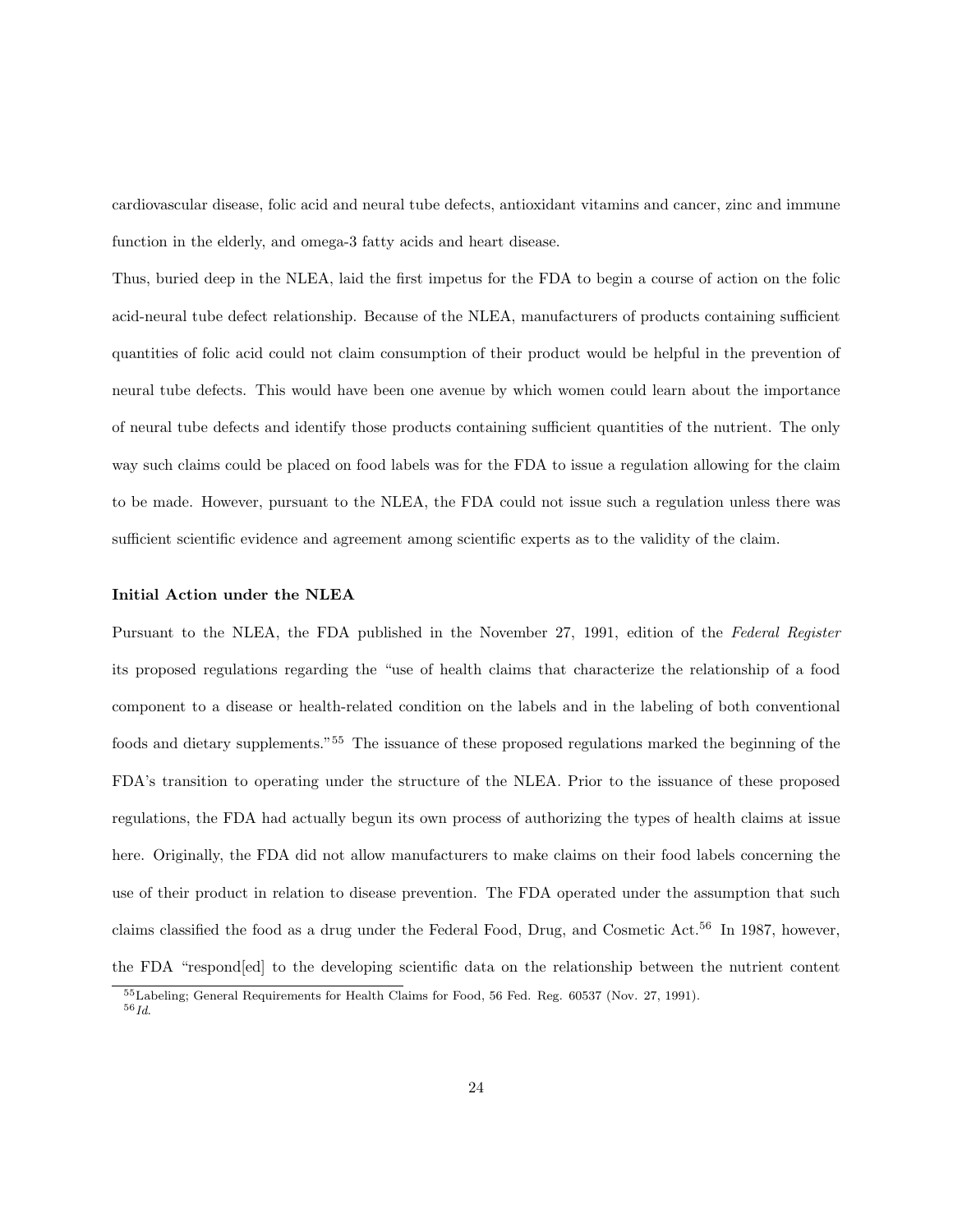cardiovascular disease, folic acid and neural tube defects, antioxidant vitamins and cancer, zinc and immune function in the elderly, and omega-3 fatty acids and heart disease.

Thus, buried deep in the NLEA, laid the first impetus for the FDA to begin a course of action on the folic acid-neural tube defect relationship. Because of the NLEA, manufacturers of products containing sufficient quantities of folic acid could not claim consumption of their product would be helpful in the prevention of neural tube defects. This would have been one avenue by which women could learn about the importance of neural tube defects and identify those products containing sufficient quantities of the nutrient. The only way such claims could be placed on food labels was for the FDA to issue a regulation allowing for the claim to be made. However, pursuant to the NLEA, the FDA could not issue such a regulation unless there was sufficient scientific evidence and agreement among scientific experts as to the validity of the claim.

**Initial Action under the NLEA**

Pursuant to the NLEA, the FDA published in the November 27, 1991, edition of the *Federal Register* its proposed regulations regarding the "use of health claims that characterize the relationship of a food component to a disease or health-related condition on the labels and in the labeling of both conventional foods and dietary supplements."[55] The issuance of these proposed regulations marked the beginning of the FDA's transition to operating under the structure of the NLEA. Prior to the issuance of these proposed regulations, the FDA had actually begun its own process of authorizing the types of health claims at issue here. Originally, the FDA did not allow manufacturers to make claims on their food labels concerning the use of their product in relation to disease prevention. The FDA operated under the assumption that such claims classified the food as a drug under the Federal Food, Drug, and Cosmetic Act.[56] In 1987, however, the FDA "respond[ed] to the developing scientific data on the relationship between the nutrient content

[55] Labeling; General Requirements for Health Claims for Food, 56 Fed. Reg. 60537 (Nov. 27, 1991).
[56] *Id.*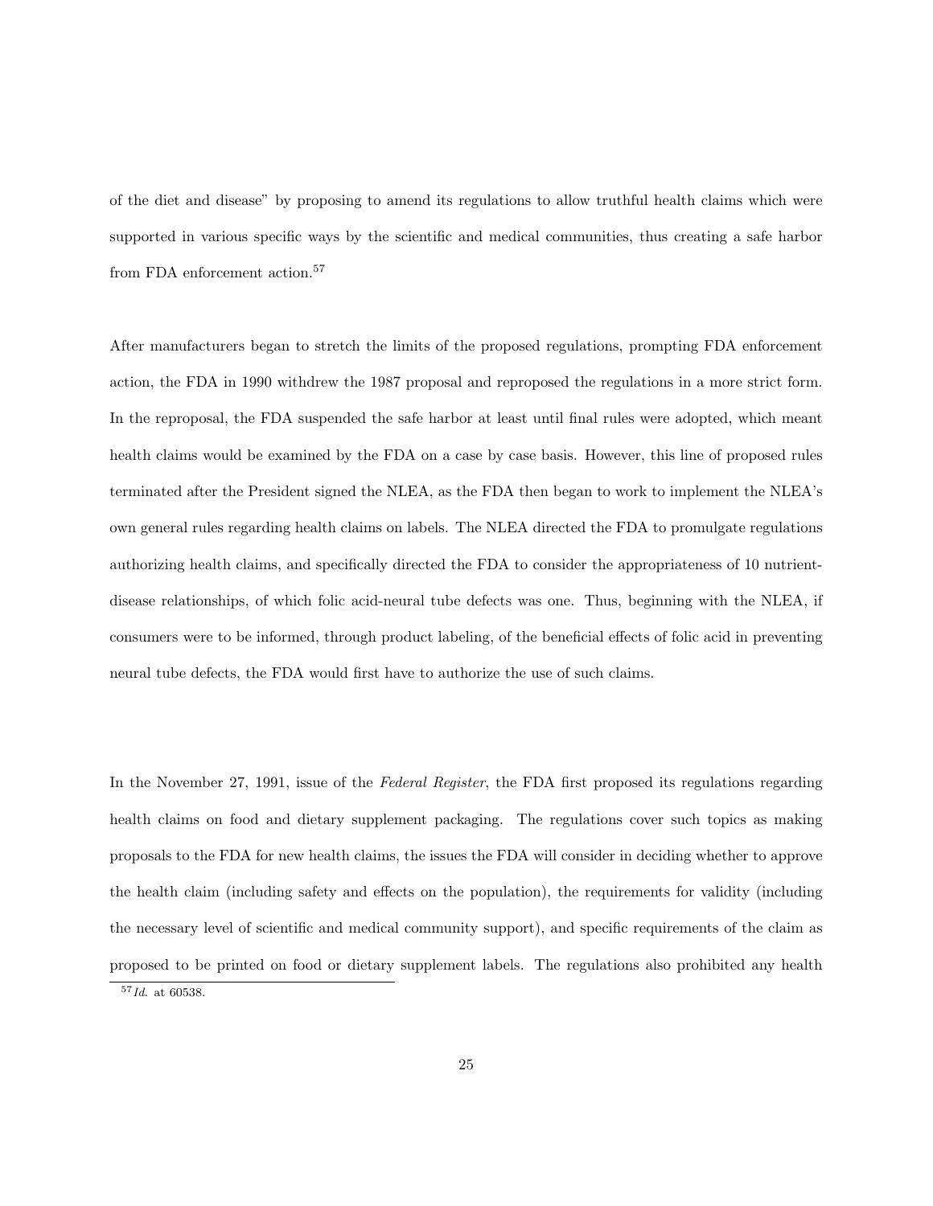of the diet and disease" by proposing to amend its regulations to allow truthful health claims which were supported in various specific ways by the scientific and medical communities, thus creating a safe harbor from FDA enforcement action.[57]

After manufacturers began to stretch the limits of the proposed regulations, prompting FDA enforcement action, the FDA in 1990 withdrew the 1987 proposal and reproposed the regulations in a more strict form. In the reproposal, the FDA suspended the safe harbor at least until final rules were adopted, which meant health claims would be examined by the FDA on a case by case basis. However, this line of proposed rules terminated after the President signed the NLEA, as the FDA then began to work to implement the NLEA's own general rules regarding health claims on labels. The NLEA directed the FDA to promulgate regulations authorizing health claims, and specifically directed the FDA to consider the appropriateness of 10 nutrient-disease relationships, of which folic acid-neural tube defects was one. Thus, beginning with the NLEA, if consumers were to be informed, through product labeling, of the beneficial effects of folic acid in preventing neural tube defects, the FDA would first have to authorize the use of such claims.

In the November 27, 1991, issue of the *Federal Register*, the FDA first proposed its regulations regarding health claims on food and dietary supplement packaging. The regulations cover such topics as making proposals to the FDA for new health claims, the issues the FDA will consider in deciding whether to approve the health claim (including safety and effects on the population), the requirements for validity (including the necessary level of scientific and medical community support), and specific requirements of the claim as proposed to be printed on food or dietary supplement labels. The regulations also prohibited any health

[57] *Id.* at 60538.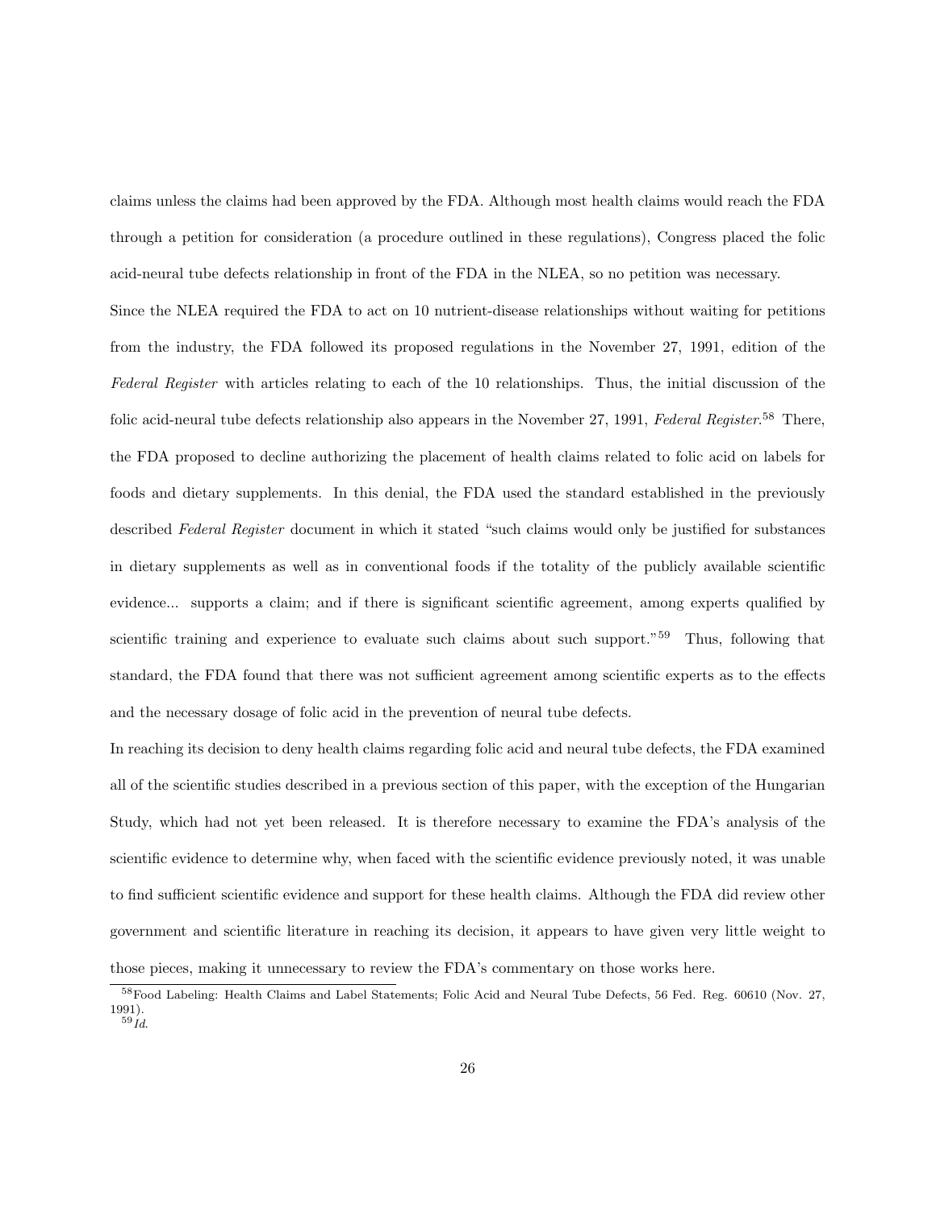claims unless the claims had been approved by the FDA. Although most health claims would reach the FDA through a petition for consideration (a procedure outlined in these regulations), Congress placed the folic acid-neural tube defects relationship in front of the FDA in the NLEA, so no petition was necessary.

Since the NLEA required the FDA to act on 10 nutrient-disease relationships without waiting for petitions from the industry, the FDA followed its proposed regulations in the November 27, 1991, edition of the *Federal Register* with articles relating to each of the 10 relationships. Thus, the initial discussion of the folic acid-neural tube defects relationship also appears in the November 27, 1991, *Federal Register*.[58] There, the FDA proposed to decline authorizing the placement of health claims related to folic acid on labels for foods and dietary supplements. In this denial, the FDA used the standard established in the previously described *Federal Register* document in which it stated "such claims would only be justified for substances in dietary supplements as well as in conventional foods if the totality of the publicly available scientific evidence... supports a claim; and if there is significant scientific agreement, among experts qualified by scientific training and experience to evaluate such claims about such support."[59] Thus, following that standard, the FDA found that there was not sufficient agreement among scientific experts as to the effects and the necessary dosage of folic acid in the prevention of neural tube defects.

In reaching its decision to deny health claims regarding folic acid and neural tube defects, the FDA examined all of the scientific studies described in a previous section of this paper, with the exception of the Hungarian Study, which had not yet been released. It is therefore necessary to examine the FDA's analysis of the scientific evidence to determine why, when faced with the scientific evidence previously noted, it was unable to find sufficient scientific evidence and support for these health claims. Although the FDA did review other government and scientific literature in reaching its decision, it appears to have given very little weight to those pieces, making it unnecessary to review the FDA's commentary on those works here.

---

[58] Food Labeling: Health Claims and Label Statements; Folic Acid and Neural Tube Defects, 56 Fed. Reg. 60610 (Nov. 27, 1991).

[59] *Id.*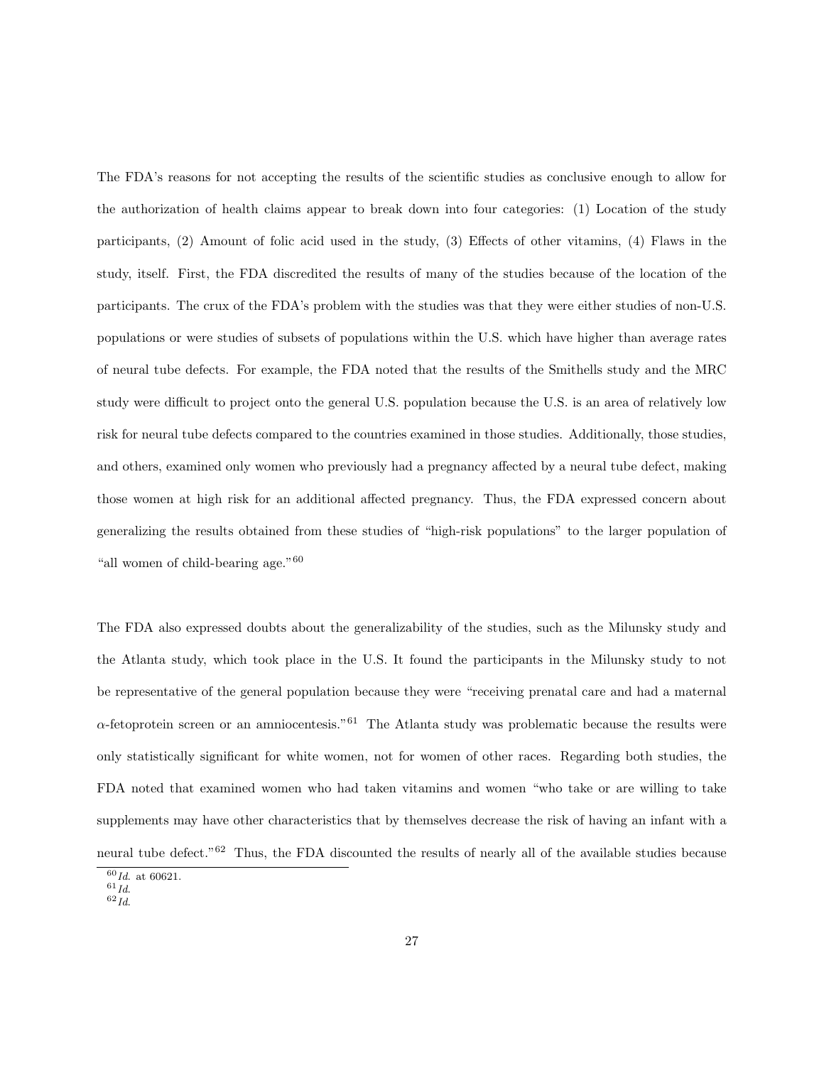The FDA's reasons for not accepting the results of the scientific studies as conclusive enough to allow for the authorization of health claims appear to break down into four categories: (1) Location of the study participants, (2) Amount of folic acid used in the study, (3) Effects of other vitamins, (4) Flaws in the study, itself. First, the FDA discredited the results of many of the studies because of the location of the participants. The crux of the FDA's problem with the studies was that they were either studies of non-U.S. populations or were studies of subsets of populations within the U.S. which have higher than average rates of neural tube defects. For example, the FDA noted that the results of the Smithells study and the MRC study were difficult to project onto the general U.S. population because the U.S. is an area of relatively low risk for neural tube defects compared to the countries examined in those studies. Additionally, those studies, and others, examined only women who previously had a pregnancy affected by a neural tube defect, making those women at high risk for an additional affected pregnancy. Thus, the FDA expressed concern about generalizing the results obtained from these studies of "high-risk populations" to the larger population of "all women of child-bearing age."[60]

The FDA also expressed doubts about the generalizability of the studies, such as the Milunsky study and the Atlanta study, which took place in the U.S. It found the participants in the Milunsky study to not be representative of the general population because they were "receiving prenatal care and had a maternal $\alpha$-fetoprotein screen or an amniocentesis."[61] The Atlanta study was problematic because the results were only statistically significant for white women, not for women of other races. Regarding both studies, the FDA noted that examined women who had taken vitamins and women "who take or are willing to take supplements may have other characteristics that by themselves decrease the risk of having an infant with a neural tube defect."[62] Thus, the FDA discounted the results of nearly all of the available studies because

[60] *Id.* at 60621.
[61] *Id.*
[62] *Id.*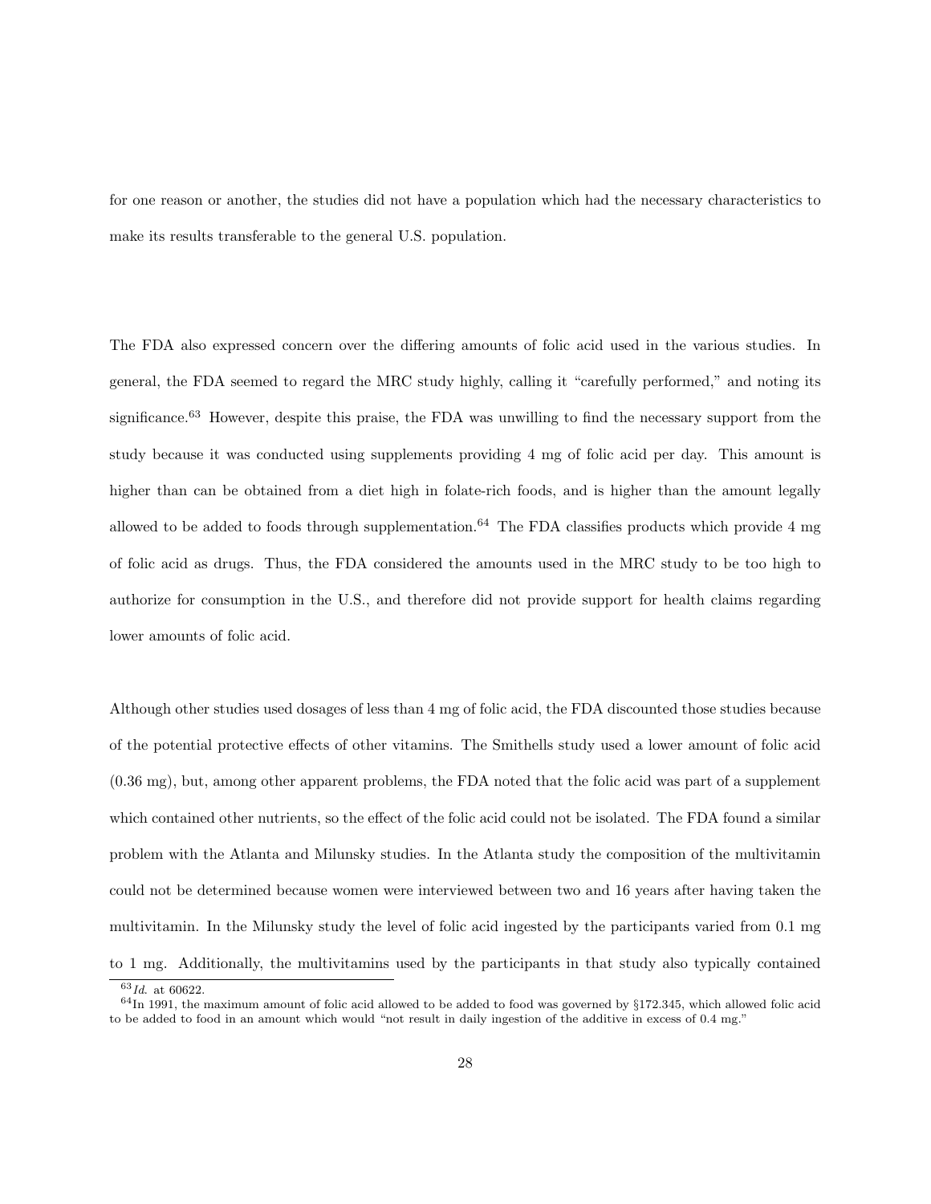for one reason or another, the studies did not have a population which had the necessary characteristics to make its results transferable to the general U.S. population.

The FDA also expressed concern over the differing amounts of folic acid used in the various studies. In general, the FDA seemed to regard the MRC study highly, calling it "carefully performed," and noting its significance.[63] However, despite this praise, the FDA was unwilling to find the necessary support from the study because it was conducted using supplements providing 4 mg of folic acid per day. This amount is higher than can be obtained from a diet high in folate-rich foods, and is higher than the amount legally allowed to be added to foods through supplementation.[64] The FDA classifies products which provide 4 mg of folic acid as drugs. Thus, the FDA considered the amounts used in the MRC study to be too high to authorize for consumption in the U.S., and therefore did not provide support for health claims regarding lower amounts of folic acid.

Although other studies used dosages of less than 4 mg of folic acid, the FDA discounted those studies because of the potential protective effects of other vitamins. The Smithells study used a lower amount of folic acid (0.36 mg), but, among other apparent problems, the FDA noted that the folic acid was part of a supplement which contained other nutrients, so the effect of the folic acid could not be isolated. The FDA found a similar problem with the Atlanta and Milunsky studies. In the Atlanta study the composition of the multivitamin could not be determined because women were interviewed between two and 16 years after having taken the multivitamin. In the Milunsky study the level of folic acid ingested by the participants varied from 0.1 mg to 1 mg. Additionally, the multivitamins used by the participants in that study also typically contained

[63] *Id.* at 60622.

[64] In 1991, the maximum amount of folic acid allowed to be added to food was governed by §172.345, which allowed folic acid to be added to food in an amount which would "not result in daily ingestion of the additive in excess of 0.4 mg."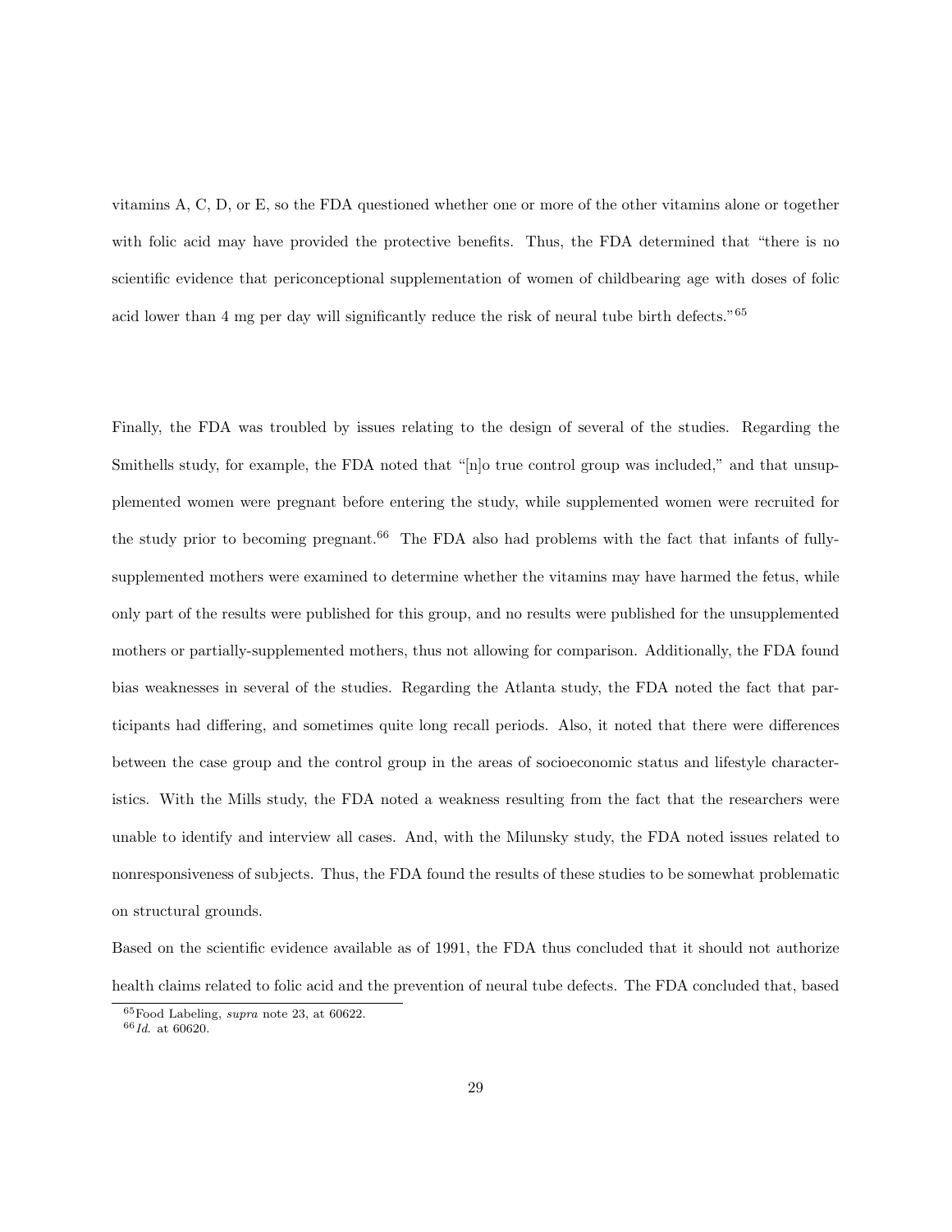vitamins A, C, D, or E, so the FDA questioned whether one or more of the other vitamins alone or together with folic acid may have provided the protective benefits. Thus, the FDA determined that "there is no scientific evidence that periconceptional supplementation of women of childbearing age with doses of folic acid lower than 4 mg per day will significantly reduce the risk of neural tube birth defects."[65]

Finally, the FDA was troubled by issues relating to the design of several of the studies. Regarding the Smithells study, for example, the FDA noted that "[n]o true control group was included," and that unsupplemented women were pregnant before entering the study, while supplemented women were recruited for the study prior to becoming pregnant.[66] The FDA also had problems with the fact that infants of fully-supplemented mothers were examined to determine whether the vitamins may have harmed the fetus, while only part of the results were published for this group, and no results were published for the unsupplemented mothers or partially-supplemented mothers, thus not allowing for comparison. Additionally, the FDA found bias weaknesses in several of the studies. Regarding the Atlanta study, the FDA noted the fact that participants had differing, and sometimes quite long recall periods. Also, it noted that there were differences between the case group and the control group in the areas of socioeconomic status and lifestyle characteristics. With the Mills study, the FDA noted a weakness resulting from the fact that the researchers were unable to identify and interview all cases. And, with the Milunsky study, the FDA noted issues related to nonresponsiveness of subjects. Thus, the FDA found the results of these studies to be somewhat problematic on structural grounds.

Based on the scientific evidence available as of 1991, the FDA thus concluded that it should not authorize health claims related to folic acid and the prevention of neural tube defects. The FDA concluded that, based

[65] Food Labeling, *supra* note 23, at 60622.

[66] *Id.* at 60620.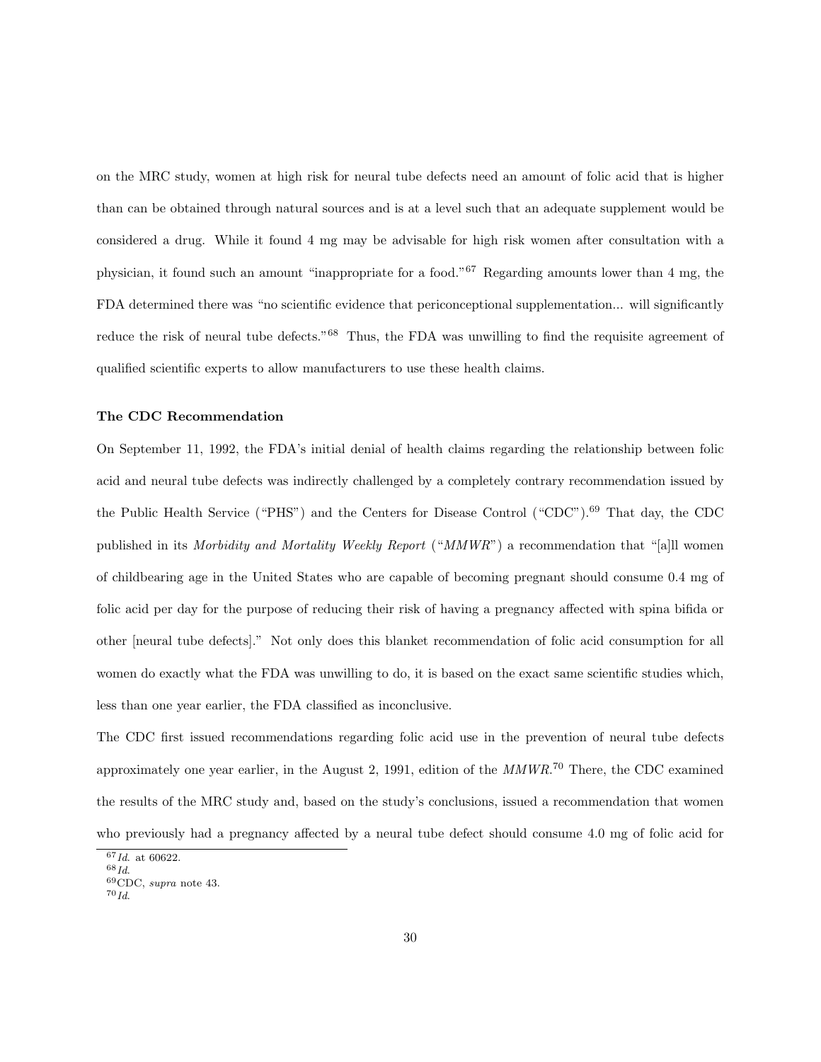on the MRC study, women at high risk for neural tube defects need an amount of folic acid that is higher than can be obtained through natural sources and is at a level such that an adequate supplement would be considered a drug. While it found 4 mg may be advisable for high risk women after consultation with a physician, it found such an amount "inappropriate for a food."[67] Regarding amounts lower than 4 mg, the FDA determined there was "no scientific evidence that periconceptional supplementation... will significantly reduce the risk of neural tube defects."[68] Thus, the FDA was unwilling to find the requisite agreement of qualified scientific experts to allow manufacturers to use these health claims.

### The CDC Recommendation

On September 11, 1992, the FDA's initial denial of health claims regarding the relationship between folic acid and neural tube defects was indirectly challenged by a completely contrary recommendation issued by the Public Health Service ("PHS") and the Centers for Disease Control ("CDC").[69] That day, the CDC published in its *Morbidity and Mortality Weekly Report* ("*MMWR*") a recommendation that "[a]ll women of childbearing age in the United States who are capable of becoming pregnant should consume 0.4 mg of folic acid per day for the purpose of reducing their risk of having a pregnancy affected with spina bifida or other [neural tube defects]." Not only does this blanket recommendation of folic acid consumption for all women do exactly what the FDA was unwilling to do, it is based on the exact same scientific studies which, less than one year earlier, the FDA classified as inconclusive.

The CDC first issued recommendations regarding folic acid use in the prevention of neural tube defects approximately one year earlier, in the August 2, 1991, edition of the *MMWR*.[70] There, the CDC examined the results of the MRC study and, based on the study's conclusions, issued a recommendation that women who previously had a pregnancy affected by a neural tube defect should consume 4.0 mg of folic acid for

---

[67] *Id.* at 60622.
[68] *Id.*
[69] CDC, *supra* note 43.
[70] *Id.*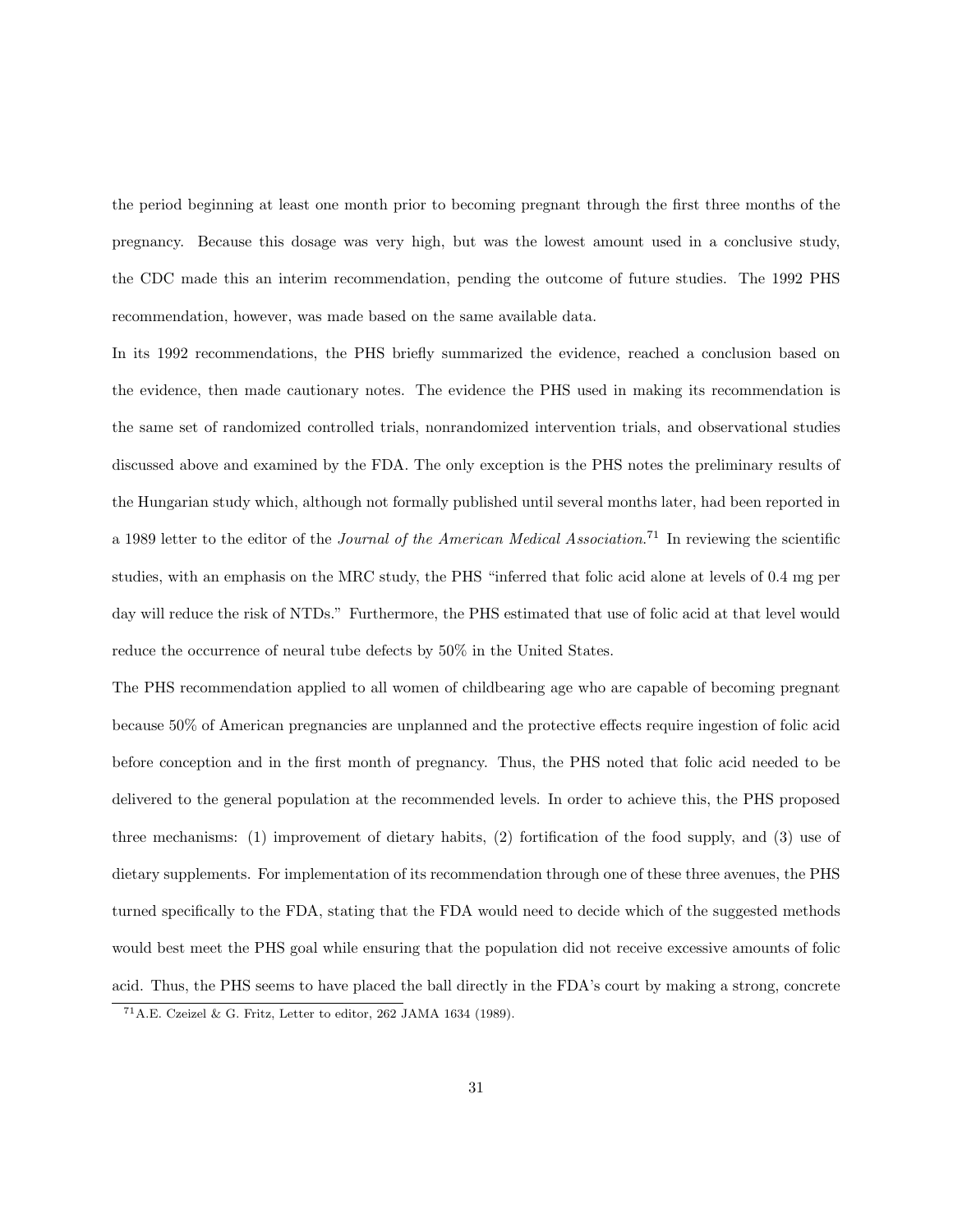the period beginning at least one month prior to becoming pregnant through the first three months of the pregnancy. Because this dosage was very high, but was the lowest amount used in a conclusive study, the CDC made this an interim recommendation, pending the outcome of future studies. The 1992 PHS recommendation, however, was made based on the same available data.

In its 1992 recommendations, the PHS briefly summarized the evidence, reached a conclusion based on the evidence, then made cautionary notes. The evidence the PHS used in making its recommendation is the same set of randomized controlled trials, nonrandomized intervention trials, and observational studies discussed above and examined by the FDA. The only exception is the PHS notes the preliminary results of the Hungarian study which, although not formally published until several months later, had been reported in a 1989 letter to the editor of the *Journal of the American Medical Association*.[71] In reviewing the scientific studies, with an emphasis on the MRC study, the PHS "inferred that folic acid alone at levels of 0.4 mg per day will reduce the risk of NTDs." Furthermore, the PHS estimated that use of folic acid at that level would reduce the occurrence of neural tube defects by 50% in the United States.

The PHS recommendation applied to all women of childbearing age who are capable of becoming pregnant because 50% of American pregnancies are unplanned and the protective effects require ingestion of folic acid before conception and in the first month of pregnancy. Thus, the PHS noted that folic acid needed to be delivered to the general population at the recommended levels. In order to achieve this, the PHS proposed three mechanisms: (1) improvement of dietary habits, (2) fortification of the food supply, and (3) use of dietary supplements. For implementation of its recommendation through one of these three avenues, the PHS turned specifically to the FDA, stating that the FDA would need to decide which of the suggested methods would best meet the PHS goal while ensuring that the population did not receive excessive amounts of folic acid. Thus, the PHS seems to have placed the ball directly in the FDA's court by making a strong, concrete

[71] A.E. Czeizel & G. Fritz, Letter to editor, 262 JAMA 1634 (1989).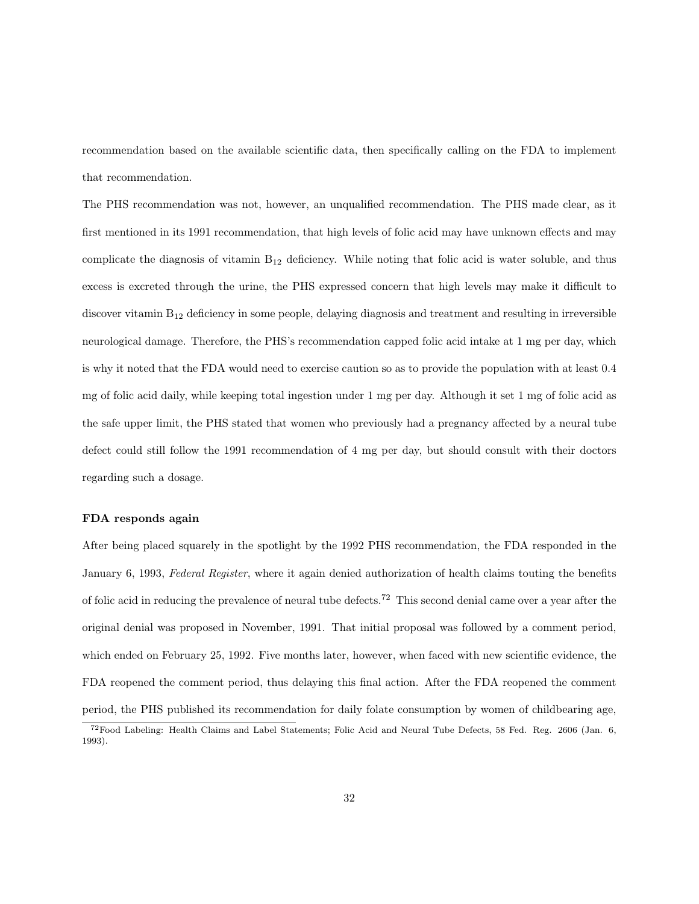recommendation based on the available scientific data, then specifically calling on the FDA to implement that recommendation.

The PHS recommendation was not, however, an unqualified recommendation. The PHS made clear, as it first mentioned in its 1991 recommendation, that high levels of folic acid may have unknown effects and may complicate the diagnosis of vitamin $B_{12}$ deficiency. While noting that folic acid is water soluble, and thus excess is excreted through the urine, the PHS expressed concern that high levels may make it difficult to discover vitamin $B_{12}$ deficiency in some people, delaying diagnosis and treatment and resulting in irreversible neurological damage. Therefore, the PHS's recommendation capped folic acid intake at 1 mg per day, which is why it noted that the FDA would need to exercise caution so as to provide the population with at least 0.4 mg of folic acid daily, while keeping total ingestion under 1 mg per day. Although it set 1 mg of folic acid as the safe upper limit, the PHS stated that women who previously had a pregnancy affected by a neural tube defect could still follow the 1991 recommendation of 4 mg per day, but should consult with their doctors regarding such a dosage.

**FDA responds again**

After being placed squarely in the spotlight by the 1992 PHS recommendation, the FDA responded in the January 6, 1993, *Federal Register*, where it again denied authorization of health claims touting the benefits of folic acid in reducing the prevalence of neural tube defects.[72] This second denial came over a year after the original denial was proposed in November, 1991. That initial proposal was followed by a comment period, which ended on February 25, 1992. Five months later, however, when faced with new scientific evidence, the FDA reopened the comment period, thus delaying this final action. After the FDA reopened the comment period, the PHS published its recommendation for daily folate consumption by women of childbearing age,

[72] Food Labeling: Health Claims and Label Statements; Folic Acid and Neural Tube Defects, 58 Fed. Reg. 2606 (Jan. 6, 1993).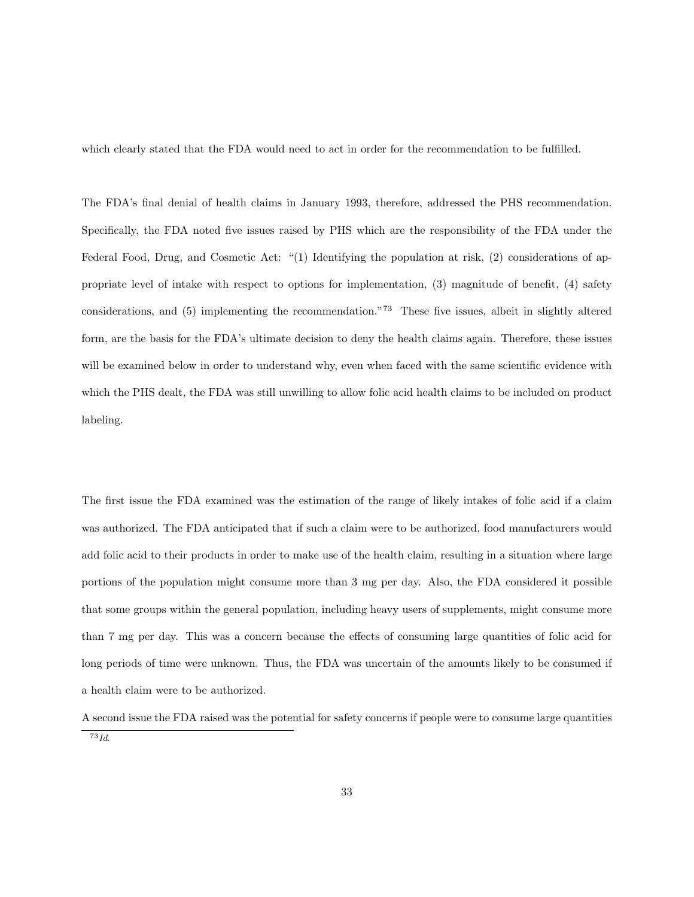which clearly stated that the FDA would need to act in order for the recommendation to be fulfilled.

The FDA's final denial of health claims in January 1993, therefore, addressed the PHS recommendation. Specifically, the FDA noted five issues raised by PHS which are the responsibility of the FDA under the Federal Food, Drug, and Cosmetic Act: "(1) Identifying the population at risk, (2) considerations of appropriate level of intake with respect to options for implementation, (3) magnitude of benefit, (4) safety considerations, and (5) implementing the recommendation."[73] These five issues, albeit in slightly altered form, are the basis for the FDA's ultimate decision to deny the health claims again. Therefore, these issues will be examined below in order to understand why, even when faced with the same scientific evidence with which the PHS dealt, the FDA was still unwilling to allow folic acid health claims to be included on product labeling.

The first issue the FDA examined was the estimation of the range of likely intakes of folic acid if a claim was authorized. The FDA anticipated that if such a claim were to be authorized, food manufacturers would add folic acid to their products in order to make use of the health claim, resulting in a situation where large portions of the population might consume more than 3 mg per day. Also, the FDA considered it possible that some groups within the general population, including heavy users of supplements, might consume more than 7 mg per day. This was a concern because the effects of consuming large quantities of folic acid for long periods of time were unknown. Thus, the FDA was uncertain of the amounts likely to be consumed if a health claim were to be authorized.

A second issue the FDA raised was the potential for safety concerns if people were to consume large quantities

[73] *Id.*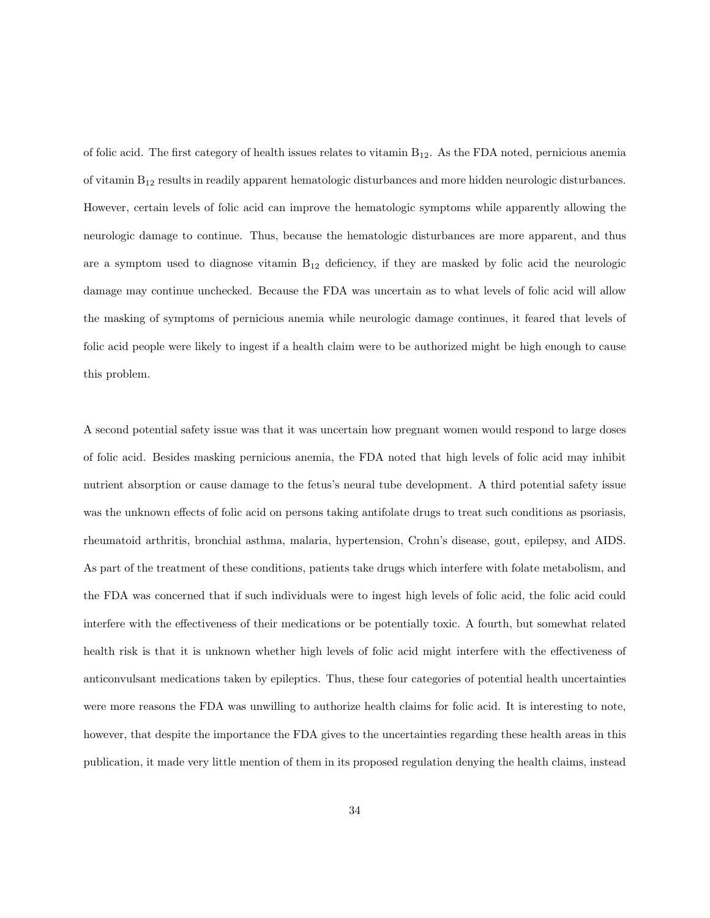of folic acid. The first category of health issues relates to vitamin $B_{12}$. As the FDA noted, pernicious anemia of vitamin $B_{12}$ results in readily apparent hematologic disturbances and more hidden neurologic disturbances. However, certain levels of folic acid can improve the hematologic symptoms while apparently allowing the neurologic damage to continue. Thus, because the hematologic disturbances are more apparent, and thus are a symptom used to diagnose vitamin $B_{12}$ deficiency, if they are masked by folic acid the neurologic damage may continue unchecked. Because the FDA was uncertain as to what levels of folic acid will allow the masking of symptoms of pernicious anemia while neurologic damage continues, it feared that levels of folic acid people were likely to ingest if a health claim were to be authorized might be high enough to cause this problem.

A second potential safety issue was that it was uncertain how pregnant women would respond to large doses of folic acid. Besides masking pernicious anemia, the FDA noted that high levels of folic acid may inhibit nutrient absorption or cause damage to the fetus's neural tube development. A third potential safety issue was the unknown effects of folic acid on persons taking antifolate drugs to treat such conditions as psoriasis, rheumatoid arthritis, bronchial asthma, malaria, hypertension, Crohn's disease, gout, epilepsy, and AIDS. As part of the treatment of these conditions, patients take drugs which interfere with folate metabolism, and the FDA was concerned that if such individuals were to ingest high levels of folic acid, the folic acid could interfere with the effectiveness of their medications or be potentially toxic. A fourth, but somewhat related health risk is that it is unknown whether high levels of folic acid might interfere with the effectiveness of anticonvulsant medications taken by epileptics. Thus, these four categories of potential health uncertainties were more reasons the FDA was unwilling to authorize health claims for folic acid. It is interesting to note, however, that despite the importance the FDA gives to the uncertainties regarding these health areas in this publication, it made very little mention of them in its proposed regulation denying the health claims, instead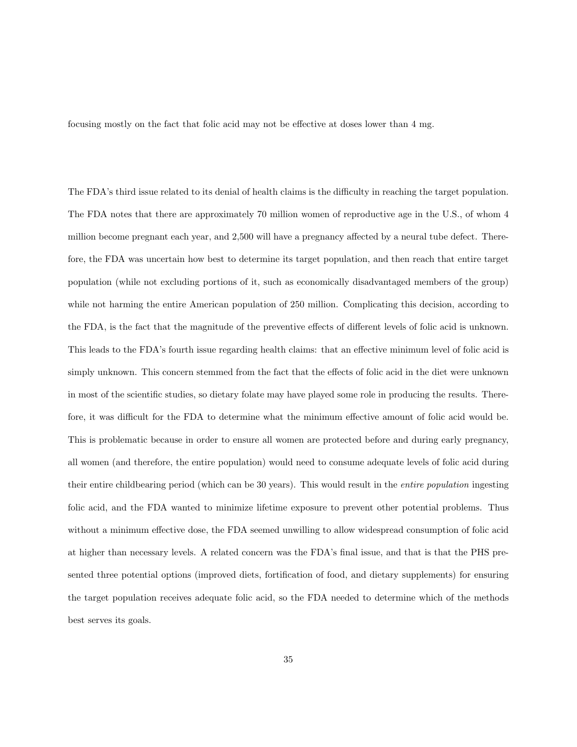focusing mostly on the fact that folic acid may not be effective at doses lower than 4 mg.

The FDA's third issue related to its denial of health claims is the difficulty in reaching the target population. The FDA notes that there are approximately 70 million women of reproductive age in the U.S., of whom 4 million become pregnant each year, and 2,500 will have a pregnancy affected by a neural tube defect. Therefore, the FDA was uncertain how best to determine its target population, and then reach that entire target population (while not excluding portions of it, such as economically disadvantaged members of the group) while not harming the entire American population of 250 million. Complicating this decision, according to the FDA, is the fact that the magnitude of the preventive effects of different levels of folic acid is unknown. This leads to the FDA's fourth issue regarding health claims: that an effective minimum level of folic acid is simply unknown. This concern stemmed from the fact that the effects of folic acid in the diet were unknown in most of the scientific studies, so dietary folate may have played some role in producing the results. Therefore, it was difficult for the FDA to determine what the minimum effective amount of folic acid would be. This is problematic because in order to ensure all women are protected before and during early pregnancy, all women (and therefore, the entire population) would need to consume adequate levels of folic acid during their entire childbearing period (which can be 30 years). This would result in the *entire population* ingesting folic acid, and the FDA wanted to minimize lifetime exposure to prevent other potential problems. Thus without a minimum effective dose, the FDA seemed unwilling to allow widespread consumption of folic acid at higher than necessary levels. A related concern was the FDA's final issue, and that is that the PHS presented three potential options (improved diets, fortification of food, and dietary supplements) for ensuring the target population receives adequate folic acid, so the FDA needed to determine which of the methods best serves its goals.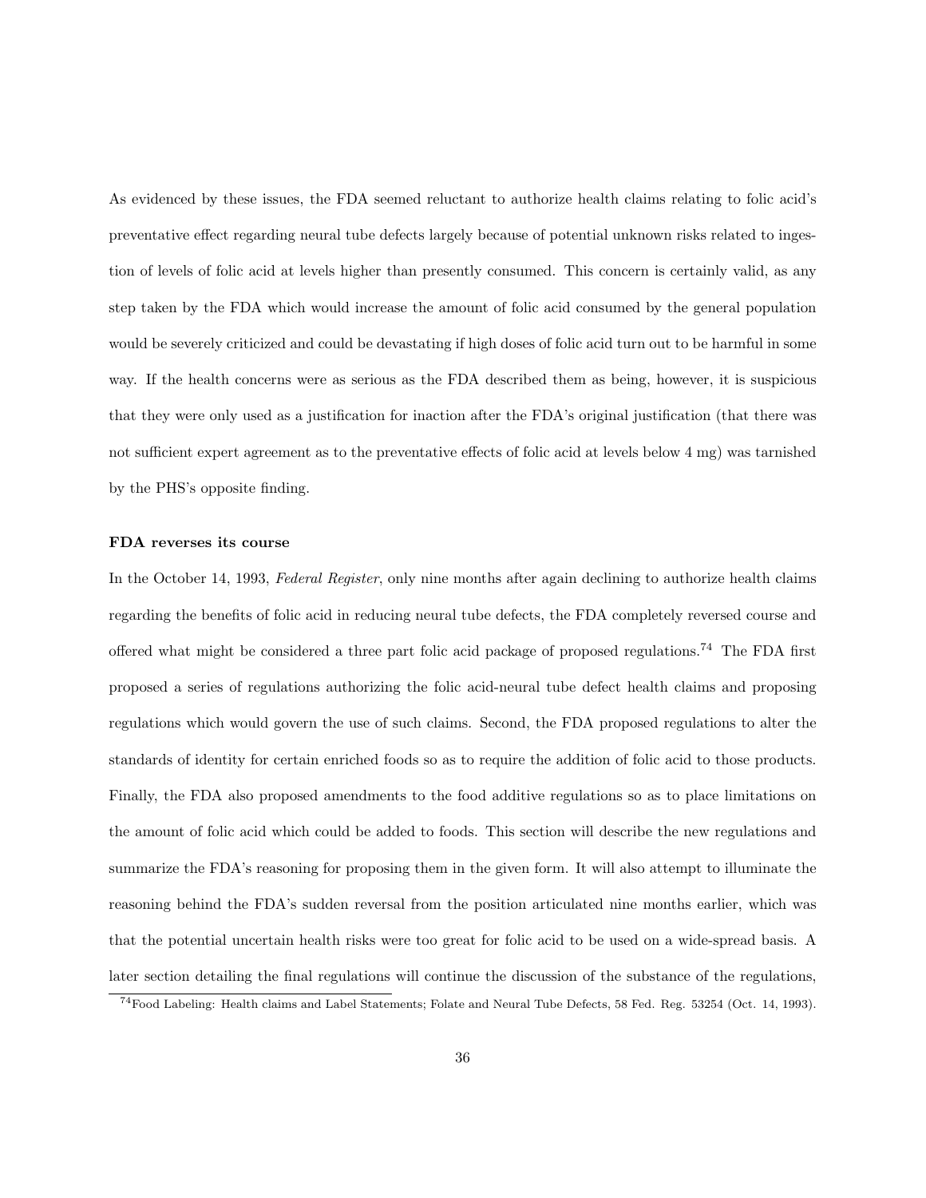As evidenced by these issues, the FDA seemed reluctant to authorize health claims relating to folic acid's preventative effect regarding neural tube defects largely because of potential unknown risks related to ingestion of levels of folic acid at levels higher than presently consumed. This concern is certainly valid, as any step taken by the FDA which would increase the amount of folic acid consumed by the general population would be severely criticized and could be devastating if high doses of folic acid turn out to be harmful in some way. If the health concerns were as serious as the FDA described them as being, however, it is suspicious that they were only used as a justification for inaction after the FDA's original justification (that there was not sufficient expert agreement as to the preventative effects of folic acid at levels below 4 mg) was tarnished by the PHS's opposite finding.

**FDA reverses its course**

In the October 14, 1993, *Federal Register*, only nine months after again declining to authorize health claims regarding the benefits of folic acid in reducing neural tube defects, the FDA completely reversed course and offered what might be considered a three part folic acid package of proposed regulations.[74] The FDA first proposed a series of regulations authorizing the folic acid-neural tube defect health claims and proposing regulations which would govern the use of such claims. Second, the FDA proposed regulations to alter the standards of identity for certain enriched foods so as to require the addition of folic acid to those products. Finally, the FDA also proposed amendments to the food additive regulations so as to place limitations on the amount of folic acid which could be added to foods. This section will describe the new regulations and summarize the FDA's reasoning for proposing them in the given form. It will also attempt to illuminate the reasoning behind the FDA's sudden reversal from the position articulated nine months earlier, which was that the potential uncertain health risks were too great for folic acid to be used on a wide-spread basis. A later section detailing the final regulations will continue the discussion of the substance of the regulations,

[74] Food Labeling: Health claims and Label Statements; Folate and Neural Tube Defects, 58 Fed. Reg. 53254 (Oct. 14, 1993).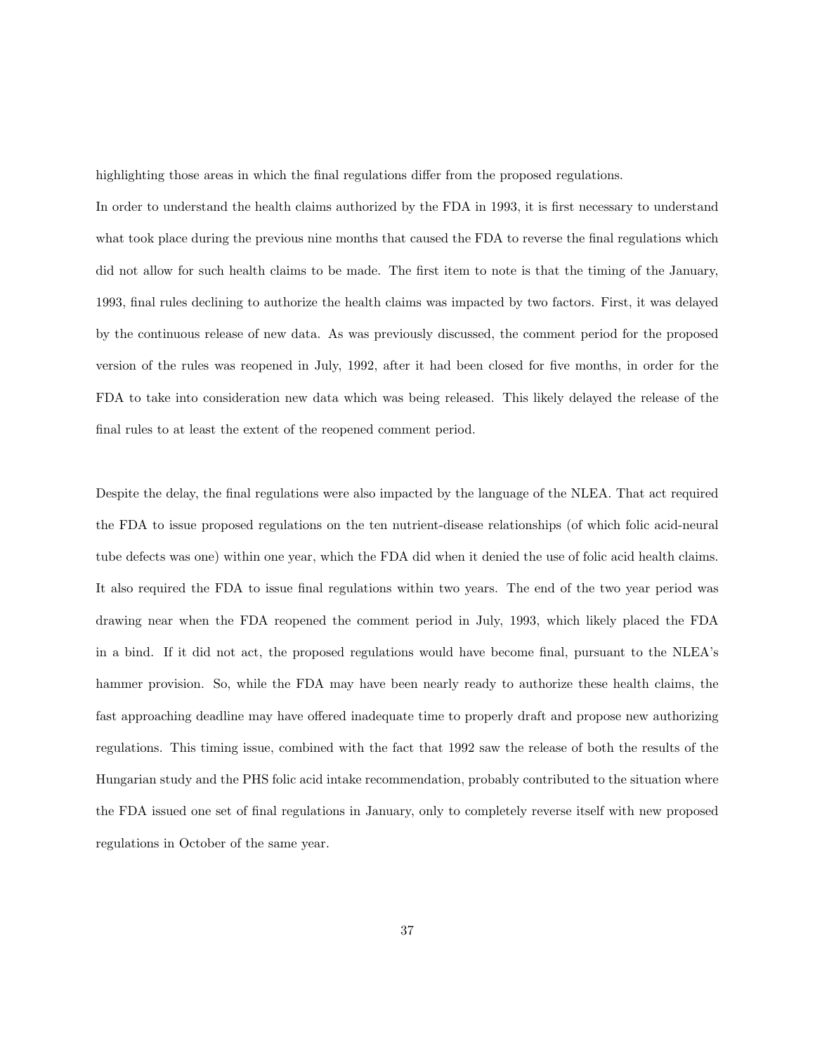highlighting those areas in which the final regulations differ from the proposed regulations.

In order to understand the health claims authorized by the FDA in 1993, it is first necessary to understand what took place during the previous nine months that caused the FDA to reverse the final regulations which did not allow for such health claims to be made. The first item to note is that the timing of the January, 1993, final rules declining to authorize the health claims was impacted by two factors. First, it was delayed by the continuous release of new data. As was previously discussed, the comment period for the proposed version of the rules was reopened in July, 1992, after it had been closed for five months, in order for the FDA to take into consideration new data which was being released. This likely delayed the release of the final rules to at least the extent of the reopened comment period.

Despite the delay, the final regulations were also impacted by the language of the NLEA. That act required the FDA to issue proposed regulations on the ten nutrient-disease relationships (of which folic acid-neural tube defects was one) within one year, which the FDA did when it denied the use of folic acid health claims. It also required the FDA to issue final regulations within two years. The end of the two year period was drawing near when the FDA reopened the comment period in July, 1993, which likely placed the FDA in a bind. If it did not act, the proposed regulations would have become final, pursuant to the NLEA's hammer provision. So, while the FDA may have been nearly ready to authorize these health claims, the fast approaching deadline may have offered inadequate time to properly draft and propose new authorizing regulations. This timing issue, combined with the fact that 1992 saw the release of both the results of the Hungarian study and the PHS folic acid intake recommendation, probably contributed to the situation where the FDA issued one set of final regulations in January, only to completely reverse itself with new proposed regulations in October of the same year.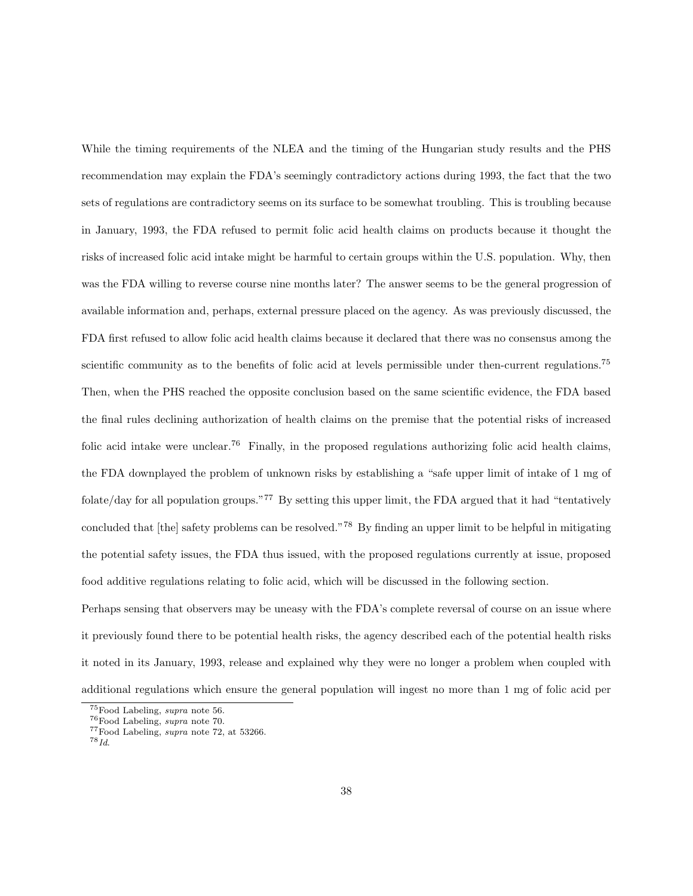While the timing requirements of the NLEA and the timing of the Hungarian study results and the PHS recommendation may explain the FDA's seemingly contradictory actions during 1993, the fact that the two sets of regulations are contradictory seems on its surface to be somewhat troubling. This is troubling because in January, 1993, the FDA refused to permit folic acid health claims on products because it thought the risks of increased folic acid intake might be harmful to certain groups within the U.S. population. Why, then was the FDA willing to reverse course nine months later? The answer seems to be the general progression of available information and, perhaps, external pressure placed on the agency. As was previously discussed, the FDA first refused to allow folic acid health claims because it declared that there was no consensus among the scientific community as to the benefits of folic acid at levels permissible under then-current regulations.[75] Then, when the PHS reached the opposite conclusion based on the same scientific evidence, the FDA based the final rules declining authorization of health claims on the premise that the potential risks of increased folic acid intake were unclear.[76] Finally, in the proposed regulations authorizing folic acid health claims, the FDA downplayed the problem of unknown risks by establishing a "safe upper limit of intake of 1 mg of folate/day for all population groups."[77] By setting this upper limit, the FDA argued that it had "tentatively concluded that [the] safety problems can be resolved."[78] By finding an upper limit to be helpful in mitigating the potential safety issues, the FDA thus issued, with the proposed regulations currently at issue, proposed food additive regulations relating to folic acid, which will be discussed in the following section.

Perhaps sensing that observers may be uneasy with the FDA's complete reversal of course on an issue where it previously found there to be potential health risks, the agency described each of the potential health risks it noted in its January, 1993, release and explained why they were no longer a problem when coupled with additional regulations which ensure the general population will ingest no more than 1 mg of folic acid per

---

[75] Food Labeling, *supra* note 56.

[76] Food Labeling, *supra* note 70.

[77] Food Labeling, *supra* note 72, at 53266.

[78] *Id.*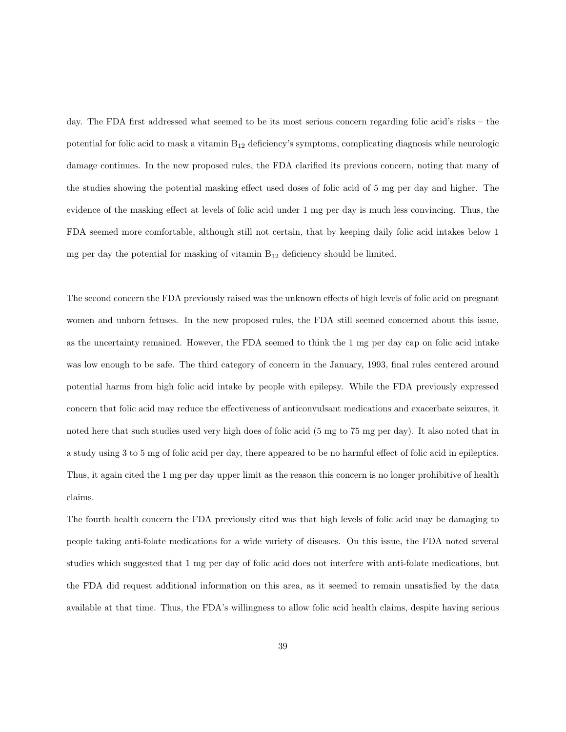day. The FDA first addressed what seemed to be its most serious concern regarding folic acid's risks – the potential for folic acid to mask a vitamin $B_{12}$ deficiency's symptoms, complicating diagnosis while neurologic damage continues. In the new proposed rules, the FDA clarified its previous concern, noting that many of the studies showing the potential masking effect used doses of folic acid of 5 mg per day and higher. The evidence of the masking effect at levels of folic acid under 1 mg per day is much less convincing. Thus, the FDA seemed more comfortable, although still not certain, that by keeping daily folic acid intakes below 1 mg per day the potential for masking of vitamin $B_{12}$ deficiency should be limited.

The second concern the FDA previously raised was the unknown effects of high levels of folic acid on pregnant women and unborn fetuses. In the new proposed rules, the FDA still seemed concerned about this issue, as the uncertainty remained. However, the FDA seemed to think the 1 mg per day cap on folic acid intake was low enough to be safe. The third category of concern in the January, 1993, final rules centered around potential harms from high folic acid intake by people with epilepsy. While the FDA previously expressed concern that folic acid may reduce the effectiveness of anticonvulsant medications and exacerbate seizures, it noted here that such studies used very high does of folic acid (5 mg to 75 mg per day). It also noted that in a study using 3 to 5 mg of folic acid per day, there appeared to be no harmful effect of folic acid in epileptics. Thus, it again cited the 1 mg per day upper limit as the reason this concern is no longer prohibitive of health claims.

The fourth health concern the FDA previously cited was that high levels of folic acid may be damaging to people taking anti-folate medications for a wide variety of diseases. On this issue, the FDA noted several studies which suggested that 1 mg per day of folic acid does not interfere with anti-folate medications, but the FDA did request additional information on this area, as it seemed to remain unsatisfied by the data available at that time. Thus, the FDA's willingness to allow folic acid health claims, despite having serious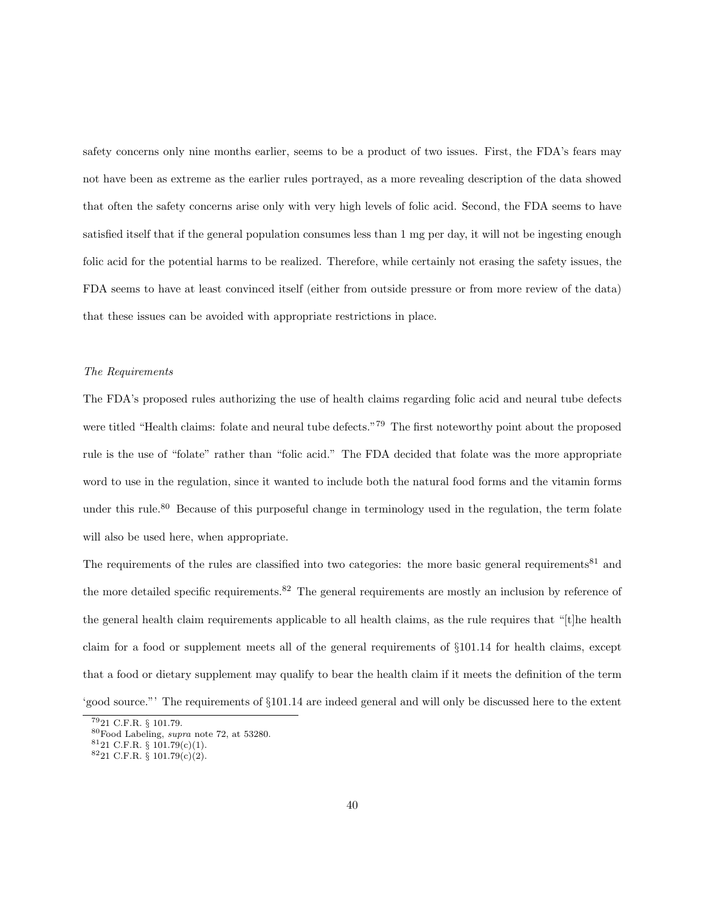safety concerns only nine months earlier, seems to be a product of two issues. First, the FDA's fears may not have been as extreme as the earlier rules portrayed, as a more revealing description of the data showed that often the safety concerns arise only with very high levels of folic acid. Second, the FDA seems to have satisfied itself that if the general population consumes less than 1 mg per day, it will not be ingesting enough folic acid for the potential harms to be realized. Therefore, while certainly not erasing the safety issues, the FDA seems to have at least convinced itself (either from outside pressure or from more review of the data) that these issues can be avoided with appropriate restrictions in place.

*The Requirements*

The FDA's proposed rules authorizing the use of health claims regarding folic acid and neural tube defects were titled "Health claims: folate and neural tube defects."[79] The first noteworthy point about the proposed rule is the use of "folate" rather than "folic acid." The FDA decided that folate was the more appropriate word to use in the regulation, since it wanted to include both the natural food forms and the vitamin forms under this rule.[80] Because of this purposeful change in terminology used in the regulation, the term folate will also be used here, when appropriate.

The requirements of the rules are classified into two categories: the more basic general requirements[81] and the more detailed specific requirements.[82] The general requirements are mostly an inclusion by reference of the general health claim requirements applicable to all health claims, as the rule requires that "[t]he health claim for a food or supplement meets all of the general requirements of §101.14 for health claims, except that a food or dietary supplement may qualify to bear the health claim if it meets the definition of the term 'good source."' The requirements of §101.14 are indeed general and will only be discussed here to the extent

[79] 21 C.F.R. § 101.79.

[80] Food Labeling, *supra* note 72, at 53280.

[81] 21 C.F.R. § 101.79(c)(1).

[82] 21 C.F.R. § 101.79(c)(2).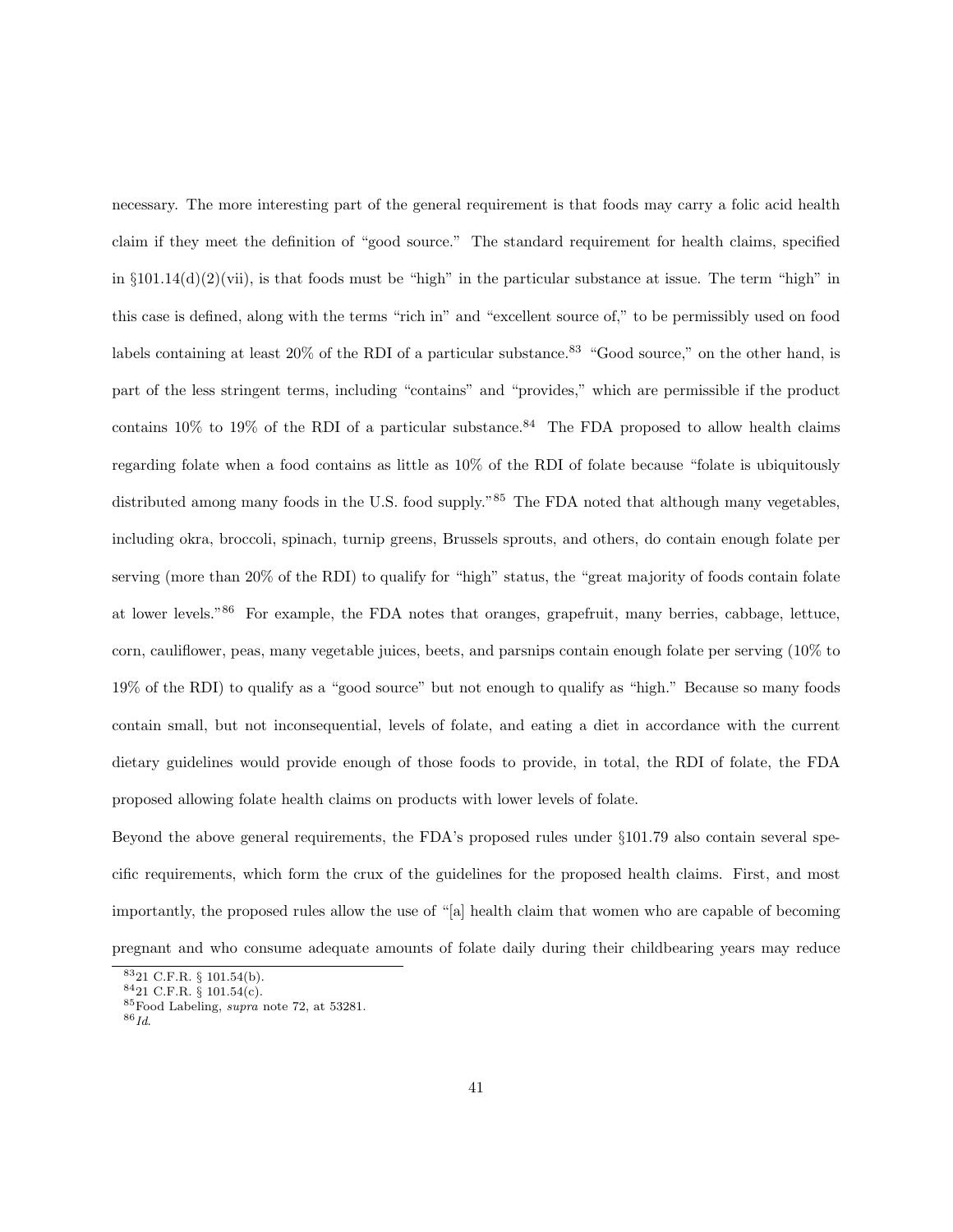necessary. The more interesting part of the general requirement is that foods may carry a folic acid health claim if they meet the definition of "good source." The standard requirement for health claims, specified in §101.14(d)(2)(vii), is that foods must be "high" in the particular substance at issue. The term "high" in this case is defined, along with the terms "rich in" and "excellent source of," to be permissibly used on food labels containing at least 20% of the RDI of a particular substance.[83] "Good source," on the other hand, is part of the less stringent terms, including "contains" and "provides," which are permissible if the product contains 10% to 19% of the RDI of a particular substance.[84] The FDA proposed to allow health claims regarding folate when a food contains as little as 10% of the RDI of folate because "folate is ubiquitously distributed among many foods in the U.S. food supply."[85] The FDA noted that although many vegetables, including okra, broccoli, spinach, turnip greens, Brussels sprouts, and others, do contain enough folate per serving (more than 20% of the RDI) to qualify for "high" status, the "great majority of foods contain folate at lower levels."[86] For example, the FDA notes that oranges, grapefruit, many berries, cabbage, lettuce, corn, cauliflower, peas, many vegetable juices, beets, and parsnips contain enough folate per serving (10% to 19% of the RDI) to qualify as a "good source" but not enough to qualify as "high." Because so many foods contain small, but not inconsequential, levels of folate, and eating a diet in accordance with the current dietary guidelines would provide enough of those foods to provide, in total, the RDI of folate, the FDA proposed allowing folate health claims on products with lower levels of folate.

Beyond the above general requirements, the FDA's proposed rules under §101.79 also contain several specific requirements, which form the crux of the guidelines for the proposed health claims. First, and most importantly, the proposed rules allow the use of "[a] health claim that women who are capable of becoming pregnant and who consume adequate amounts of folate daily during their childbearing years may reduce

[83] 21 C.F.R. § 101.54(b).

[84] 21 C.F.R. § 101.54(c).

[85] Food Labeling, *supra* note 72, at 53281.

[86] *Id.*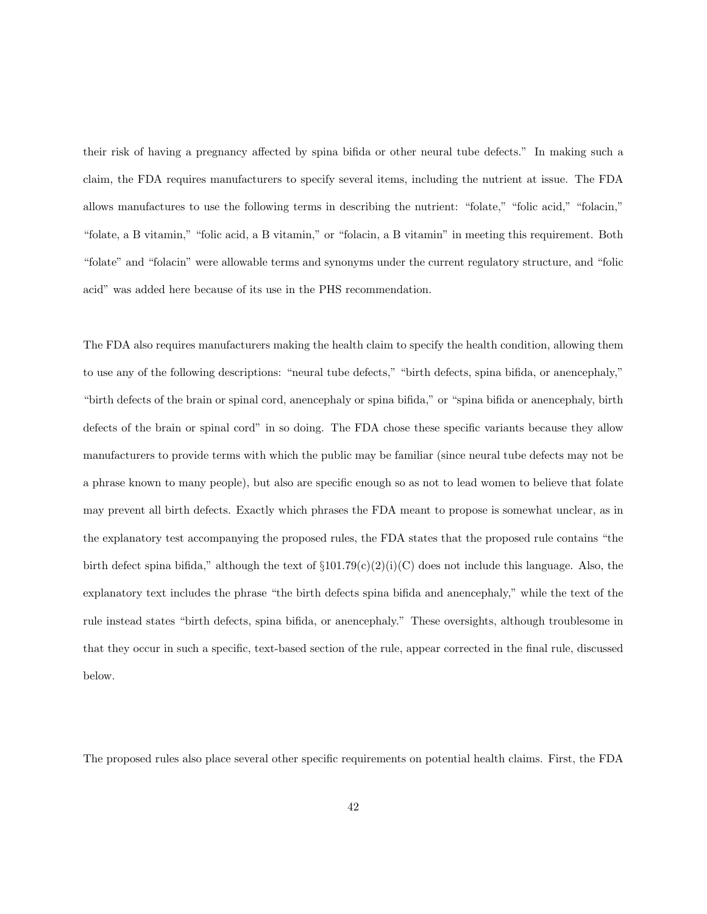their risk of having a pregnancy affected by spina bifida or other neural tube defects." In making such a claim, the FDA requires manufacturers to specify several items, including the nutrient at issue. The FDA allows manufactures to use the following terms in describing the nutrient: "folate," "folic acid," "folacin," "folate, a B vitamin," "folic acid, a B vitamin," or "folacin, a B vitamin" in meeting this requirement. Both "folate" and "folacin" were allowable terms and synonyms under the current regulatory structure, and "folic acid" was added here because of its use in the PHS recommendation.

The FDA also requires manufacturers making the health claim to specify the health condition, allowing them to use any of the following descriptions: "neural tube defects," "birth defects, spina bifida, or anencephaly," "birth defects of the brain or spinal cord, anencephaly or spina bifida," or "spina bifida or anencephaly, birth defects of the brain or spinal cord" in so doing. The FDA chose these specific variants because they allow manufacturers to provide terms with which the public may be familiar (since neural tube defects may not be a phrase known to many people), but also are specific enough so as not to lead women to believe that folate may prevent all birth defects. Exactly which phrases the FDA meant to propose is somewhat unclear, as in the explanatory test accompanying the proposed rules, the FDA states that the proposed rule contains "the birth defect spina bifida," although the text of §101.79(c)(2)(i)(C) does not include this language. Also, the explanatory text includes the phrase "the birth defects spina bifida and anencephaly," while the text of the rule instead states "birth defects, spina bifida, or anencephaly." These oversights, although troublesome in that they occur in such a specific, text-based section of the rule, appear corrected in the final rule, discussed below.

The proposed rules also place several other specific requirements on potential health claims. First, the FDA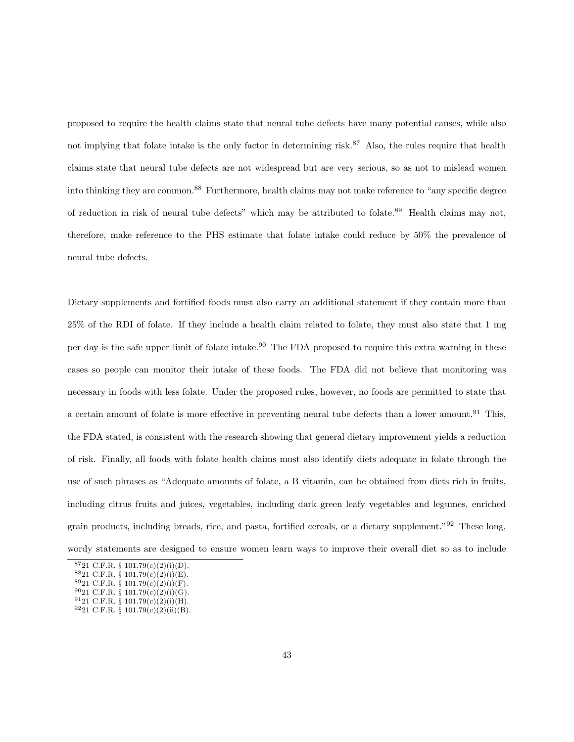proposed to require the health claims state that neural tube defects have many potential causes, while also not implying that folate intake is the only factor in determining risk.[87] Also, the rules require that health claims state that neural tube defects are not widespread but are very serious, so as not to mislead women into thinking they are common.[88] Furthermore, health claims may not make reference to "any specific degree of reduction in risk of neural tube defects" which may be attributed to folate.[89] Health claims may not, therefore, make reference to the PHS estimate that folate intake could reduce by 50% the prevalence of neural tube defects.

Dietary supplements and fortified foods must also carry an additional statement if they contain more than 25% of the RDI of folate. If they include a health claim related to folate, they must also state that 1 mg per day is the safe upper limit of folate intake.[90] The FDA proposed to require this extra warning in these cases so people can monitor their intake of these foods. The FDA did not believe that monitoring was necessary in foods with less folate. Under the proposed rules, however, no foods are permitted to state that a certain amount of folate is more effective in preventing neural tube defects than a lower amount.[91] This, the FDA stated, is consistent with the research showing that general dietary improvement yields a reduction of risk. Finally, all foods with folate health claims must also identify diets adequate in folate through the use of such phrases as "Adequate amounts of folate, a B vitamin, can be obtained from diets rich in fruits, including citrus fruits and juices, vegetables, including dark green leafy vegetables and legumes, enriched grain products, including breads, rice, and pasta, fortified cereals, or a dietary supplement."[92] These long, wordy statements are designed to ensure women learn ways to improve their overall diet so as to include

[87] 21 C.F.R. § 101.79(c)(2)(i)(D).

[88] 21 C.F.R. § 101.79(c)(2)(i)(E).

[89] 21 C.F.R. § 101.79(c)(2)(i)(F).

[90] 21 C.F.R. § 101.79(c)(2)(i)(G).

[91] 21 C.F.R. § 101.79(c)(2)(i)(H).

[92] 21 C.F.R. § 101.79(c)(2)(ii)(B).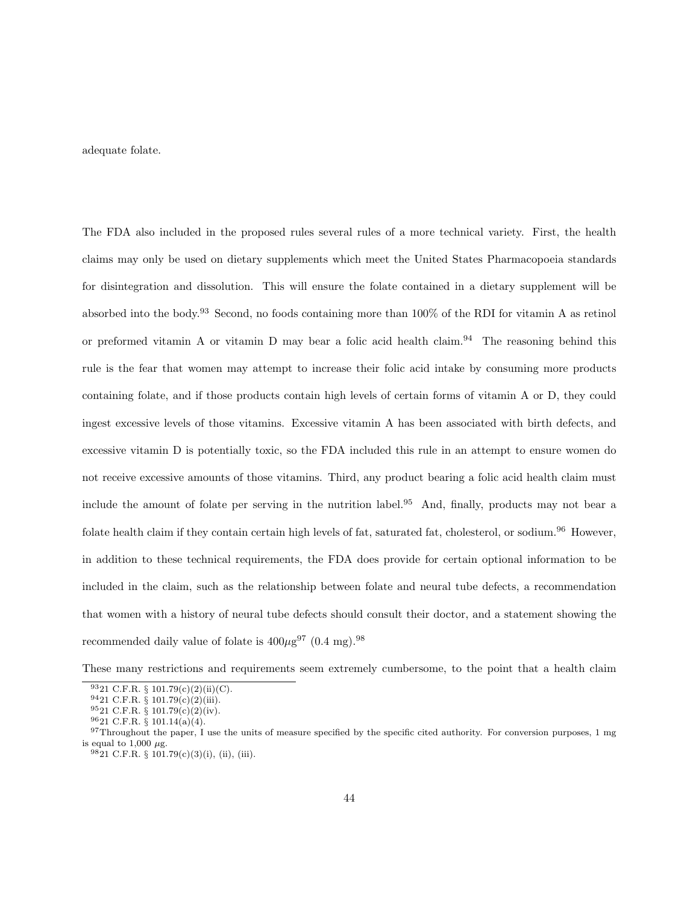adequate folate.

The FDA also included in the proposed rules several rules of a more technical variety. First, the health claims may only be used on dietary supplements which meet the United States Pharmacopoeia standards for disintegration and dissolution. This will ensure the folate contained in a dietary supplement will be absorbed into the body.[93] Second, no foods containing more than 100% of the RDI for vitamin A as retinol or preformed vitamin A or vitamin D may bear a folic acid health claim.[94] The reasoning behind this rule is the fear that women may attempt to increase their folic acid intake by consuming more products containing folate, and if those products contain high levels of certain forms of vitamin A or D, they could ingest excessive levels of those vitamins. Excessive vitamin A has been associated with birth defects, and excessive vitamin D is potentially toxic, so the FDA included this rule in an attempt to ensure women do not receive excessive amounts of those vitamins. Third, any product bearing a folic acid health claim must include the amount of folate per serving in the nutrition label.[95] And, finally, products may not bear a folate health claim if they contain certain high levels of fat, saturated fat, cholesterol, or sodium.[96] However, in addition to these technical requirements, the FDA does provide for certain optional information to be included in the claim, such as the relationship between folate and neural tube defects, a recommendation that women with a history of neural tube defects should consult their doctor, and a statement showing the recommended daily value of folate is 400$\mu$g[97] (0.4 mg).[98]

These many restrictions and requirements seem extremely cumbersome, to the point that a health claim

[93] 21 C.F.R. § 101.79(c)(2)(ii)(C).

[94] 21 C.F.R. § 101.79(c)(2)(iii).

[95] 21 C.F.R. § 101.79(c)(2)(iv).

[96] 21 C.F.R. § 101.14(a)(4).

[97] Throughout the paper, I use the units of measure specified by the specific cited authority. For conversion purposes, 1 mg is equal to 1,000 $\mu$g.

[98] 21 C.F.R. § 101.79(c)(3)(i), (ii), (iii).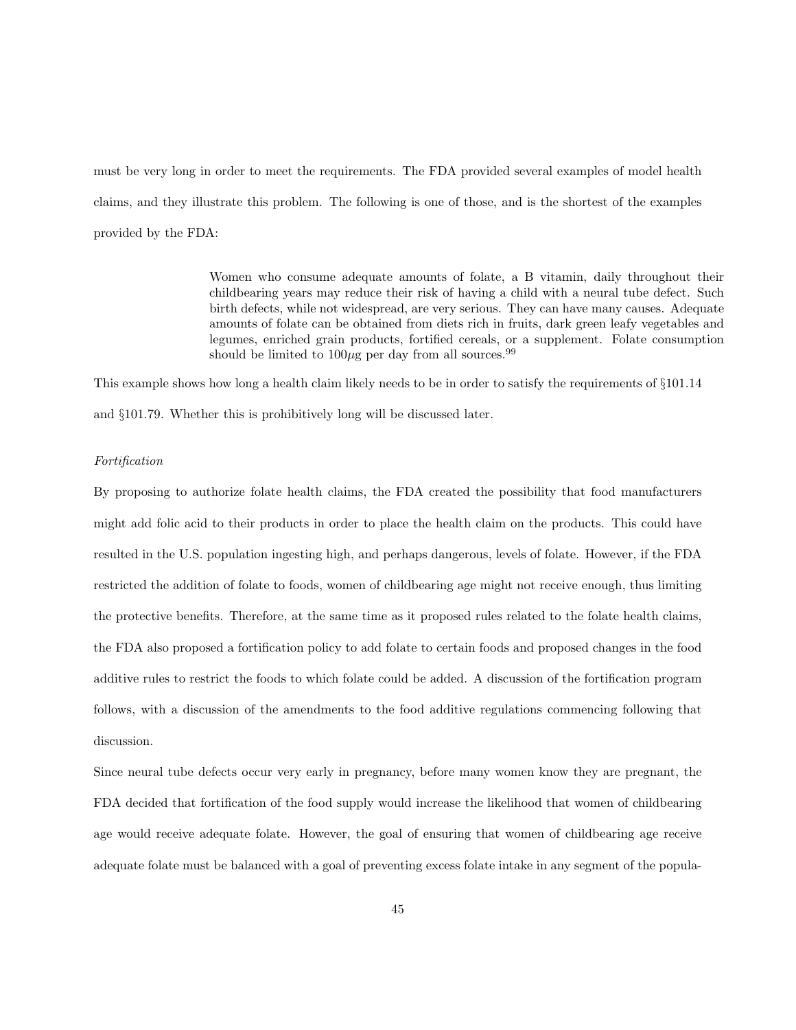must be very long in order to meet the requirements. The FDA provided several examples of model health claims, and they illustrate this problem. The following is one of those, and is the shortest of the examples provided by the FDA:

> Women who consume adequate amounts of folate, a B vitamin, daily throughout their childbearing years may reduce their risk of having a child with a neural tube defect. Such birth defects, while not widespread, are very serious. They can have many causes. Adequate amounts of folate can be obtained from diets rich in fruits, dark green leafy vegetables and legumes, enriched grain products, fortified cereals, or a supplement. Folate consumption should be limited to $100\mu$g per day from all sources.[99]

This example shows how long a health claim likely needs to be in order to satisfy the requirements of §101.14 and §101.79. Whether this is prohibitively long will be discussed later.

*Fortification*

By proposing to authorize folate health claims, the FDA created the possibility that food manufacturers might add folic acid to their products in order to place the health claim on the products. This could have resulted in the U.S. population ingesting high, and perhaps dangerous, levels of folate. However, if the FDA restricted the addition of folate to foods, women of childbearing age might not receive enough, thus limiting the protective benefits. Therefore, at the same time as it proposed rules related to the folate health claims, the FDA also proposed a fortification policy to add folate to certain foods and proposed changes in the food additive rules to restrict the foods to which folate could be added. A discussion of the fortification program follows, with a discussion of the amendments to the food additive regulations commencing following that discussion.

Since neural tube defects occur very early in pregnancy, before many women know they are pregnant, the FDA decided that fortification of the food supply would increase the likelihood that women of childbearing age would receive adequate folate. However, the goal of ensuring that women of childbearing age receive adequate folate must be balanced with a goal of preventing excess folate intake in any segment of the popula-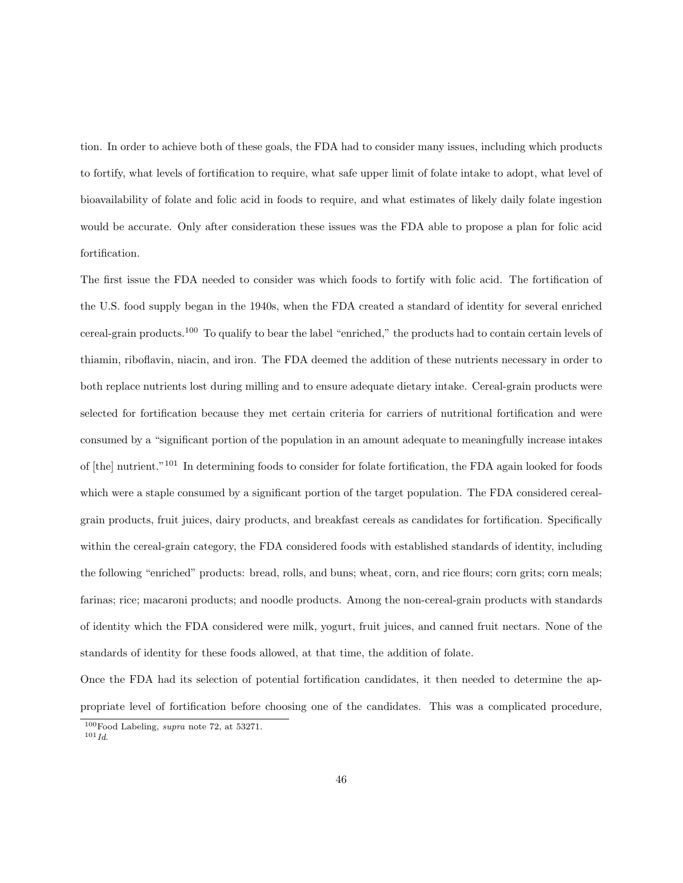tion. In order to achieve both of these goals, the FDA had to consider many issues, including which products to fortify, what levels of fortification to require, what safe upper limit of folate intake to adopt, what level of bioavailability of folate and folic acid in foods to require, and what estimates of likely daily folate ingestion would be accurate. Only after consideration these issues was the FDA able to propose a plan for folic acid fortification.

The first issue the FDA needed to consider was which foods to fortify with folic acid. The fortification of the U.S. food supply began in the 1940s, when the FDA created a standard of identity for several enriched cereal-grain products.[100] To qualify to bear the label "enriched," the products had to contain certain levels of thiamin, riboflavin, niacin, and iron. The FDA deemed the addition of these nutrients necessary in order to both replace nutrients lost during milling and to ensure adequate dietary intake. Cereal-grain products were selected for fortification because they met certain criteria for carriers of nutritional fortification and were consumed by a "significant portion of the population in an amount adequate to meaningfully increase intakes of [the] nutrient."[101] In determining foods to consider for folate fortification, the FDA again looked for foods which were a staple consumed by a significant portion of the target population. The FDA considered cereal-grain products, fruit juices, dairy products, and breakfast cereals as candidates for fortification. Specifically within the cereal-grain category, the FDA considered foods with established standards of identity, including the following "enriched" products: bread, rolls, and buns; wheat, corn, and rice flours; corn grits; corn meals; farinas; rice; macaroni products; and noodle products. Among the non-cereal-grain products with standards of identity which the FDA considered were milk, yogurt, fruit juices, and canned fruit nectars. None of the standards of identity for these foods allowed, at that time, the addition of folate.

Once the FDA had its selection of potential fortification candidates, it then needed to determine the appropriate level of fortification before choosing one of the candidates. This was a complicated procedure,

[100] Food Labeling, *supra* note 72, at 53271.
[101] *Id.*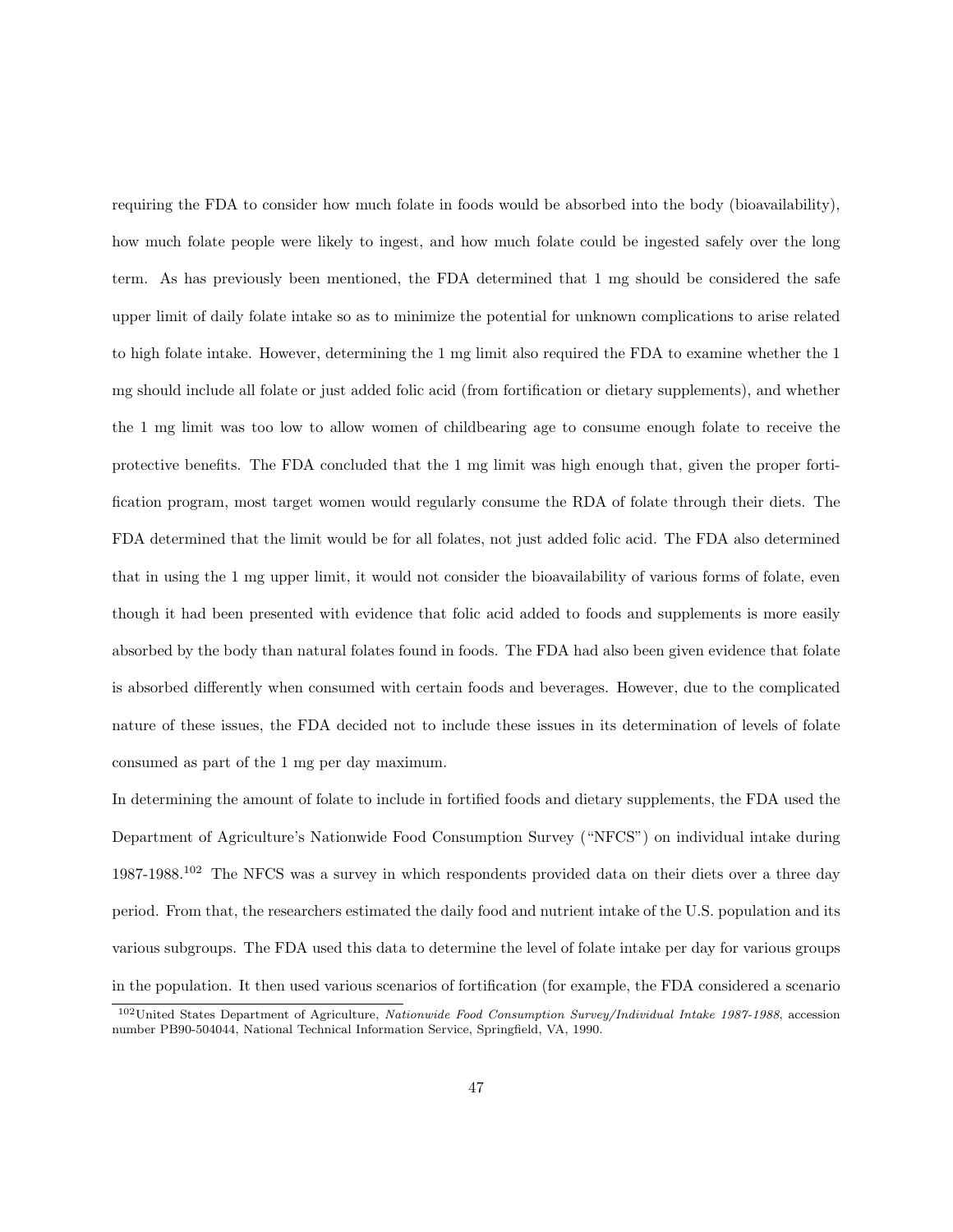requiring the FDA to consider how much folate in foods would be absorbed into the body (bioavailability), how much folate people were likely to ingest, and how much folate could be ingested safely over the long term. As has previously been mentioned, the FDA determined that 1 mg should be considered the safe upper limit of daily folate intake so as to minimize the potential for unknown complications to arise related to high folate intake. However, determining the 1 mg limit also required the FDA to examine whether the 1 mg should include all folate or just added folic acid (from fortification or dietary supplements), and whether the 1 mg limit was too low to allow women of childbearing age to consume enough folate to receive the protective benefits. The FDA concluded that the 1 mg limit was high enough that, given the proper fortification program, most target women would regularly consume the RDA of folate through their diets. The FDA determined that the limit would be for all folates, not just added folic acid. The FDA also determined that in using the 1 mg upper limit, it would not consider the bioavailability of various forms of folate, even though it had been presented with evidence that folic acid added to foods and supplements is more easily absorbed by the body than natural folates found in foods. The FDA had also been given evidence that folate is absorbed differently when consumed with certain foods and beverages. However, due to the complicated nature of these issues, the FDA decided not to include these issues in its determination of levels of folate consumed as part of the 1 mg per day maximum.

In determining the amount of folate to include in fortified foods and dietary supplements, the FDA used the Department of Agriculture's Nationwide Food Consumption Survey ("NFCS") on individual intake during 1987-1988.[102] The NFCS was a survey in which respondents provided data on their diets over a three day period. From that, the researchers estimated the daily food and nutrient intake of the U.S. population and its various subgroups. The FDA used this data to determine the level of folate intake per day for various groups in the population. It then used various scenarios of fortification (for example, the FDA considered a scenario

[102] United States Department of Agriculture, *Nationwide Food Consumption Survey/Individual Intake 1987-1988*, accession number PB90-504044, National Technical Information Service, Springfield, VA, 1990.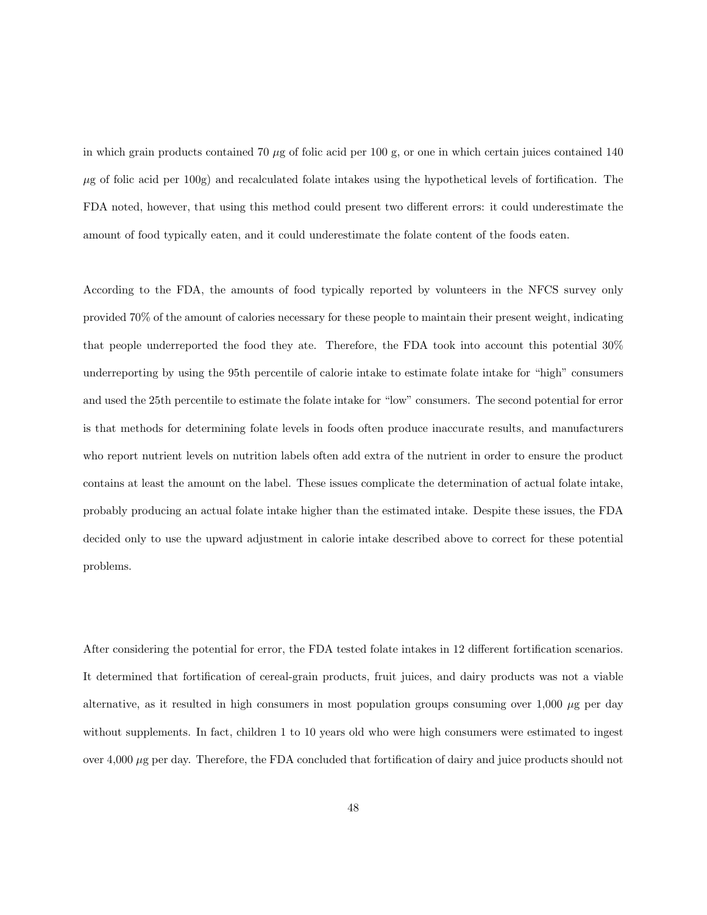in which grain products contained 70 $\mu$g of folic acid per 100 g, or one in which certain juices contained 140 $\mu$g of folic acid per 100g) and recalculated folate intakes using the hypothetical levels of fortification. The FDA noted, however, that using this method could present two different errors: it could underestimate the amount of food typically eaten, and it could underestimate the folate content of the foods eaten.

According to the FDA, the amounts of food typically reported by volunteers in the NFCS survey only provided 70% of the amount of calories necessary for these people to maintain their present weight, indicating that people underreported the food they ate. Therefore, the FDA took into account this potential 30% underreporting by using the 95th percentile of calorie intake to estimate folate intake for "high" consumers and used the 25th percentile to estimate the folate intake for "low" consumers. The second potential for error is that methods for determining folate levels in foods often produce inaccurate results, and manufacturers who report nutrient levels on nutrition labels often add extra of the nutrient in order to ensure the product contains at least the amount on the label. These issues complicate the determination of actual folate intake, probably producing an actual folate intake higher than the estimated intake. Despite these issues, the FDA decided only to use the upward adjustment in calorie intake described above to correct for these potential problems.

After considering the potential for error, the FDA tested folate intakes in 12 different fortification scenarios. It determined that fortification of cereal-grain products, fruit juices, and dairy products was not a viable alternative, as it resulted in high consumers in most population groups consuming over 1,000 $\mu$g per day without supplements. In fact, children 1 to 10 years old who were high consumers were estimated to ingest over 4,000 $\mu$g per day. Therefore, the FDA concluded that fortification of dairy and juice products should not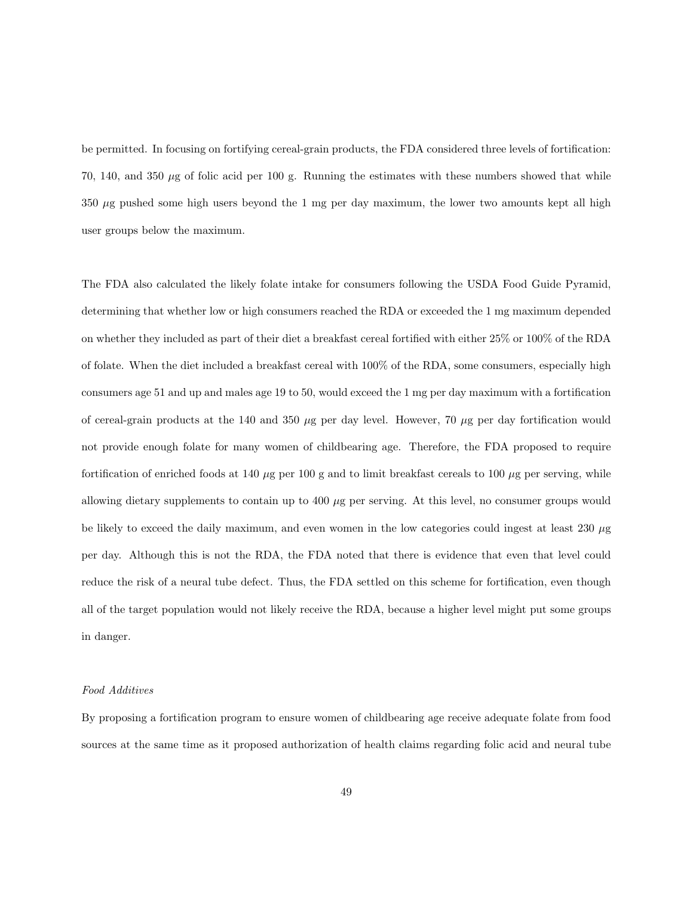be permitted. In focusing on fortifying cereal-grain products, the FDA considered three levels of fortification: 70, 140, and 350 $\mu$g of folic acid per 100 g. Running the estimates with these numbers showed that while 350 $\mu$g pushed some high users beyond the 1 mg per day maximum, the lower two amounts kept all high user groups below the maximum.

The FDA also calculated the likely folate intake for consumers following the USDA Food Guide Pyramid, determining that whether low or high consumers reached the RDA or exceeded the 1 mg maximum depended on whether they included as part of their diet a breakfast cereal fortified with either 25% or 100% of the RDA of folate. When the diet included a breakfast cereal with 100% of the RDA, some consumers, especially high consumers age 51 and up and males age 19 to 50, would exceed the 1 mg per day maximum with a fortification of cereal-grain products at the 140 and 350 $\mu$g per day level. However, 70 $\mu$g per day fortification would not provide enough folate for many women of childbearing age. Therefore, the FDA proposed to require fortification of enriched foods at 140 $\mu$g per 100 g and to limit breakfast cereals to 100 $\mu$g per serving, while allowing dietary supplements to contain up to 400 $\mu$g per serving. At this level, no consumer groups would be likely to exceed the daily maximum, and even women in the low categories could ingest at least 230 $\mu$g per day. Although this is not the RDA, the FDA noted that there is evidence that even that level could reduce the risk of a neural tube defect. Thus, the FDA settled on this scheme for fortification, even though all of the target population would not likely receive the RDA, because a higher level might put some groups in danger.

*Food Additives*

By proposing a fortification program to ensure women of childbearing age receive adequate folate from food sources at the same time as it proposed authorization of health claims regarding folic acid and neural tube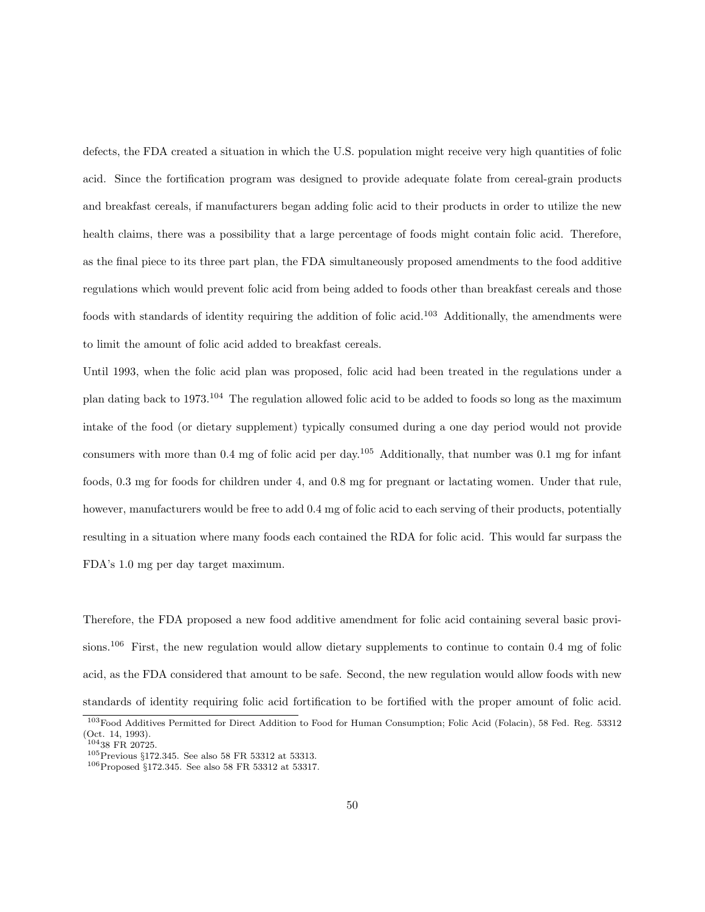defects, the FDA created a situation in which the U.S. population might receive very high quantities of folic acid. Since the fortification program was designed to provide adequate folate from cereal-grain products and breakfast cereals, if manufacturers began adding folic acid to their products in order to utilize the new health claims, there was a possibility that a large percentage of foods might contain folic acid. Therefore, as the final piece to its three part plan, the FDA simultaneously proposed amendments to the food additive regulations which would prevent folic acid from being added to foods other than breakfast cereals and those foods with standards of identity requiring the addition of folic acid.[103] Additionally, the amendments were to limit the amount of folic acid added to breakfast cereals.

Until 1993, when the folic acid plan was proposed, folic acid had been treated in the regulations under a plan dating back to 1973.[104] The regulation allowed folic acid to be added to foods so long as the maximum intake of the food (or dietary supplement) typically consumed during a one day period would not provide consumers with more than 0.4 mg of folic acid per day.[105] Additionally, that number was 0.1 mg for infant foods, 0.3 mg for foods for children under 4, and 0.8 mg for pregnant or lactating women. Under that rule, however, manufacturers would be free to add 0.4 mg of folic acid to each serving of their products, potentially resulting in a situation where many foods each contained the RDA for folic acid. This would far surpass the FDA's 1.0 mg per day target maximum.

Therefore, the FDA proposed a new food additive amendment for folic acid containing several basic provisions.[106] First, the new regulation would allow dietary supplements to continue to contain 0.4 mg of folic acid, as the FDA considered that amount to be safe. Second, the new regulation would allow foods with new standards of identity requiring folic acid fortification to be fortified with the proper amount of folic acid.

[103] Food Additives Permitted for Direct Addition to Food for Human Consumption; Folic Acid (Folacin), 58 Fed. Reg. 53312 (Oct. 14, 1993).

[104] 38 FR 20725.

[105] Previous §172.345. See also 58 FR 53312 at 53313.

[106] Proposed §172.345. See also 58 FR 53312 at 53317.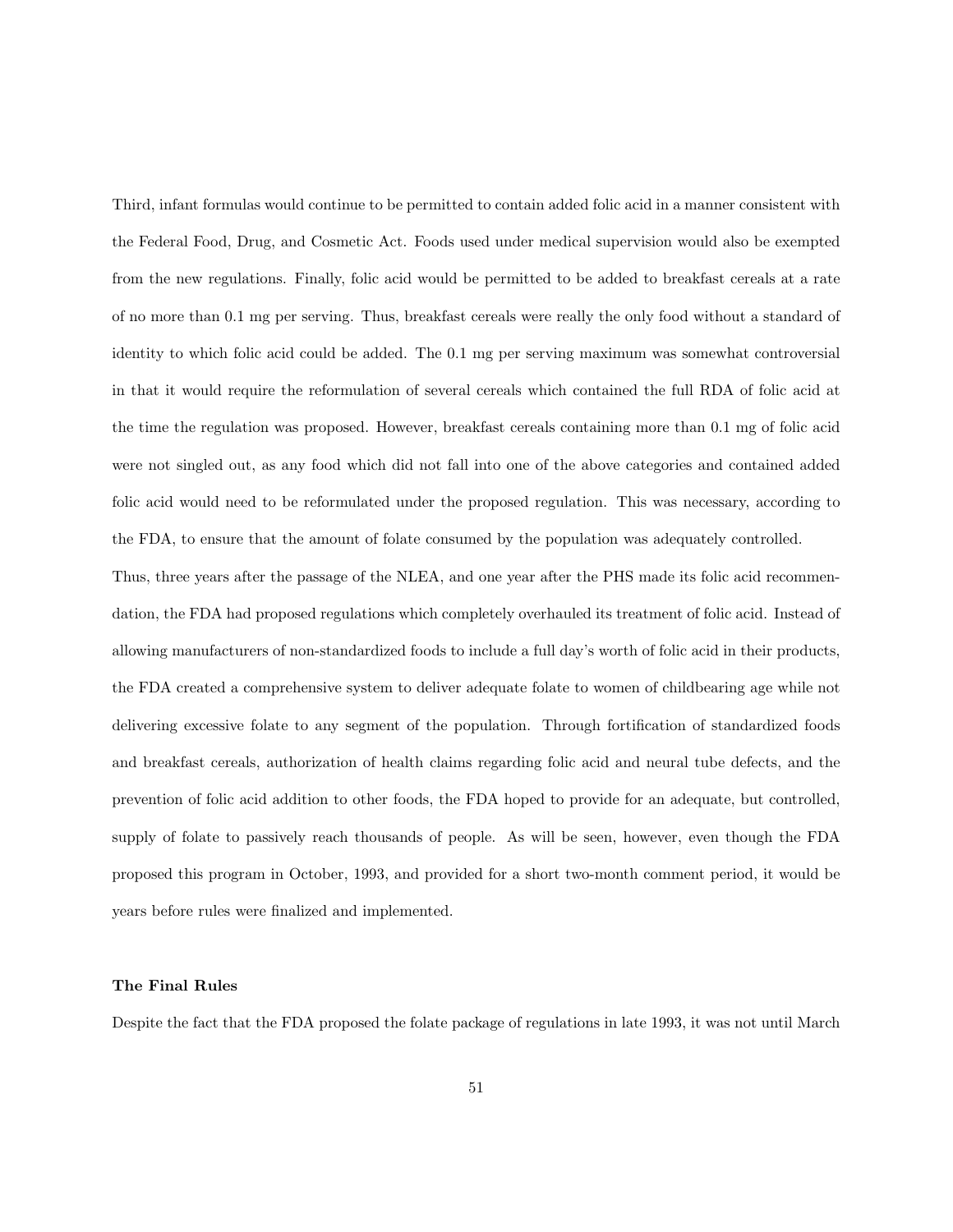Third, infant formulas would continue to be permitted to contain added folic acid in a manner consistent with the Federal Food, Drug, and Cosmetic Act. Foods used under medical supervision would also be exempted from the new regulations. Finally, folic acid would be permitted to be added to breakfast cereals at a rate of no more than 0.1 mg per serving. Thus, breakfast cereals were really the only food without a standard of identity to which folic acid could be added. The 0.1 mg per serving maximum was somewhat controversial in that it would require the reformulation of several cereals which contained the full RDA of folic acid at the time the regulation was proposed. However, breakfast cereals containing more than 0.1 mg of folic acid were not singled out, as any food which did not fall into one of the above categories and contained added folic acid would need to be reformulated under the proposed regulation. This was necessary, according to the FDA, to ensure that the amount of folate consumed by the population was adequately controlled.

Thus, three years after the passage of the NLEA, and one year after the PHS made its folic acid recommendation, the FDA had proposed regulations which completely overhauled its treatment of folic acid. Instead of allowing manufacturers of non-standardized foods to include a full day's worth of folic acid in their products, the FDA created a comprehensive system to deliver adequate folate to women of childbearing age while not delivering excessive folate to any segment of the population. Through fortification of standardized foods and breakfast cereals, authorization of health claims regarding folic acid and neural tube defects, and the prevention of folic acid addition to other foods, the FDA hoped to provide for an adequate, but controlled, supply of folate to passively reach thousands of people. As will be seen, however, even though the FDA proposed this program in October, 1993, and provided for a short two-month comment period, it would be years before rules were finalized and implemented.

### The Final Rules

Despite the fact that the FDA proposed the folate package of regulations in late 1993, it was not until March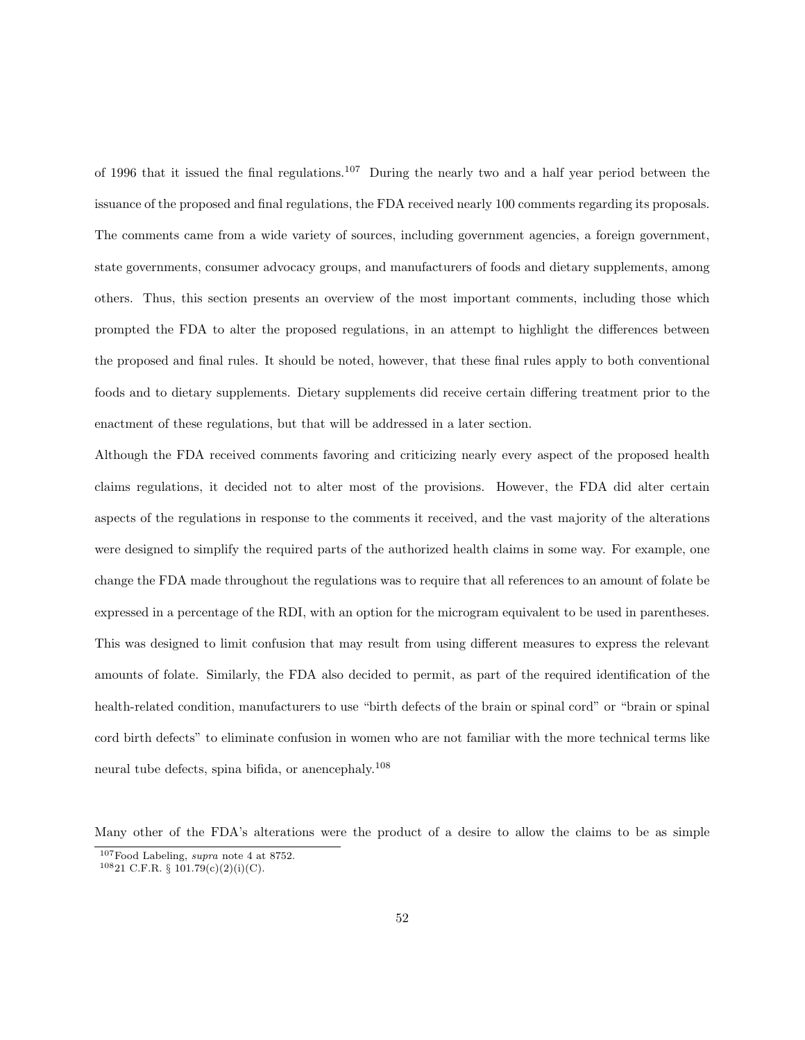of 1996 that it issued the final regulations.[107] During the nearly two and a half year period between the issuance of the proposed and final regulations, the FDA received nearly 100 comments regarding its proposals. The comments came from a wide variety of sources, including government agencies, a foreign government, state governments, consumer advocacy groups, and manufacturers of foods and dietary supplements, among others. Thus, this section presents an overview of the most important comments, including those which prompted the FDA to alter the proposed regulations, in an attempt to highlight the differences between the proposed and final rules. It should be noted, however, that these final rules apply to both conventional foods and to dietary supplements. Dietary supplements did receive certain differing treatment prior to the enactment of these regulations, but that will be addressed in a later section.

Although the FDA received comments favoring and criticizing nearly every aspect of the proposed health claims regulations, it decided not to alter most of the provisions. However, the FDA did alter certain aspects of the regulations in response to the comments it received, and the vast majority of the alterations were designed to simplify the required parts of the authorized health claims in some way. For example, one change the FDA made throughout the regulations was to require that all references to an amount of folate be expressed in a percentage of the RDI, with an option for the microgram equivalent to be used in parentheses. This was designed to limit confusion that may result from using different measures to express the relevant amounts of folate. Similarly, the FDA also decided to permit, as part of the required identification of the health-related condition, manufacturers to use "birth defects of the brain or spinal cord" or "brain or spinal cord birth defects" to eliminate confusion in women who are not familiar with the more technical terms like neural tube defects, spina bifida, or anencephaly.[108]

Many other of the FDA's alterations were the product of a desire to allow the claims to be as simple

[107] Food Labeling, *supra* note 4 at 8752.

[108] 21 C.F.R. § 101.79(c)(2)(i)(C).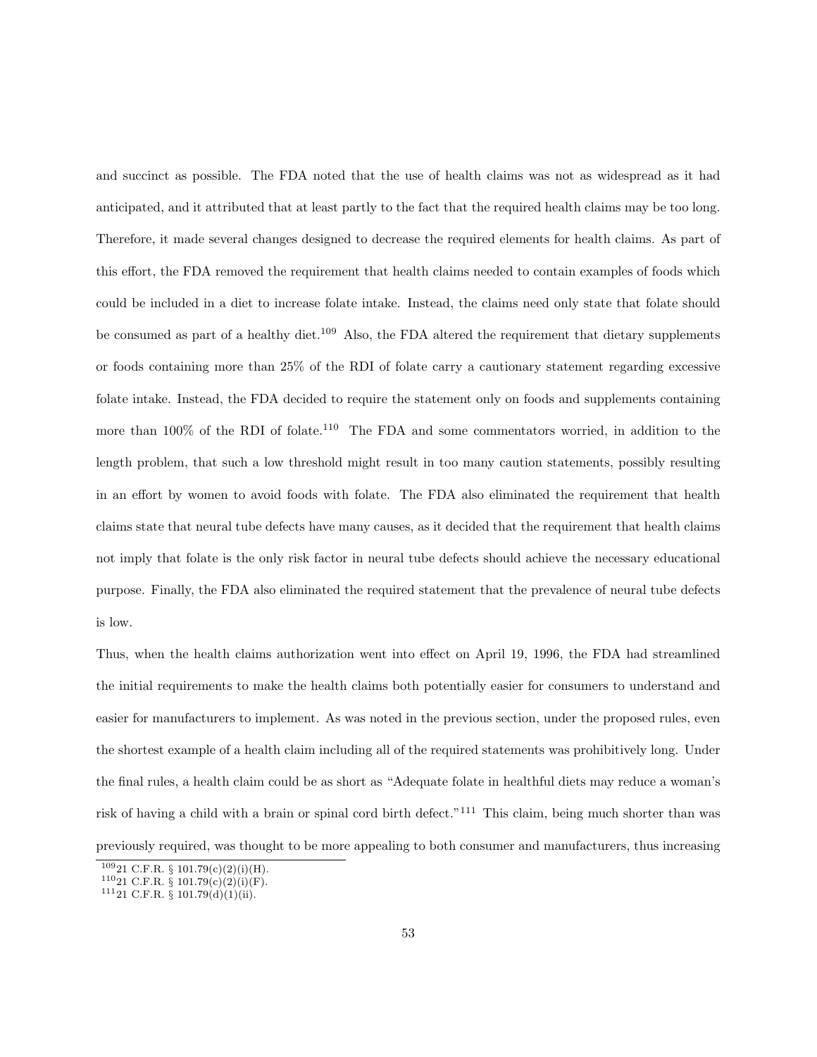and succinct as possible. The FDA noted that the use of health claims was not as widespread as it had anticipated, and it attributed that at least partly to the fact that the required health claims may be too long. Therefore, it made several changes designed to decrease the required elements for health claims. As part of this effort, the FDA removed the requirement that health claims needed to contain examples of foods which could be included in a diet to increase folate intake. Instead, the claims need only state that folate should be consumed as part of a healthy diet.[109] Also, the FDA altered the requirement that dietary supplements or foods containing more than 25% of the RDI of folate carry a cautionary statement regarding excessive folate intake. Instead, the FDA decided to require the statement only on foods and supplements containing more than 100% of the RDI of folate.[110] The FDA and some commentators worried, in addition to the length problem, that such a low threshold might result in too many caution statements, possibly resulting in an effort by women to avoid foods with folate. The FDA also eliminated the requirement that health claims state that neural tube defects have many causes, as it decided that the requirement that health claims not imply that folate is the only risk factor in neural tube defects should achieve the necessary educational purpose. Finally, the FDA also eliminated the required statement that the prevalence of neural tube defects is low.

Thus, when the health claims authorization went into effect on April 19, 1996, the FDA had streamlined the initial requirements to make the health claims both potentially easier for consumers to understand and easier for manufacturers to implement. As was noted in the previous section, under the proposed rules, even the shortest example of a health claim including all of the required statements was prohibitively long. Under the final rules, a health claim could be as short as "Adequate folate in healthful diets may reduce a woman's risk of having a child with a brain or spinal cord birth defect."[111] This claim, being much shorter than was previously required, was thought to be more appealing to both consumer and manufacturers, thus increasing

[109] 21 C.F.R. § 101.79(c)(2)(i)(H).
[110] 21 C.F.R. § 101.79(c)(2)(i)(F).
[111] 21 C.F.R. § 101.79(d)(1)(ii).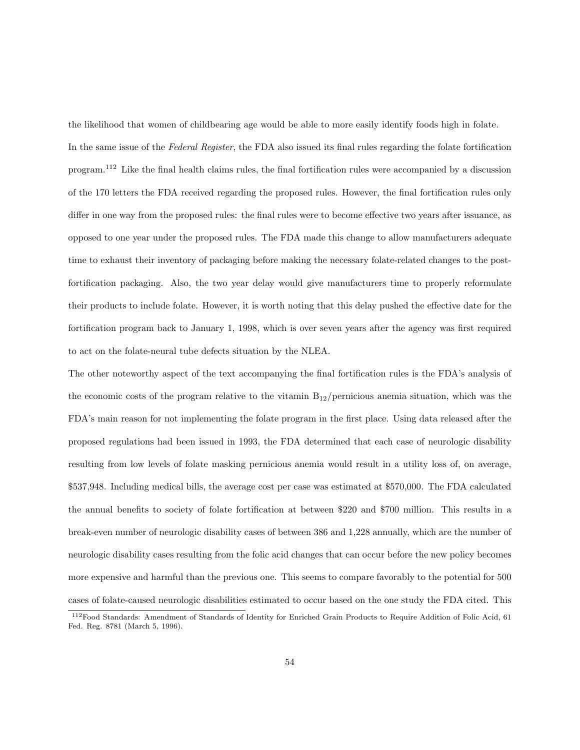the likelihood that women of childbearing age would be able to more easily identify foods high in folate.

In the same issue of the *Federal Register*, the FDA also issued its final rules regarding the folate fortification program.[112] Like the final health claims rules, the final fortification rules were accompanied by a discussion of the 170 letters the FDA received regarding the proposed rules. However, the final fortification rules only differ in one way from the proposed rules: the final rules were to become effective two years after issuance, as opposed to one year under the proposed rules. The FDA made this change to allow manufacturers adequate time to exhaust their inventory of packaging before making the necessary folate-related changes to the post-fortification packaging. Also, the two year delay would give manufacturers time to properly reformulate their products to include folate. However, it is worth noting that this delay pushed the effective date for the fortification program back to January 1, 1998, which is over seven years after the agency was first required to act on the folate-neural tube defects situation by the NLEA.

The other noteworthy aspect of the text accompanying the final fortification rules is the FDA's analysis of the economic costs of the program relative to the vitamin $B_{12}$/pernicious anemia situation, which was the FDA's main reason for not implementing the folate program in the first place. Using data released after the proposed regulations had been issued in 1993, the FDA determined that each case of neurologic disability resulting from low levels of folate masking pernicious anemia would result in a utility loss of, on average, $537,948. Including medical bills, the average cost per case was estimated at $570,000. The FDA calculated the annual benefits to society of folate fortification at between $220 and $700 million. This results in a break-even number of neurologic disability cases of between 386 and 1,228 annually, which are the number of neurologic disability cases resulting from the folic acid changes that can occur before the new policy becomes more expensive and harmful than the previous one. This seems to compare favorably to the potential for 500 cases of folate-caused neurologic disabilities estimated to occur based on the one study the FDA cited. This

[112] Food Standards: Amendment of Standards of Identity for Enriched Grain Products to Require Addition of Folic Acid, 61 Fed. Reg. 8781 (March 5, 1996).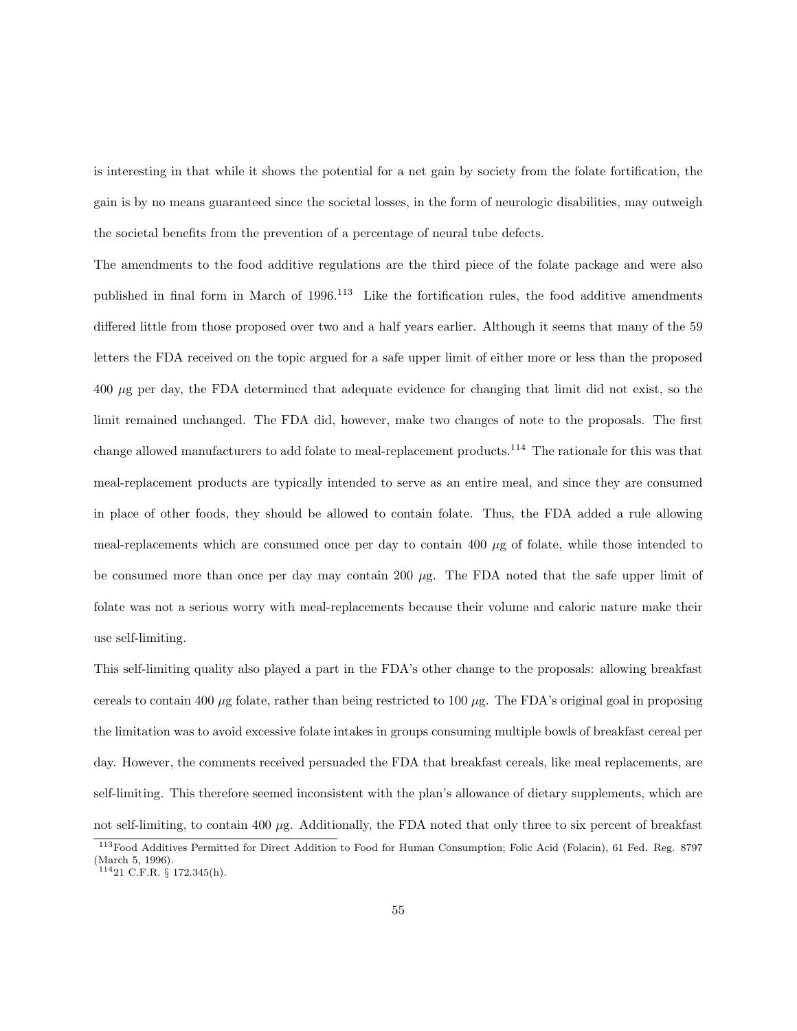is interesting in that while it shows the potential for a net gain by society from the folate fortification, the gain is by no means guaranteed since the societal losses, in the form of neurologic disabilities, may outweigh the societal benefits from the prevention of a percentage of neural tube defects.

The amendments to the food additive regulations are the third piece of the folate package and were also published in final form in March of 1996.[113] Like the fortification rules, the food additive amendments differed little from those proposed over two and a half years earlier. Although it seems that many of the 59 letters the FDA received on the topic argued for a safe upper limit of either more or less than the proposed 400 $\mu$g per day, the FDA determined that adequate evidence for changing that limit did not exist, so the limit remained unchanged. The FDA did, however, make two changes of note to the proposals. The first change allowed manufacturers to add folate to meal-replacement products.[114] The rationale for this was that meal-replacement products are typically intended to serve as an entire meal, and since they are consumed in place of other foods, they should be allowed to contain folate. Thus, the FDA added a rule allowing meal-replacements which are consumed once per day to contain 400 $\mu$g of folate, while those intended to be consumed more than once per day may contain 200 $\mu$g. The FDA noted that the safe upper limit of folate was not a serious worry with meal-replacements because their volume and caloric nature make their use self-limiting.

This self-limiting quality also played a part in the FDA's other change to the proposals: allowing breakfast cereals to contain 400 $\mu$g folate, rather than being restricted to 100 $\mu$g. The FDA's original goal in proposing the limitation was to avoid excessive folate intakes in groups consuming multiple bowls of breakfast cereal per day. However, the comments received persuaded the FDA that breakfast cereals, like meal replacements, are self-limiting. This therefore seemed inconsistent with the plan's allowance of dietary supplements, which are not self-limiting, to contain 400 $\mu$g. Additionally, the FDA noted that only three to six percent of breakfast

[113] Food Additives Permitted for Direct Addition to Food for Human Consumption; Folic Acid (Folacin), 61 Fed. Reg. 8797 (March 5, 1996).

[114] 21 C.F.R. § 172.345(h).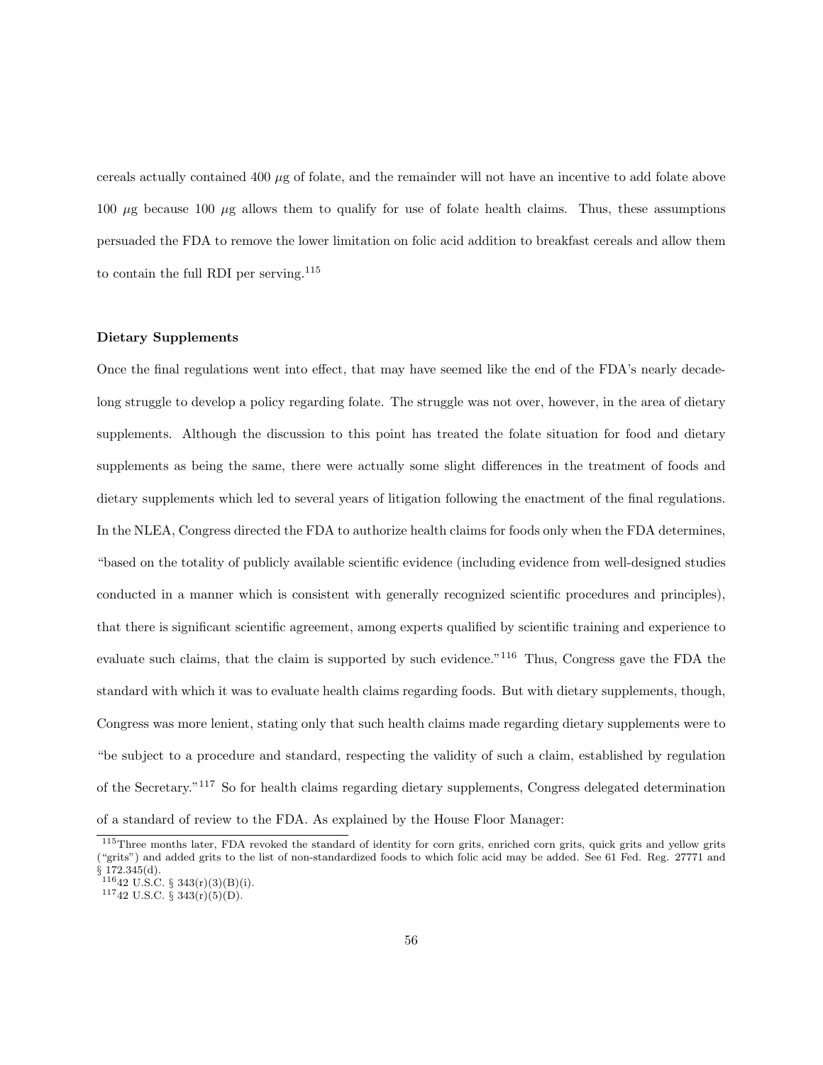cereals actually contained 400 $\mu$g of folate, and the remainder will not have an incentive to add folate above 100 $\mu$g because 100 $\mu$g allows them to qualify for use of folate health claims. Thus, these assumptions persuaded the FDA to remove the lower limitation on folic acid addition to breakfast cereals and allow them to contain the full RDI per serving.[115]

**Dietary Supplements**

Once the final regulations went into effect, that may have seemed like the end of the FDA's nearly decade-long struggle to develop a policy regarding folate. The struggle was not over, however, in the area of dietary supplements. Although the discussion to this point has treated the folate situation for food and dietary supplements as being the same, there were actually some slight differences in the treatment of foods and dietary supplements which led to several years of litigation following the enactment of the final regulations. In the NLEA, Congress directed the FDA to authorize health claims for foods only when the FDA determines, "based on the totality of publicly available scientific evidence (including evidence from well-designed studies conducted in a manner which is consistent with generally recognized scientific procedures and principles), that there is significant scientific agreement, among experts qualified by scientific training and experience to evaluate such claims, that the claim is supported by such evidence."[116] Thus, Congress gave the FDA the standard with which it was to evaluate health claims regarding foods. But with dietary supplements, though, Congress was more lenient, stating only that such health claims made regarding dietary supplements were to "be subject to a procedure and standard, respecting the validity of such a claim, established by regulation of the Secretary."[117] So for health claims regarding dietary supplements, Congress delegated determination of a standard of review to the FDA. As explained by the House Floor Manager:

[115] Three months later, FDA revoked the standard of identity for corn grits, enriched corn grits, quick grits and yellow grits ("grits") and added grits to the list of non-standardized foods to which folic acid may be added. See 61 Fed. Reg. 27771 and § 172.345(d).

[116] 42 U.S.C. § 343(r)(3)(B)(i).

[117] 42 U.S.C. § 343(r)(5)(D).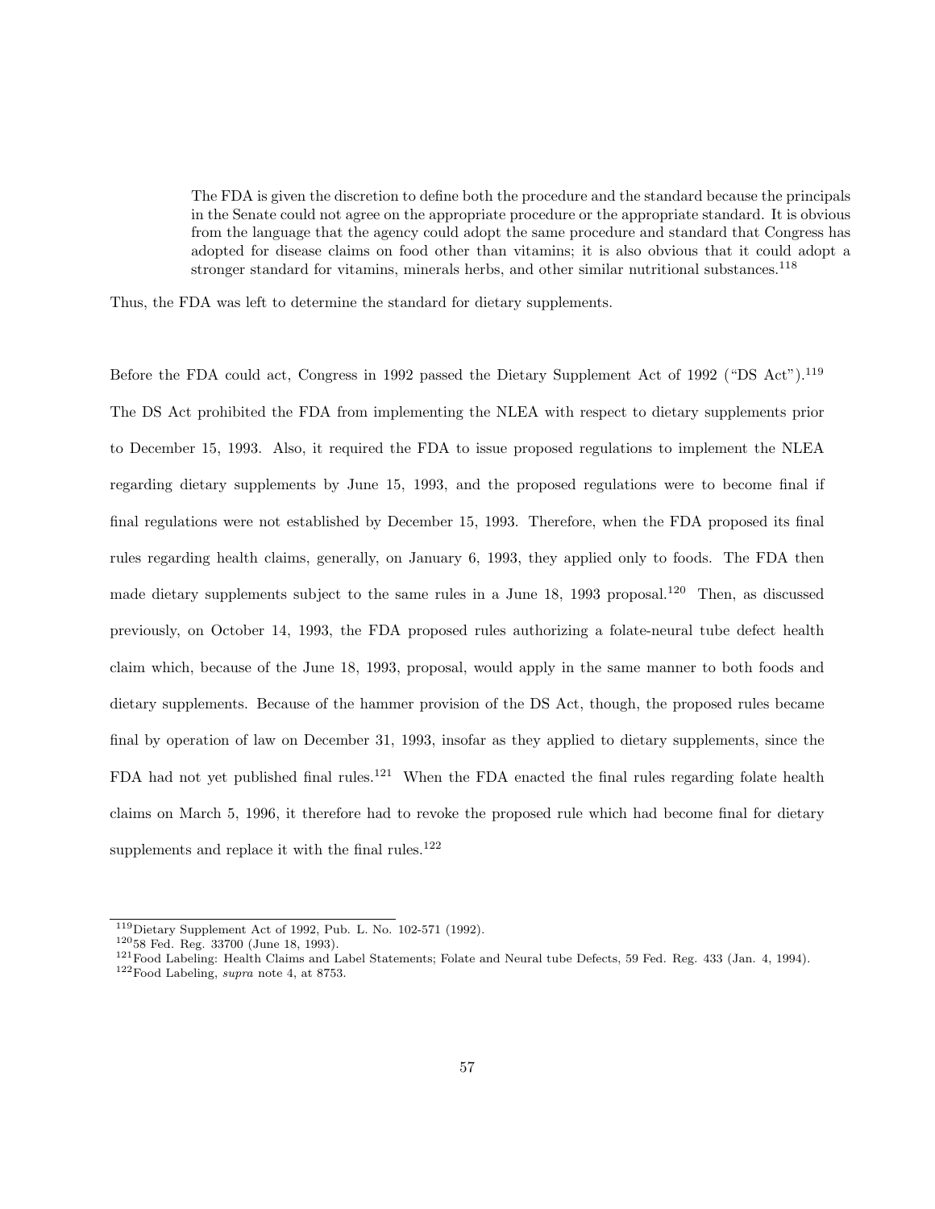> The FDA is given the discretion to define both the procedure and the standard because the principals in the Senate could not agree on the appropriate procedure or the appropriate standard. It is obvious from the language that the agency could adopt the same procedure and standard that Congress has adopted for disease claims on food other than vitamins; it is also obvious that it could adopt a stronger standard for vitamins, minerals herbs, and other similar nutritional substances.[118]

Thus, the FDA was left to determine the standard for dietary supplements.

Before the FDA could act, Congress in 1992 passed the Dietary Supplement Act of 1992 ("DS Act").[119] The DS Act prohibited the FDA from implementing the NLEA with respect to dietary supplements prior to December 15, 1993. Also, it required the FDA to issue proposed regulations to implement the NLEA regarding dietary supplements by June 15, 1993, and the proposed regulations were to become final if final regulations were not established by December 15, 1993. Therefore, when the FDA proposed its final rules regarding health claims, generally, on January 6, 1993, they applied only to foods. The FDA then made dietary supplements subject to the same rules in a June 18, 1993 proposal.[120] Then, as discussed previously, on October 14, 1993, the FDA proposed rules authorizing a folate-neural tube defect health claim which, because of the June 18, 1993, proposal, would apply in the same manner to both foods and dietary supplements. Because of the hammer provision of the DS Act, though, the proposed rules became final by operation of law on December 31, 1993, insofar as they applied to dietary supplements, since the FDA had not yet published final rules.[121] When the FDA enacted the final rules regarding folate health claims on March 5, 1996, it therefore had to revoke the proposed rule which had become final for dietary supplements and replace it with the final rules.[122]

---

[119] Dietary Supplement Act of 1992, Pub. L. No. 102-571 (1992).

[120] 58 Fed. Reg. 33700 (June 18, 1993).

[121] Food Labeling: Health Claims and Label Statements; Folate and Neural tube Defects, 59 Fed. Reg. 433 (Jan. 4, 1994).

[122] Food Labeling, *supra* note 4, at 8753.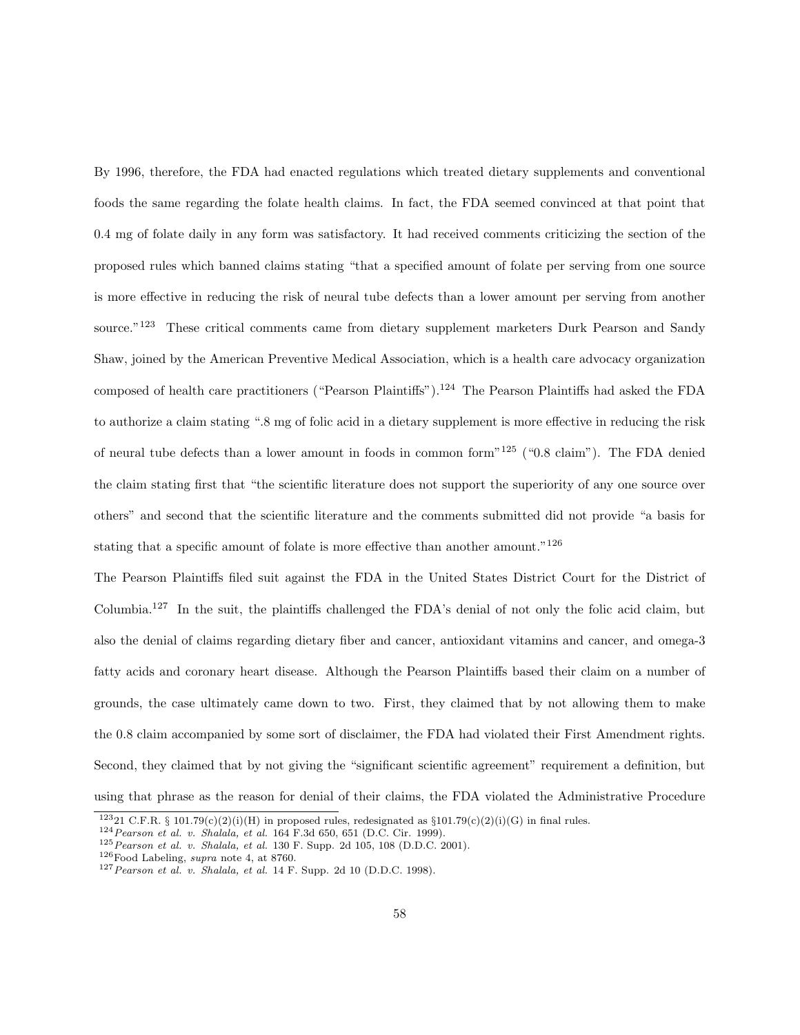By 1996, therefore, the FDA had enacted regulations which treated dietary supplements and conventional foods the same regarding the folate health claims. In fact, the FDA seemed convinced at that point that 0.4 mg of folate daily in any form was satisfactory. It had received comments criticizing the section of the proposed rules which banned claims stating "that a specified amount of folate per serving from one source is more effective in reducing the risk of neural tube defects than a lower amount per serving from another source."[123] These critical comments came from dietary supplement marketers Durk Pearson and Sandy Shaw, joined by the American Preventive Medical Association, which is a health care advocacy organization composed of health care practitioners ("Pearson Plaintiffs").[124] The Pearson Plaintiffs had asked the FDA to authorize a claim stating ".8 mg of folic acid in a dietary supplement is more effective in reducing the risk of neural tube defects than a lower amount in foods in common form"[125] ("0.8 claim"). The FDA denied the claim stating first that "the scientific literature does not support the superiority of any one source over others" and second that the scientific literature and the comments submitted did not provide "a basis for stating that a specific amount of folate is more effective than another amount."[126]

The Pearson Plaintiffs filed suit against the FDA in the United States District Court for the District of Columbia.[127] In the suit, the plaintiffs challenged the FDA's denial of not only the folic acid claim, but also the denial of claims regarding dietary fiber and cancer, antioxidant vitamins and cancer, and omega-3 fatty acids and coronary heart disease. Although the Pearson Plaintiffs based their claim on a number of grounds, the case ultimately came down to two. First, they claimed that by not allowing them to make the 0.8 claim accompanied by some sort of disclaimer, the FDA had violated their First Amendment rights. Second, they claimed that by not giving the "significant scientific agreement" requirement a definition, but using that phrase as the reason for denial of their claims, the FDA violated the Administrative Procedure

---

[123] 21 C.F.R. § 101.79(c)(2)(i)(H) in proposed rules, redesignated as §101.79(c)(2)(i)(G) in final rules.

[124] *Pearson et al. v. Shalala, et al.* 164 F.3d 650, 651 (D.C. Cir. 1999).

[125] *Pearson et al. v. Shalala, et al.* 130 F. Supp. 2d 105, 108 (D.D.C. 2001).

[126] Food Labeling, *supra* note 4, at 8760.

[127] *Pearson et al. v. Shalala, et al.* 14 F. Supp. 2d 10 (D.D.C. 1998).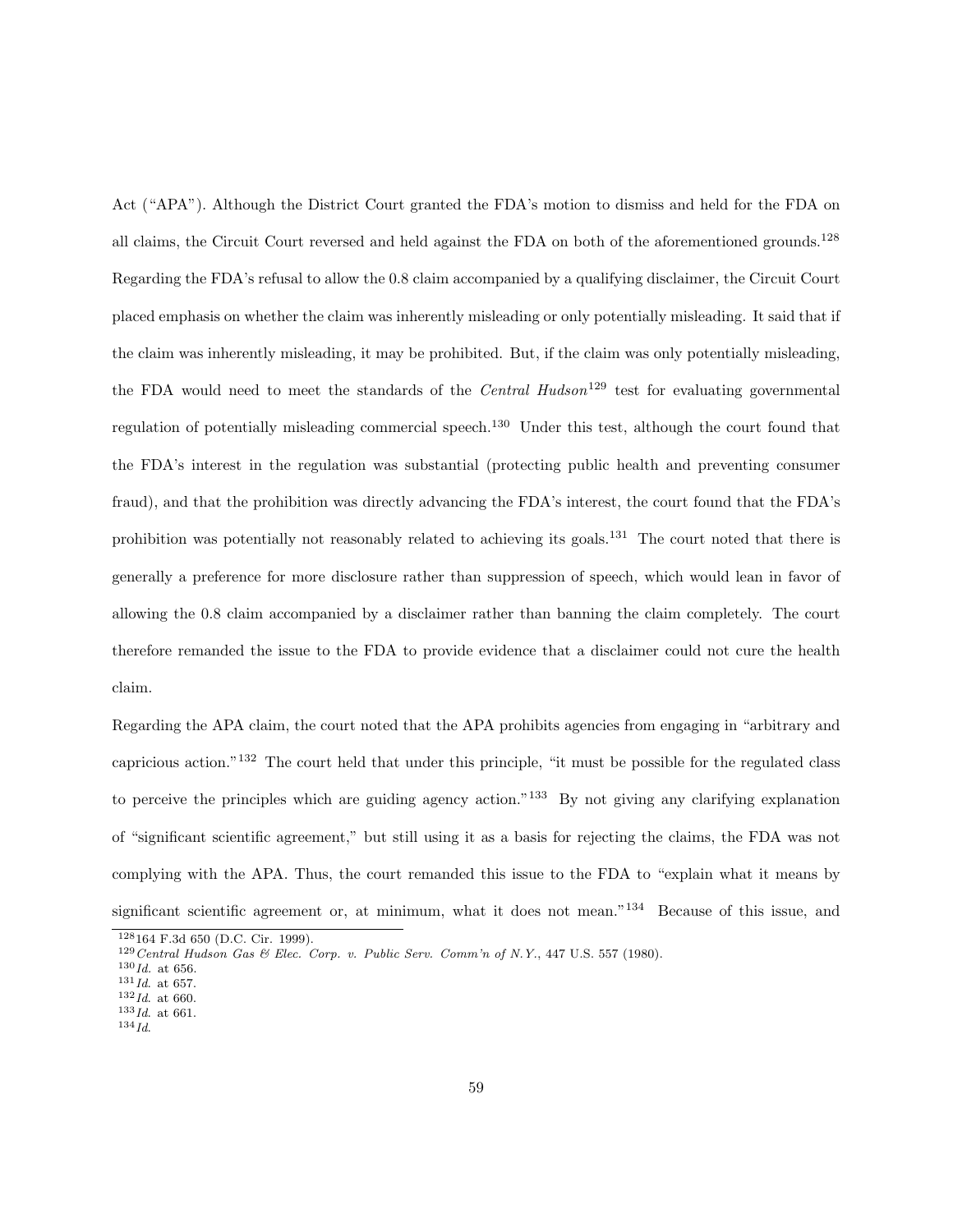Act ("APA"). Although the District Court granted the FDA's motion to dismiss and held for the FDA on all claims, the Circuit Court reversed and held against the FDA on both of the aforementioned grounds.[128] Regarding the FDA's refusal to allow the 0.8 claim accompanied by a qualifying disclaimer, the Circuit Court placed emphasis on whether the claim was inherently misleading or only potentially misleading. It said that if the claim was inherently misleading, it may be prohibited. But, if the claim was only potentially misleading, the FDA would need to meet the standards of the *Central Hudson*[129] test for evaluating governmental regulation of potentially misleading commercial speech.[130] Under this test, although the court found that the FDA's interest in the regulation was substantial (protecting public health and preventing consumer fraud), and that the prohibition was directly advancing the FDA's interest, the court found that the FDA's prohibition was potentially not reasonably related to achieving its goals.[131] The court noted that there is generally a preference for more disclosure rather than suppression of speech, which would lean in favor of allowing the 0.8 claim accompanied by a disclaimer rather than banning the claim completely. The court therefore remanded the issue to the FDA to provide evidence that a disclaimer could not cure the health claim.

Regarding the APA claim, the court noted that the APA prohibits agencies from engaging in "arbitrary and capricious action."[132] The court held that under this principle, "it must be possible for the regulated class to perceive the principles which are guiding agency action."[133] By not giving any clarifying explanation of "significant scientific agreement," but still using it as a basis for rejecting the claims, the FDA was not complying with the APA. Thus, the court remanded this issue to the FDA to "explain what it means by significant scientific agreement or, at minimum, what it does not mean."[134] Because of this issue, and

[128] 164 F.3d 650 (D.C. Cir. 1999).
[129] *Central Hudson Gas & Elec. Corp. v. Public Serv. Comm'n of N.Y.*, 447 U.S. 557 (1980).
[130] *Id.* at 656.
[131] *Id.* at 657.
[132] *Id.* at 660.
[133] *Id.* at 661.
[134] *Id.*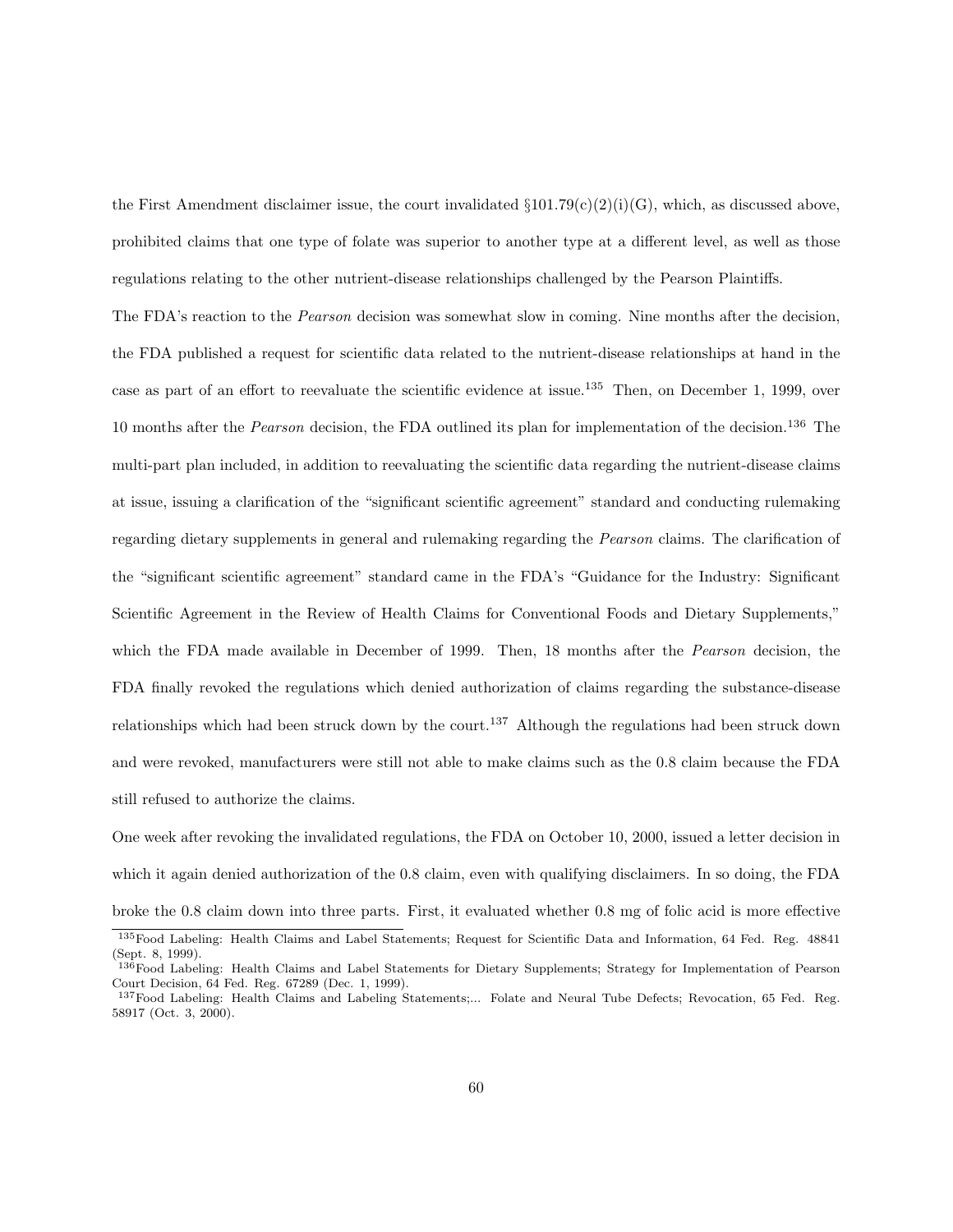the First Amendment disclaimer issue, the court invalidated §101.79(c)(2)(i)(G), which, as discussed above, prohibited claims that one type of folate was superior to another type at a different level, as well as those regulations relating to the other nutrient-disease relationships challenged by the Pearson Plaintiffs.

The FDA's reaction to the *Pearson* decision was somewhat slow in coming. Nine months after the decision, the FDA published a request for scientific data related to the nutrient-disease relationships at hand in the case as part of an effort to reevaluate the scientific evidence at issue.[135] Then, on December 1, 1999, over 10 months after the *Pearson* decision, the FDA outlined its plan for implementation of the decision.[136] The multi-part plan included, in addition to reevaluating the scientific data regarding the nutrient-disease claims at issue, issuing a clarification of the "significant scientific agreement" standard and conducting rulemaking regarding dietary supplements in general and rulemaking regarding the *Pearson* claims. The clarification of the "significant scientific agreement" standard came in the FDA's "Guidance for the Industry: Significant Scientific Agreement in the Review of Health Claims for Conventional Foods and Dietary Supplements," which the FDA made available in December of 1999. Then, 18 months after the *Pearson* decision, the FDA finally revoked the regulations which denied authorization of claims regarding the substance-disease relationships which had been struck down by the court.[137] Although the regulations had been struck down and were revoked, manufacturers were still not able to make claims such as the 0.8 claim because the FDA still refused to authorize the claims.

One week after revoking the invalidated regulations, the FDA on October 10, 2000, issued a letter decision in which it again denied authorization of the 0.8 claim, even with qualifying disclaimers. In so doing, the FDA broke the 0.8 claim down into three parts. First, it evaluated whether 0.8 mg of folic acid is more effective

[135] Food Labeling: Health Claims and Label Statements; Request for Scientific Data and Information, 64 Fed. Reg. 48841 (Sept. 8, 1999).

[136] Food Labeling: Health Claims and Label Statements for Dietary Supplements; Strategy for Implementation of Pearson Court Decision, 64 Fed. Reg. 67289 (Dec. 1, 1999).

[137] Food Labeling: Health Claims and Labeling Statements;... Folate and Neural Tube Defects; Revocation, 65 Fed. Reg. 58917 (Oct. 3, 2000).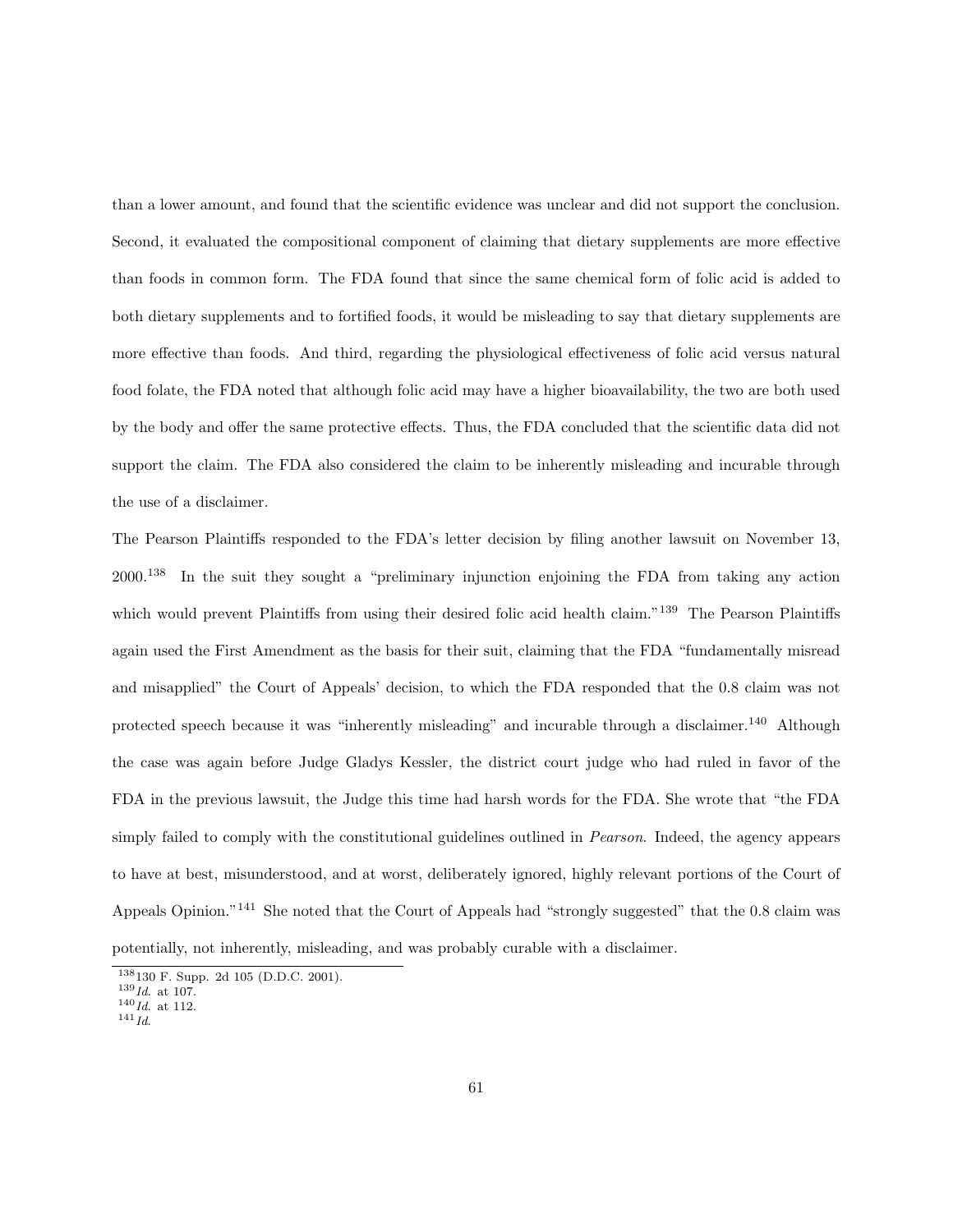than a lower amount, and found that the scientific evidence was unclear and did not support the conclusion. Second, it evaluated the compositional component of claiming that dietary supplements are more effective than foods in common form. The FDA found that since the same chemical form of folic acid is added to both dietary supplements and to fortified foods, it would be misleading to say that dietary supplements are more effective than foods. And third, regarding the physiological effectiveness of folic acid versus natural food folate, the FDA noted that although folic acid may have a higher bioavailability, the two are both used by the body and offer the same protective effects. Thus, the FDA concluded that the scientific data did not support the claim. The FDA also considered the claim to be inherently misleading and incurable through the use of a disclaimer.

The Pearson Plaintiffs responded to the FDA's letter decision by filing another lawsuit on November 13, 2000.[138] In the suit they sought a "preliminary injunction enjoining the FDA from taking any action which would prevent Plaintiffs from using their desired folic acid health claim."[139] The Pearson Plaintiffs again used the First Amendment as the basis for their suit, claiming that the FDA "fundamentally misread and misapplied" the Court of Appeals' decision, to which the FDA responded that the 0.8 claim was not protected speech because it was "inherently misleading" and incurable through a disclaimer.[140] Although the case was again before Judge Gladys Kessler, the district court judge who had ruled in favor of the FDA in the previous lawsuit, the Judge this time had harsh words for the FDA. She wrote that "the FDA simply failed to comply with the constitutional guidelines outlined in *Pearson*. Indeed, the agency appears to have at best, misunderstood, and at worst, deliberately ignored, highly relevant portions of the Court of Appeals Opinion."[141] She noted that the Court of Appeals had "strongly suggested" that the 0.8 claim was potentially, not inherently, misleading, and was probably curable with a disclaimer.

---

[138] 130 F. Supp. 2d 105 (D.D.C. 2001).
[139] *Id.* at 107.
[140] *Id.* at 112.
[141] *Id.*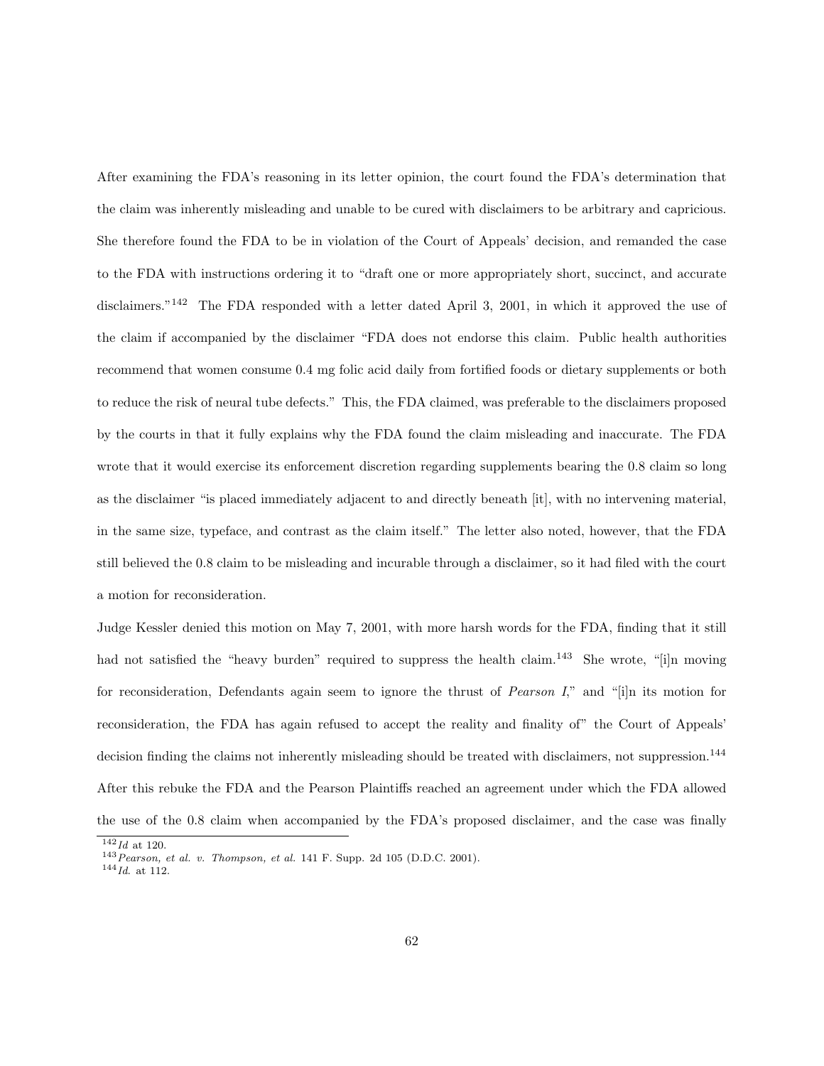After examining the FDA's reasoning in its letter opinion, the court found the FDA's determination that the claim was inherently misleading and unable to be cured with disclaimers to be arbitrary and capricious. She therefore found the FDA to be in violation of the Court of Appeals' decision, and remanded the case to the FDA with instructions ordering it to "draft one or more appropriately short, succinct, and accurate disclaimers."[142] The FDA responded with a letter dated April 3, 2001, in which it approved the use of the claim if accompanied by the disclaimer "FDA does not endorse this claim. Public health authorities recommend that women consume 0.4 mg folic acid daily from fortified foods or dietary supplements or both to reduce the risk of neural tube defects." This, the FDA claimed, was preferable to the disclaimers proposed by the courts in that it fully explains why the FDA found the claim misleading and inaccurate. The FDA wrote that it would exercise its enforcement discretion regarding supplements bearing the 0.8 claim so long as the disclaimer "is placed immediately adjacent to and directly beneath [it], with no intervening material, in the same size, typeface, and contrast as the claim itself." The letter also noted, however, that the FDA still believed the 0.8 claim to be misleading and incurable through a disclaimer, so it had filed with the court a motion for reconsideration.

Judge Kessler denied this motion on May 7, 2001, with more harsh words for the FDA, finding that it still had not satisfied the "heavy burden" required to suppress the health claim.[143] She wrote, "[i]n moving for reconsideration, Defendants again seem to ignore the thrust of *Pearson I*," and "[i]n its motion for reconsideration, the FDA has again refused to accept the reality and finality of" the Court of Appeals' decision finding the claims not inherently misleading should be treated with disclaimers, not suppression.[144] After this rebuke the FDA and the Pearson Plaintiffs reached an agreement under which the FDA allowed the use of the 0.8 claim when accompanied by the FDA's proposed disclaimer, and the case was finally

[142] *Id* at 120.
[143] *Pearson, et al. v. Thompson, et al.* 141 F. Supp. 2d 105 (D.D.C. 2001).
[144] *Id*. at 112.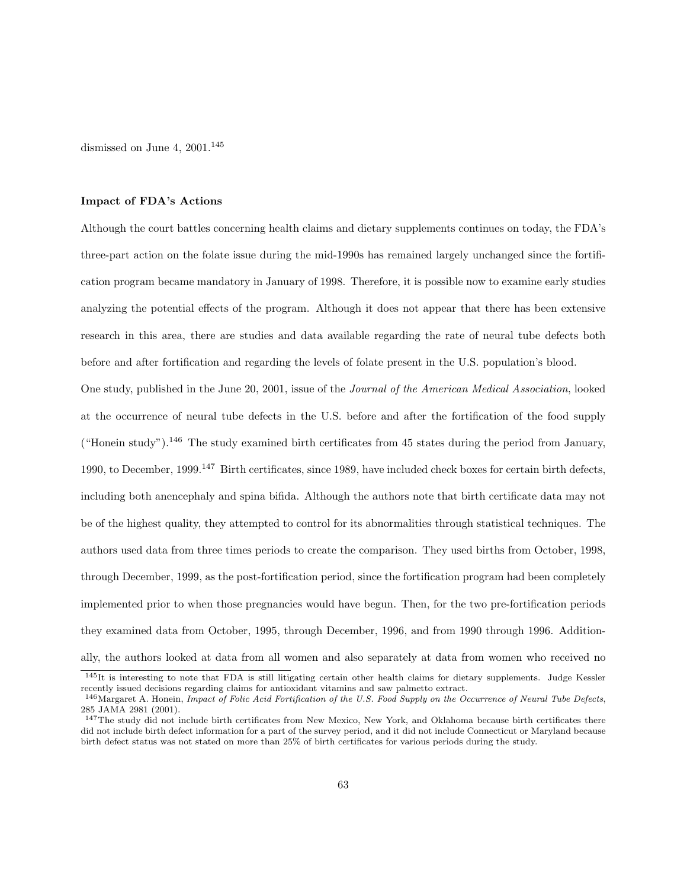dismissed on June 4, 2001.[145]

**Impact of FDA's Actions**

Although the court battles concerning health claims and dietary supplements continues on today, the FDA's three-part action on the folate issue during the mid-1990s has remained largely unchanged since the fortification program became mandatory in January of 1998. Therefore, it is possible now to examine early studies analyzing the potential effects of the program. Although it does not appear that there has been extensive research in this area, there are studies and data available regarding the rate of neural tube defects both before and after fortification and regarding the levels of folate present in the U.S. population's blood.

One study, published in the June 20, 2001, issue of the *Journal of the American Medical Association*, looked at the occurrence of neural tube defects in the U.S. before and after the fortification of the food supply ("Honein study").[146] The study examined birth certificates from 45 states during the period from January, 1990, to December, 1999.[147] Birth certificates, since 1989, have included check boxes for certain birth defects, including both anencephaly and spina bifida. Although the authors note that birth certificate data may not be of the highest quality, they attempted to control for its abnormalities through statistical techniques. The authors used data from three times periods to create the comparison. They used births from October, 1998, through December, 1999, as the post-fortification period, since the fortification program had been completely implemented prior to when those pregnancies would have begun. Then, for the two pre-fortification periods they examined data from October, 1995, through December, 1996, and from 1990 through 1996. Additionally, the authors looked at data from all women and also separately at data from women who received no

---

[145] It is interesting to note that FDA is still litigating certain other health claims for dietary supplements. Judge Kessler recently issued decisions regarding claims for antioxidant vitamins and saw palmetto extract.

[146] Margaret A. Honein, *Impact of Folic Acid Fortification of the U.S. Food Supply on the Occurrence of Neural Tube Defects*, 285 JAMA 2981 (2001).

[147] The study did not include birth certificates from New Mexico, New York, and Oklahoma because birth certificates there did not include birth defect information for a part of the survey period, and it did not include Connecticut or Maryland because birth defect status was not stated on more than 25% of birth certificates for various periods during the study.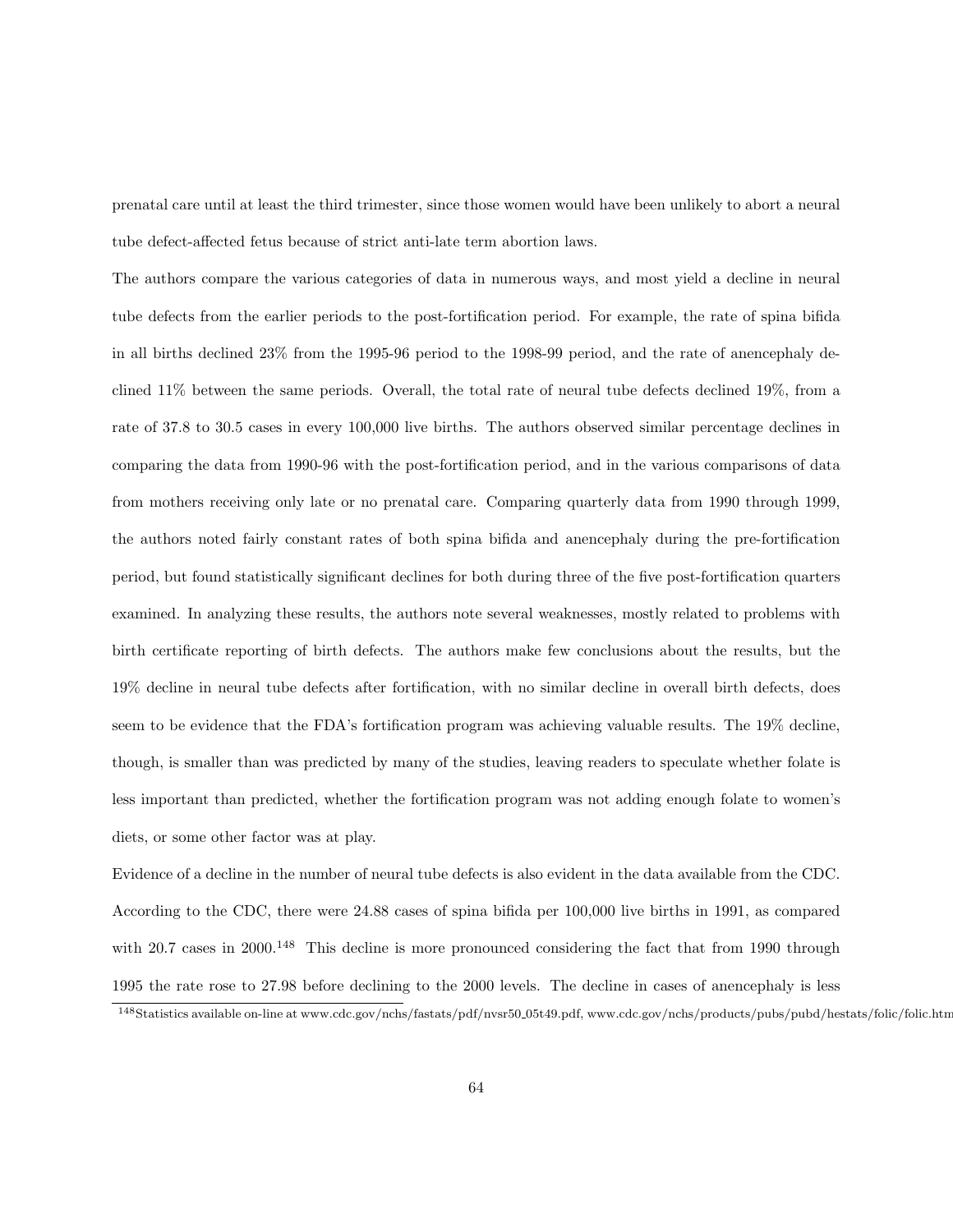prenatal care until at least the third trimester, since those women would have been unlikely to abort a neural tube defect-affected fetus because of strict anti-late term abortion laws.

The authors compare the various categories of data in numerous ways, and most yield a decline in neural tube defects from the earlier periods to the post-fortification period. For example, the rate of spina bifida in all births declined 23% from the 1995-96 period to the 1998-99 period, and the rate of anencephaly declined 11% between the same periods. Overall, the total rate of neural tube defects declined 19%, from a rate of 37.8 to 30.5 cases in every 100,000 live births. The authors observed similar percentage declines in comparing the data from 1990-96 with the post-fortification period, and in the various comparisons of data from mothers receiving only late or no prenatal care. Comparing quarterly data from 1990 through 1999, the authors noted fairly constant rates of both spina bifida and anencephaly during the pre-fortification period, but found statistically significant declines for both during three of the five post-fortification quarters examined. In analyzing these results, the authors note several weaknesses, mostly related to problems with birth certificate reporting of birth defects. The authors make few conclusions about the results, but the 19% decline in neural tube defects after fortification, with no similar decline in overall birth defects, does seem to be evidence that the FDA's fortification program was achieving valuable results. The 19% decline, though, is smaller than was predicted by many of the studies, leaving readers to speculate whether folate is less important than predicted, whether the fortification program was not adding enough folate to women's diets, or some other factor was at play.

Evidence of a decline in the number of neural tube defects is also evident in the data available from the CDC. According to the CDC, there were 24.88 cases of spina bifida per 100,000 live births in 1991, as compared with 20.7 cases in 2000.[148] This decline is more pronounced considering the fact that from 1990 through 1995 the rate rose to 27.98 before declining to the 2000 levels. The decline in cases of anencephaly is less

[148] Statistics available on-line at www.cdc.gov/nchs/fastats/pdf/nvsr50_05t49.pdf, www.cdc.gov/nchs/products/pubs/pubd/hestats/folic/folic.htm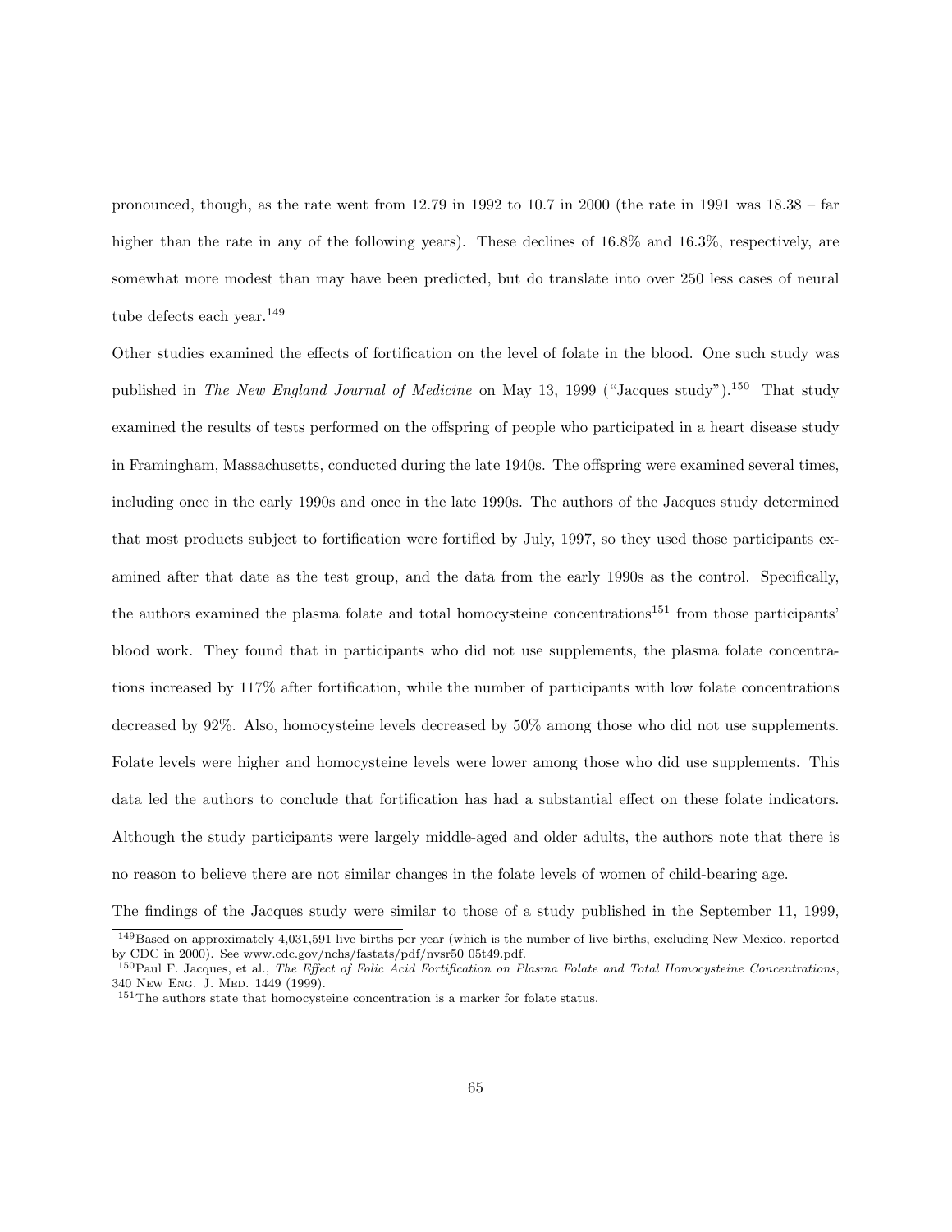pronounced, though, as the rate went from 12.79 in 1992 to 10.7 in 2000 (the rate in 1991 was 18.38 – far higher than the rate in any of the following years). These declines of 16.8% and 16.3%, respectively, are somewhat more modest than may have been predicted, but do translate into over 250 less cases of neural tube defects each year.[149]

Other studies examined the effects of fortification on the level of folate in the blood. One such study was published in *The New England Journal of Medicine* on May 13, 1999 ("Jacques study").[150] That study examined the results of tests performed on the offspring of people who participated in a heart disease study in Framingham, Massachusetts, conducted during the late 1940s. The offspring were examined several times, including once in the early 1990s and once in the late 1990s. The authors of the Jacques study determined that most products subject to fortification were fortified by July, 1997, so they used those participants examined after that date as the test group, and the data from the early 1990s as the control. Specifically, the authors examined the plasma folate and total homocysteine concentrations[151] from those participants' blood work. They found that in participants who did not use supplements, the plasma folate concentrations increased by 117% after fortification, while the number of participants with low folate concentrations decreased by 92%. Also, homocysteine levels decreased by 50% among those who did not use supplements. Folate levels were higher and homocysteine levels were lower among those who did use supplements. This data led the authors to conclude that fortification has had a substantial effect on these folate indicators. Although the study participants were largely middle-aged and older adults, the authors note that there is no reason to believe there are not similar changes in the folate levels of women of child-bearing age.

The findings of the Jacques study were similar to those of a study published in the September 11, 1999,

---

[149] Based on approximately 4,031,591 live births per year (which is the number of live births, excluding New Mexico, reported by CDC in 2000). See www.cdc.gov/nchs/fastats/pdf/nvsr50_05t49.pdf.

[150] Paul F. Jacques, et al., *The Effect of Folic Acid Fortification on Plasma Folate and Total Homocysteine Concentrations*, 340 New Eng. J. Med. 1449 (1999).

[151] The authors state that homocysteine concentration is a marker for folate status.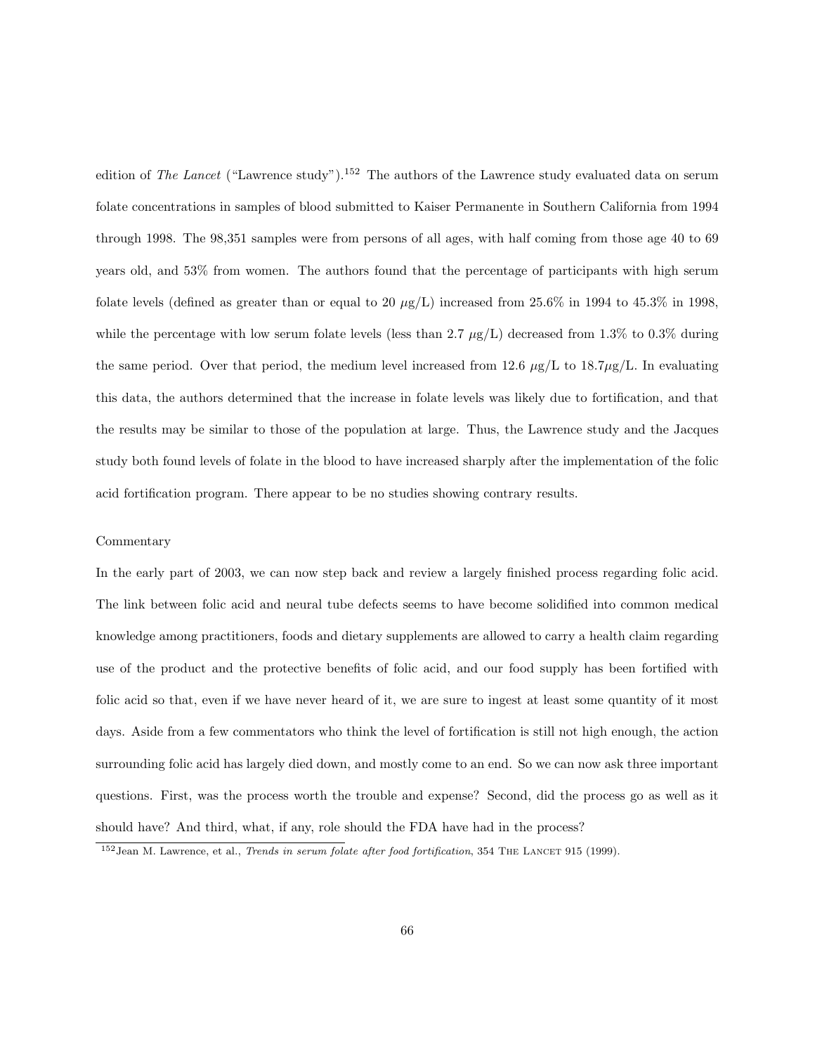edition of *The Lancet* ("Lawrence study").[152] The authors of the Lawrence study evaluated data on serum folate concentrations in samples of blood submitted to Kaiser Permanente in Southern California from 1994 through 1998. The 98,351 samples were from persons of all ages, with half coming from those age 40 to 69 years old, and 53% from women. The authors found that the percentage of participants with high serum folate levels (defined as greater than or equal to 20 $\mu$g/L) increased from 25.6% in 1994 to 45.3% in 1998, while the percentage with low serum folate levels (less than 2.7 $\mu$g/L) decreased from 1.3% to 0.3% during the same period. Over that period, the medium level increased from 12.6 $\mu$g/L to 18.7$\mu$g/L. In evaluating this data, the authors determined that the increase in folate levels was likely due to fortification, and that the results may be similar to those of the population at large. Thus, the Lawrence study and the Jacques study both found levels of folate in the blood to have increased sharply after the implementation of the folic acid fortification program. There appear to be no studies showing contrary results.

Commentary

In the early part of 2003, we can now step back and review a largely finished process regarding folic acid. The link between folic acid and neural tube defects seems to have become solidified into common medical knowledge among practitioners, foods and dietary supplements are allowed to carry a health claim regarding use of the product and the protective benefits of folic acid, and our food supply has been fortified with folic acid so that, even if we have never heard of it, we are sure to ingest at least some quantity of it most days. Aside from a few commentators who think the level of fortification is still not high enough, the action surrounding folic acid has largely died down, and mostly come to an end. So we can now ask three important questions. First, was the process worth the trouble and expense? Second, did the process go as well as it should have? And third, what, if any, role should the FDA have had in the process?

[152] Jean M. Lawrence, et al., *Trends in serum folate after food fortification*, 354 The Lancet 915 (1999).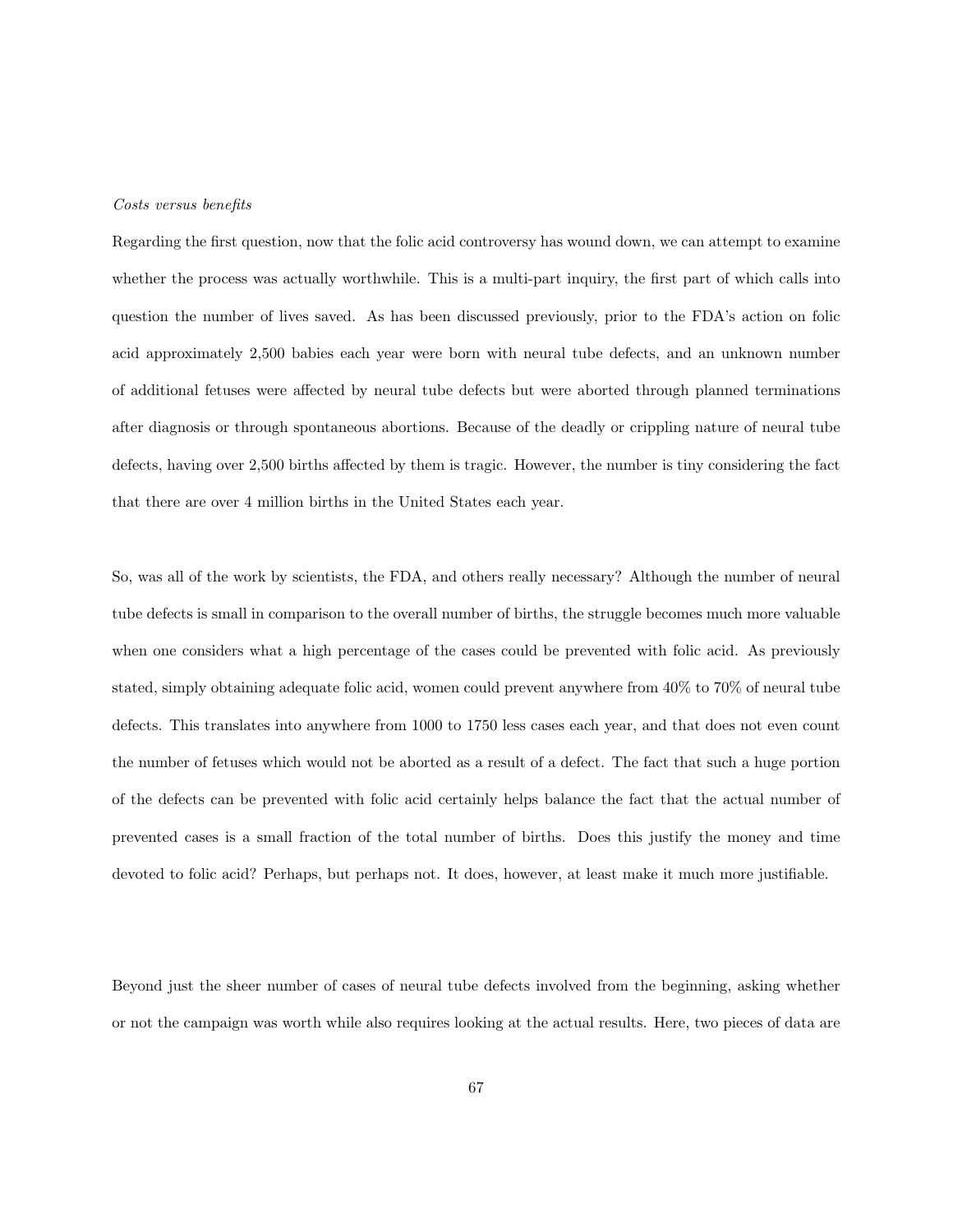*Costs versus benefits*

Regarding the first question, now that the folic acid controversy has wound down, we can attempt to examine whether the process was actually worthwhile. This is a multi-part inquiry, the first part of which calls into question the number of lives saved. As has been discussed previously, prior to the FDA's action on folic acid approximately 2,500 babies each year were born with neural tube defects, and an unknown number of additional fetuses were affected by neural tube defects but were aborted through planned terminations after diagnosis or through spontaneous abortions. Because of the deadly or crippling nature of neural tube defects, having over 2,500 births affected by them is tragic. However, the number is tiny considering the fact that there are over 4 million births in the United States each year.

So, was all of the work by scientists, the FDA, and others really necessary? Although the number of neural tube defects is small in comparison to the overall number of births, the struggle becomes much more valuable when one considers what a high percentage of the cases could be prevented with folic acid. As previously stated, simply obtaining adequate folic acid, women could prevent anywhere from 40% to 70% of neural tube defects. This translates into anywhere from 1000 to 1750 less cases each year, and that does not even count the number of fetuses which would not be aborted as a result of a defect. The fact that such a huge portion of the defects can be prevented with folic acid certainly helps balance the fact that the actual number of prevented cases is a small fraction of the total number of births. Does this justify the money and time devoted to folic acid? Perhaps, but perhaps not. It does, however, at least make it much more justifiable.

Beyond just the sheer number of cases of neural tube defects involved from the beginning, asking whether or not the campaign was worth while also requires looking at the actual results. Here, two pieces of data are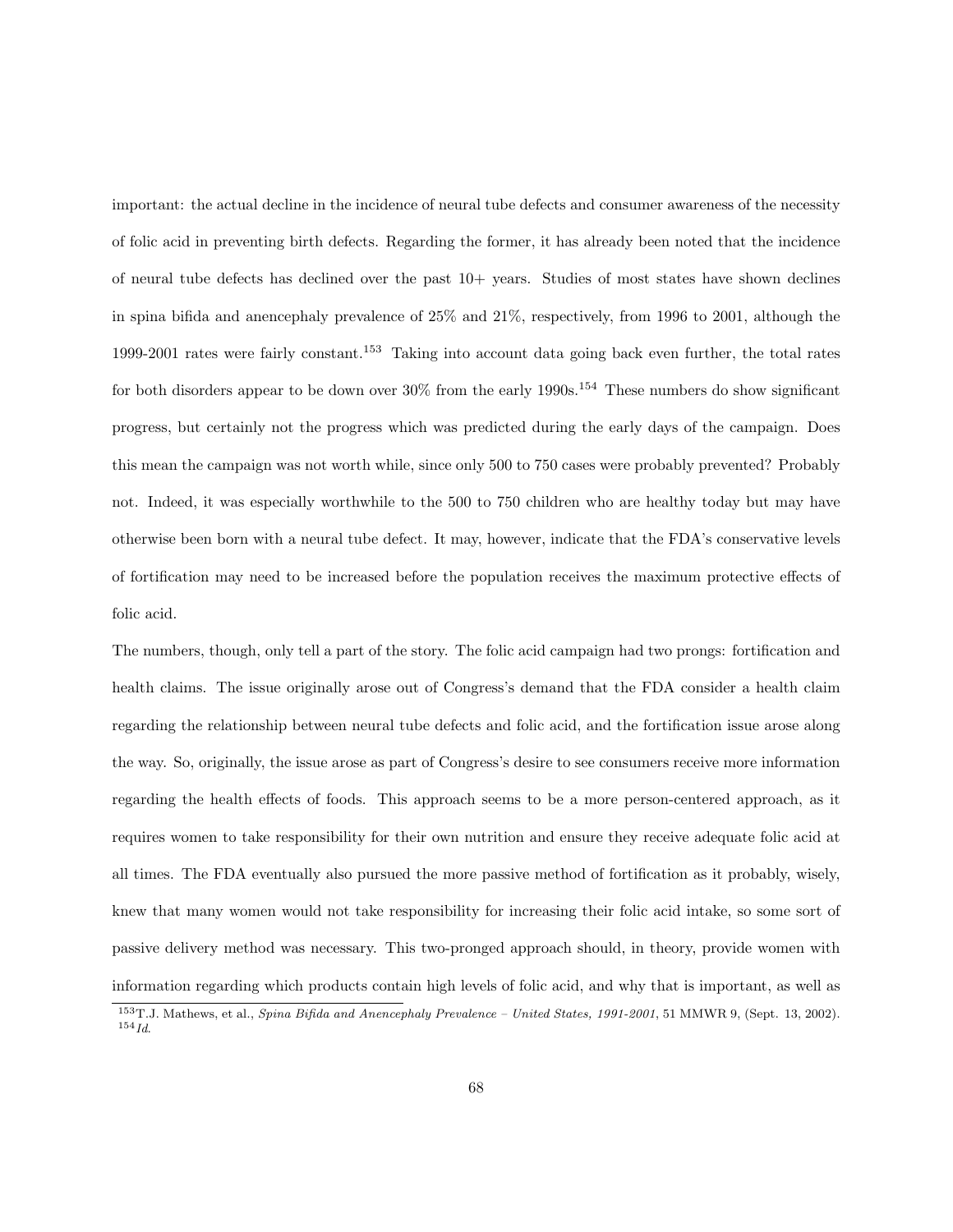important: the actual decline in the incidence of neural tube defects and consumer awareness of the necessity of folic acid in preventing birth defects. Regarding the former, it has already been noted that the incidence of neural tube defects has declined over the past 10+ years. Studies of most states have shown declines in spina bifida and anencephaly prevalence of 25% and 21%, respectively, from 1996 to 2001, although the 1999-2001 rates were fairly constant.[153] Taking into account data going back even further, the total rates for both disorders appear to be down over 30% from the early 1990s.[154] These numbers do show significant progress, but certainly not the progress which was predicted during the early days of the campaign. Does this mean the campaign was not worth while, since only 500 to 750 cases were probably prevented? Probably not. Indeed, it was especially worthwhile to the 500 to 750 children who are healthy today but may have otherwise been born with a neural tube defect. It may, however, indicate that the FDA's conservative levels of fortification may need to be increased before the population receives the maximum protective effects of folic acid.

The numbers, though, only tell a part of the story. The folic acid campaign had two prongs: fortification and health claims. The issue originally arose out of Congress's demand that the FDA consider a health claim regarding the relationship between neural tube defects and folic acid, and the fortification issue arose along the way. So, originally, the issue arose as part of Congress's desire to see consumers receive more information regarding the health effects of foods. This approach seems to be a more person-centered approach, as it requires women to take responsibility for their own nutrition and ensure they receive adequate folic acid at all times. The FDA eventually also pursued the more passive method of fortification as it probably, wisely, knew that many women would not take responsibility for increasing their folic acid intake, so some sort of passive delivery method was necessary. This two-pronged approach should, in theory, provide women with information regarding which products contain high levels of folic acid, and why that is important, as well as

[153] T.J. Mathews, et al., *Spina Bifida and Anencephaly Prevalence – United States, 1991-2001*, 51 MMWR 9, (Sept. 13, 2002).
[154] *Id.*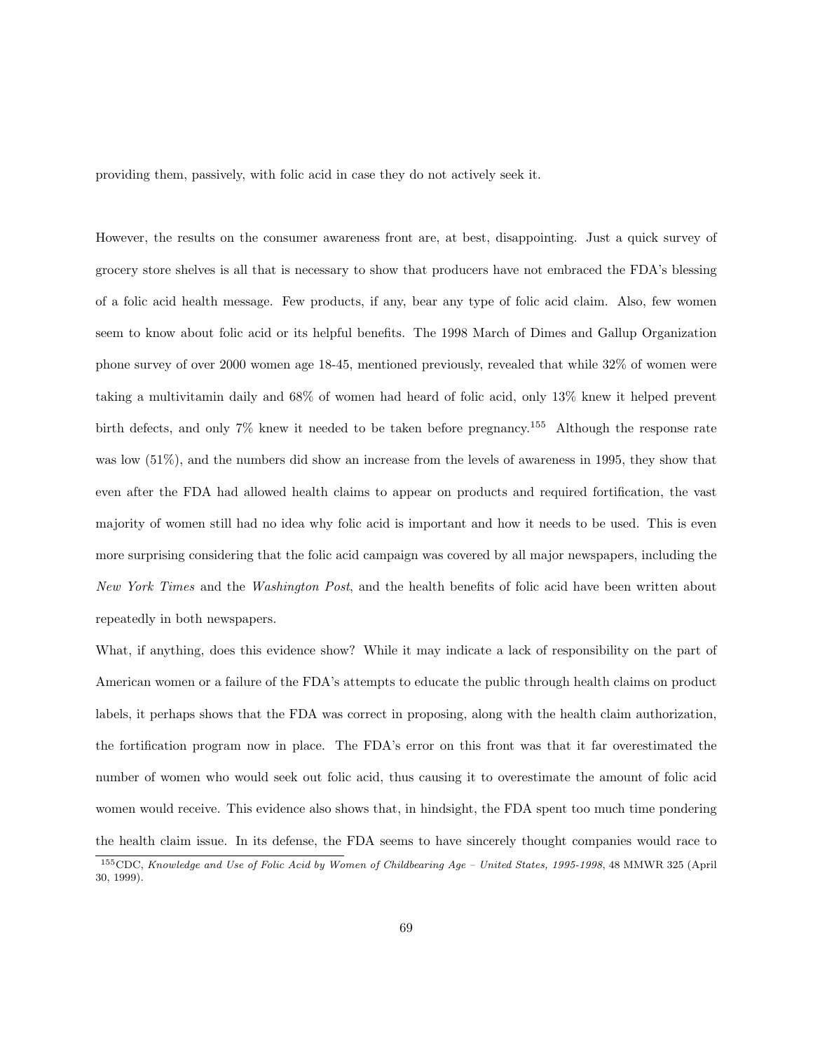providing them, passively, with folic acid in case they do not actively seek it.

However, the results on the consumer awareness front are, at best, disappointing. Just a quick survey of grocery store shelves is all that is necessary to show that producers have not embraced the FDA's blessing of a folic acid health message. Few products, if any, bear any type of folic acid claim. Also, few women seem to know about folic acid or its helpful benefits. The 1998 March of Dimes and Gallup Organization phone survey of over 2000 women age 18-45, mentioned previously, revealed that while 32% of women were taking a multivitamin daily and 68% of women had heard of folic acid, only 13% knew it helped prevent birth defects, and only 7% knew it needed to be taken before pregnancy.[155] Although the response rate was low (51%), and the numbers did show an increase from the levels of awareness in 1995, they show that even after the FDA had allowed health claims to appear on products and required fortification, the vast majority of women still had no idea why folic acid is important and how it needs to be used. This is even more surprising considering that the folic acid campaign was covered by all major newspapers, including the *New York Times* and the *Washington Post*, and the health benefits of folic acid have been written about repeatedly in both newspapers.

What, if anything, does this evidence show? While it may indicate a lack of responsibility on the part of American women or a failure of the FDA's attempts to educate the public through health claims on product labels, it perhaps shows that the FDA was correct in proposing, along with the health claim authorization, the fortification program now in place. The FDA's error on this front was that it far overestimated the number of women who would seek out folic acid, thus causing it to overestimate the amount of folic acid women would receive. This evidence also shows that, in hindsight, the FDA spent too much time pondering the health claim issue. In its defense, the FDA seems to have sincerely thought companies would race to

[155] CDC, *Knowledge and Use of Folic Acid by Women of Childbearing Age – United States, 1995-1998*, 48 MMWR 325 (April 30, 1999).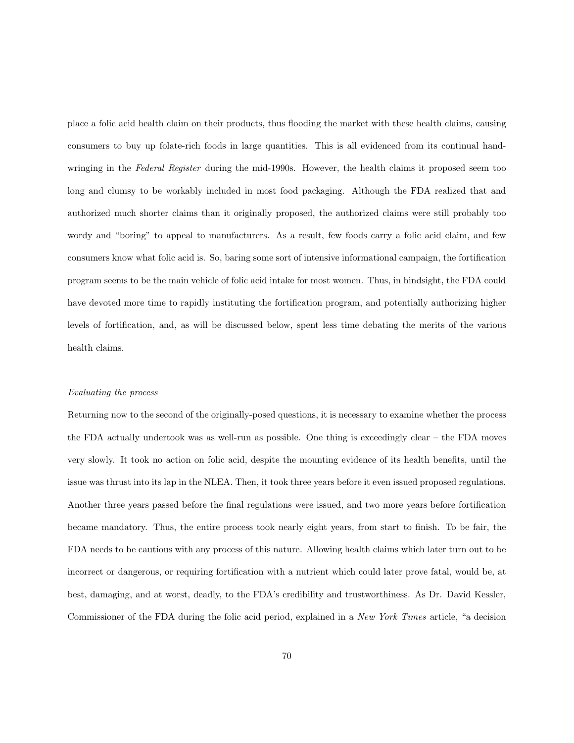place a folic acid health claim on their products, thus flooding the market with these health claims, causing consumers to buy up folate-rich foods in large quantities. This is all evidenced from its continual hand-wringing in the *Federal Register* during the mid-1990s. However, the health claims it proposed seem too long and clumsy to be workably included in most food packaging. Although the FDA realized that and authorized much shorter claims than it originally proposed, the authorized claims were still probably too wordy and "boring" to appeal to manufacturers. As a result, few foods carry a folic acid claim, and few consumers know what folic acid is. So, baring some sort of intensive informational campaign, the fortification program seems to be the main vehicle of folic acid intake for most women. Thus, in hindsight, the FDA could have devoted more time to rapidly instituting the fortification program, and potentially authorizing higher levels of fortification, and, as will be discussed below, spent less time debating the merits of the various health claims.

*Evaluating the process*

Returning now to the second of the originally-posed questions, it is necessary to examine whether the process the FDA actually undertook was as well-run as possible. One thing is exceedingly clear – the FDA moves very slowly. It took no action on folic acid, despite the mounting evidence of its health benefits, until the issue was thrust into its lap in the NLEA. Then, it took three years before it even issued proposed regulations. Another three years passed before the final regulations were issued, and two more years before fortification became mandatory. Thus, the entire process took nearly eight years, from start to finish. To be fair, the FDA needs to be cautious with any process of this nature. Allowing health claims which later turn out to be incorrect or dangerous, or requiring fortification with a nutrient which could later prove fatal, would be, at best, damaging, and at worst, deadly, to the FDA's credibility and trustworthiness. As Dr. David Kessler, Commissioner of the FDA during the folic acid period, explained in a *New York Times* article, "a decision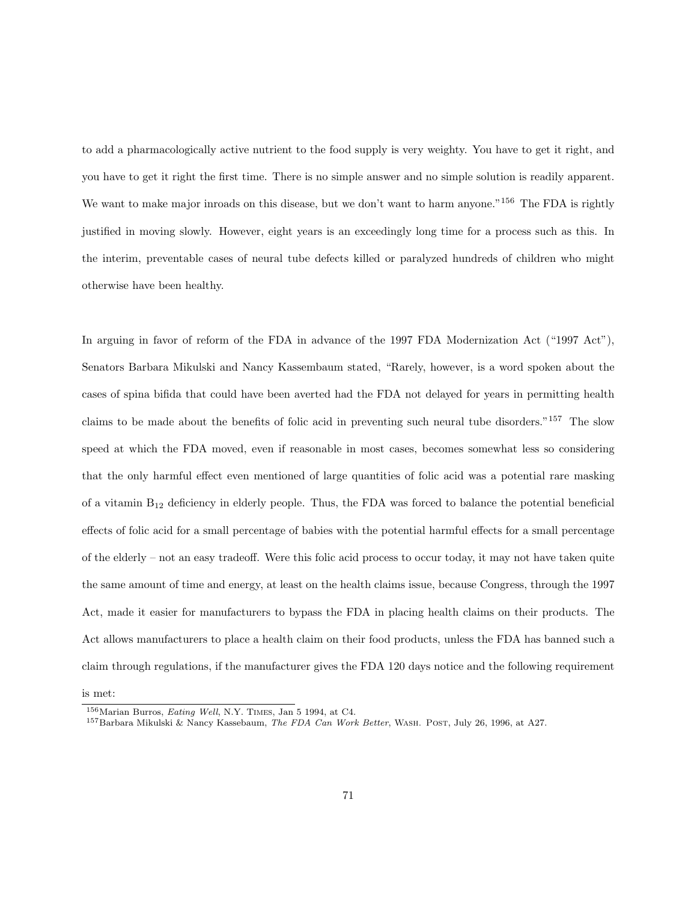to add a pharmacologically active nutrient to the food supply is very weighty. You have to get it right, and you have to get it right the first time. There is no simple answer and no simple solution is readily apparent. We want to make major inroads on this disease, but we don't want to harm anyone."[156] The FDA is rightly justified in moving slowly. However, eight years is an exceedingly long time for a process such as this. In the interim, preventable cases of neural tube defects killed or paralyzed hundreds of children who might otherwise have been healthy.

In arguing in favor of reform of the FDA in advance of the 1997 FDA Modernization Act ("1997 Act"), Senators Barbara Mikulski and Nancy Kassembaum stated, "Rarely, however, is a word spoken about the cases of spina bifida that could have been averted had the FDA not delayed for years in permitting health claims to be made about the benefits of folic acid in preventing such neural tube disorders."[157] The slow speed at which the FDA moved, even if reasonable in most cases, becomes somewhat less so considering that the only harmful effect even mentioned of large quantities of folic acid was a potential rare masking of a vitamin $B_{12}$ deficiency in elderly people. Thus, the FDA was forced to balance the potential beneficial effects of folic acid for a small percentage of babies with the potential harmful effects for a small percentage of the elderly – not an easy tradeoff. Were this folic acid process to occur today, it may not have taken quite the same amount of time and energy, at least on the health claims issue, because Congress, through the 1997 Act, made it easier for manufacturers to bypass the FDA in placing health claims on their products. The Act allows manufacturers to place a health claim on their food products, unless the FDA has banned such a claim through regulations, if the manufacturer gives the FDA 120 days notice and the following requirement is met:

[156] Marian Burros, *Eating Well*, N.Y. Times, Jan 5 1994, at C4.

[157] Barbara Mikulski & Nancy Kassebaum, *The FDA Can Work Better*, Wash. Post, July 26, 1996, at A27.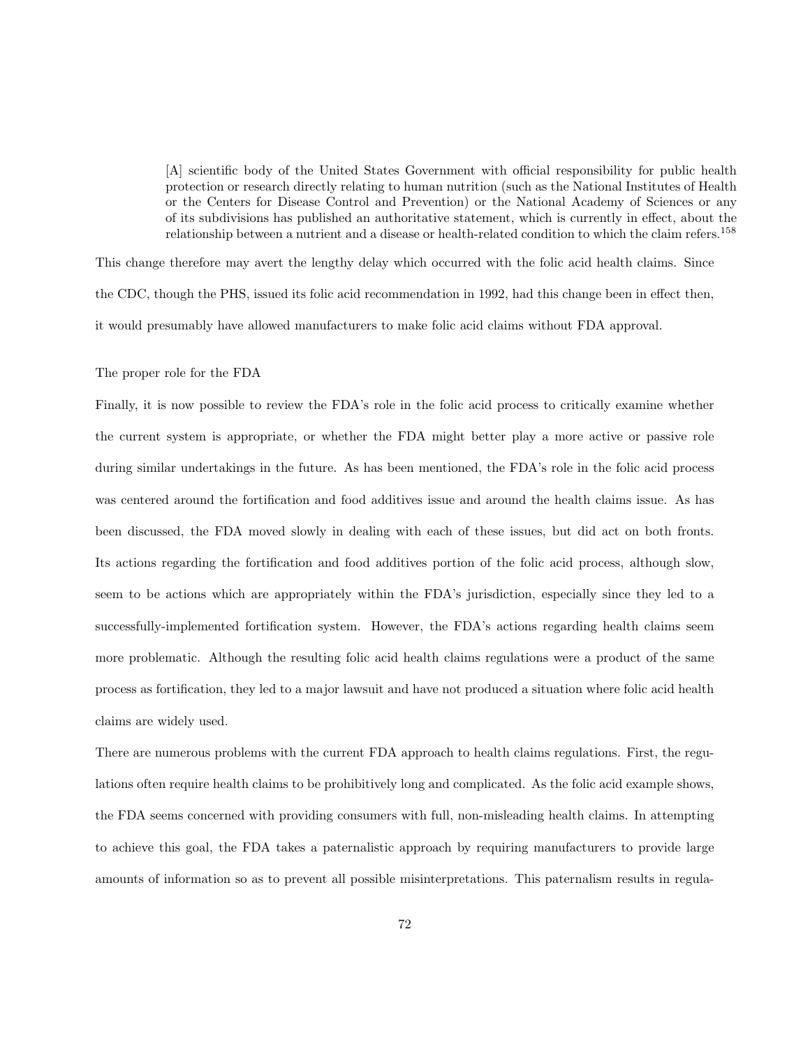> [A] scientific body of the United States Government with official responsibility for public health protection or research directly relating to human nutrition (such as the National Institutes of Health or the Centers for Disease Control and Prevention) or the National Academy of Sciences or any of its subdivisions has published an authoritative statement, which is currently in effect, about the relationship between a nutrient and a disease or health-related condition to which the claim refers.[158]

This change therefore may avert the lengthy delay which occurred with the folic acid health claims. Since the CDC, though the PHS, issued its folic acid recommendation in 1992, had this change been in effect then, it would presumably have allowed manufacturers to make folic acid claims without FDA approval.

### The proper role for the FDA

Finally, it is now possible to review the FDA's role in the folic acid process to critically examine whether the current system is appropriate, or whether the FDA might better play a more active or passive role during similar undertakings in the future. As has been mentioned, the FDA's role in the folic acid process was centered around the fortification and food additives issue and around the health claims issue. As has been discussed, the FDA moved slowly in dealing with each of these issues, but did act on both fronts. Its actions regarding the fortification and food additives portion of the folic acid process, although slow, seem to be actions which are appropriately within the FDA's jurisdiction, especially since they led to a successfully-implemented fortification system. However, the FDA's actions regarding health claims seem more problematic. Although the resulting folic acid health claims regulations were a product of the same process as fortification, they led to a major lawsuit and have not produced a situation where folic acid health claims are widely used.

There are numerous problems with the current FDA approach to health claims regulations. First, the regulations often require health claims to be prohibitively long and complicated. As the folic acid example shows, the FDA seems concerned with providing consumers with full, non-misleading health claims. In attempting to achieve this goal, the FDA takes a paternalistic approach by requiring manufacturers to provide large amounts of information so as to prevent all possible misinterpretations. This paternalism results in regula-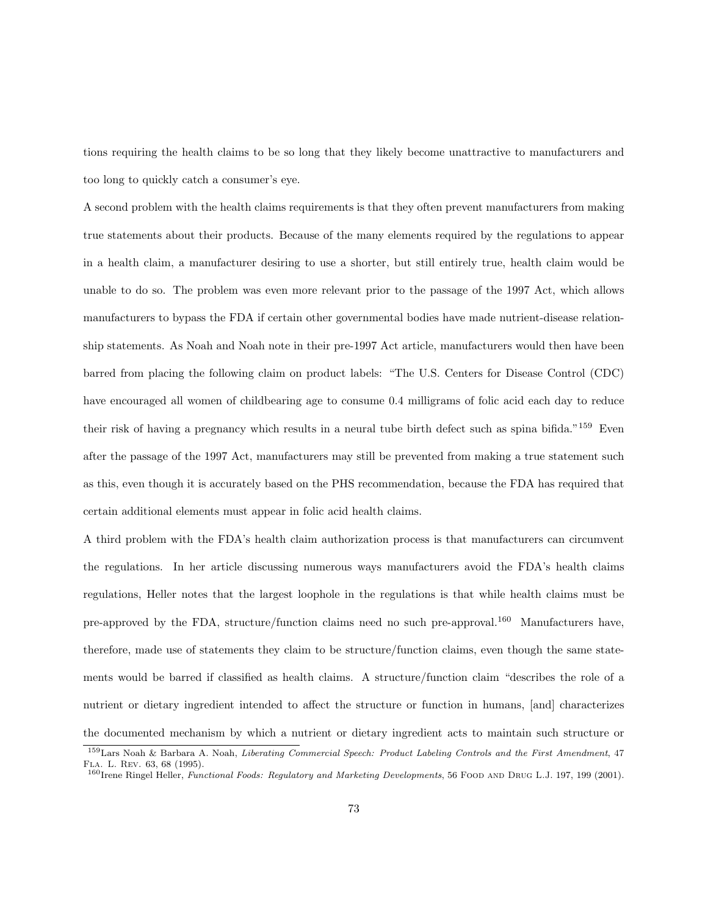tions requiring the health claims to be so long that they likely become unattractive to manufacturers and too long to quickly catch a consumer's eye.

A second problem with the health claims requirements is that they often prevent manufacturers from making true statements about their products. Because of the many elements required by the regulations to appear in a health claim, a manufacturer desiring to use a shorter, but still entirely true, health claim would be unable to do so. The problem was even more relevant prior to the passage of the 1997 Act, which allows manufacturers to bypass the FDA if certain other governmental bodies have made nutrient-disease relationship statements. As Noah and Noah note in their pre-1997 Act article, manufacturers would then have been barred from placing the following claim on product labels: "The U.S. Centers for Disease Control (CDC) have encouraged all women of childbearing age to consume 0.4 milligrams of folic acid each day to reduce their risk of having a pregnancy which results in a neural tube birth defect such as spina bifida."[159] Even after the passage of the 1997 Act, manufacturers may still be prevented from making a true statement such as this, even though it is accurately based on the PHS recommendation, because the FDA has required that certain additional elements must appear in folic acid health claims.

A third problem with the FDA's health claim authorization process is that manufacturers can circumvent the regulations. In her article discussing numerous ways manufacturers avoid the FDA's health claims regulations, Heller notes that the largest loophole in the regulations is that while health claims must be pre-approved by the FDA, structure/function claims need no such pre-approval.[160] Manufacturers have, therefore, made use of statements they claim to be structure/function claims, even though the same statements would be barred if classified as health claims. A structure/function claim "describes the role of a nutrient or dietary ingredient intended to affect the structure or function in humans, [and] characterizes the documented mechanism by which a nutrient or dietary ingredient acts to maintain such structure or

---

[159] Lars Noah & Barbara A. Noah, *Liberating Commercial Speech: Product Labeling Controls and the First Amendment*, 47 Fla. L. Rev. 63, 68 (1995).

[160] Irene Ringel Heller, *Functional Foods: Regulatory and Marketing Developments*, 56 Food and Drug L.J. 197, 199 (2001).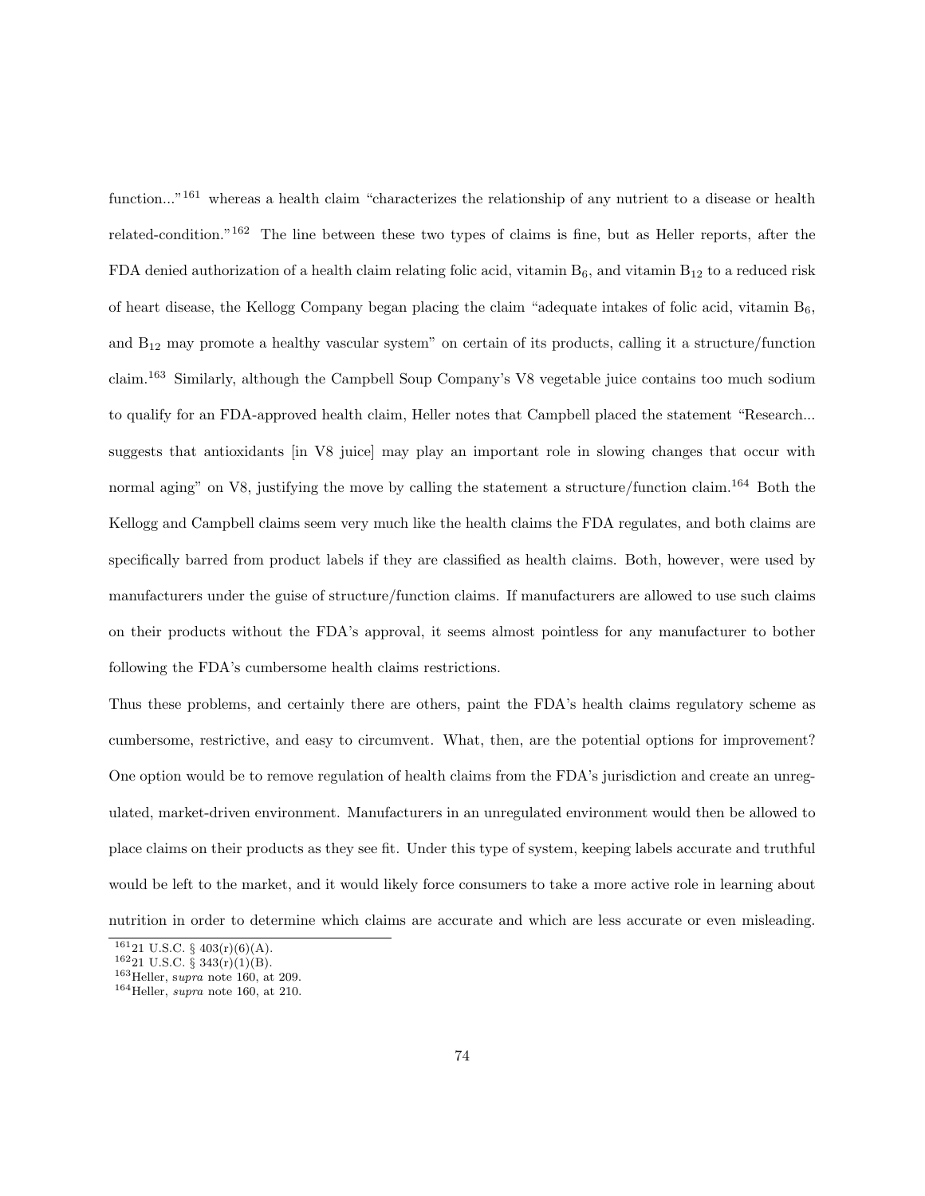function..."[161] whereas a health claim "characterizes the relationship of any nutrient to a disease or health related-condition."[162] The line between these two types of claims is fine, but as Heller reports, after the FDA denied authorization of a health claim relating folic acid, vitamin $B_6$, and vitamin $B_{12}$ to a reduced risk of heart disease, the Kellogg Company began placing the claim "adequate intakes of folic acid, vitamin $B_6$, and $B_{12}$ may promote a healthy vascular system" on certain of its products, calling it a structure/function claim.[163] Similarly, although the Campbell Soup Company's V8 vegetable juice contains too much sodium to qualify for an FDA-approved health claim, Heller notes that Campbell placed the statement "Research... suggests that antioxidants [in V8 juice] may play an important role in slowing changes that occur with normal aging" on V8, justifying the move by calling the statement a structure/function claim.[164] Both the Kellogg and Campbell claims seem very much like the health claims the FDA regulates, and both claims are specifically barred from product labels if they are classified as health claims. Both, however, were used by manufacturers under the guise of structure/function claims. If manufacturers are allowed to use such claims on their products without the FDA's approval, it seems almost pointless for any manufacturer to bother following the FDA's cumbersome health claims restrictions.

Thus these problems, and certainly there are others, paint the FDA's health claims regulatory scheme as cumbersome, restrictive, and easy to circumvent. What, then, are the potential options for improvement? One option would be to remove regulation of health claims from the FDA's jurisdiction and create an unregulated, market-driven environment. Manufacturers in an unregulated environment would then be allowed to place claims on their products as they see fit. Under this type of system, keeping labels accurate and truthful would be left to the market, and it would likely force consumers to take a more active role in learning about nutrition in order to determine which claims are accurate and which are less accurate or even misleading.

[161] 21 U.S.C. § 403(r)(6)(A).

[162] 21 U.S.C. § 343(r)(1)(B).

[163] Heller, *supra* note 160, at 209.

[164] Heller, *supra* note 160, at 210.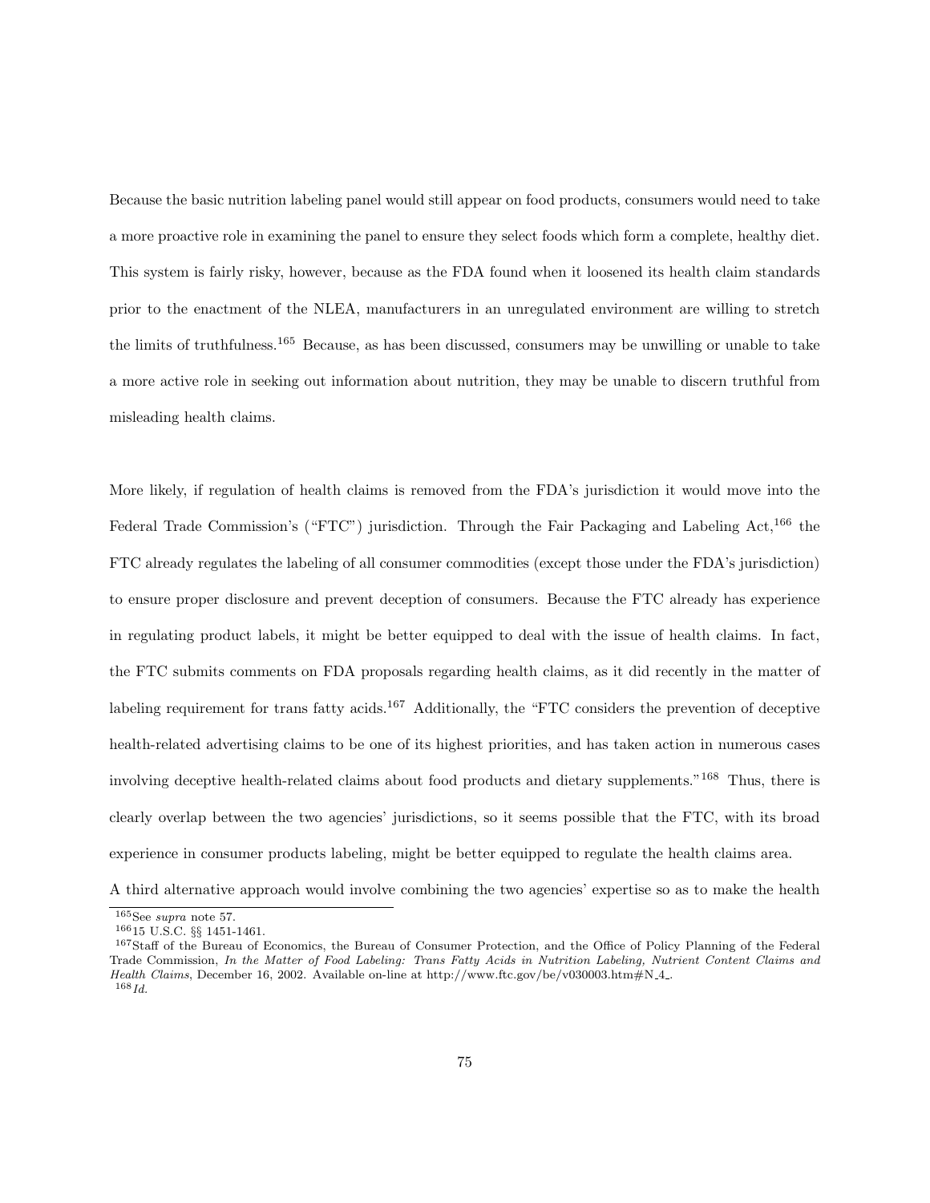Because the basic nutrition labeling panel would still appear on food products, consumers would need to take a more proactive role in examining the panel to ensure they select foods which form a complete, healthy diet. This system is fairly risky, however, because as the FDA found when it loosened its health claim standards prior to the enactment of the NLEA, manufacturers in an unregulated environment are willing to stretch the limits of truthfulness.[165] Because, as has been discussed, consumers may be unwilling or unable to take a more active role in seeking out information about nutrition, they may be unable to discern truthful from misleading health claims.

More likely, if regulation of health claims is removed from the FDA's jurisdiction it would move into the Federal Trade Commission's ("FTC") jurisdiction. Through the Fair Packaging and Labeling Act,[166] the FTC already regulates the labeling of all consumer commodities (except those under the FDA's jurisdiction) to ensure proper disclosure and prevent deception of consumers. Because the FTC already has experience in regulating product labels, it might be better equipped to deal with the issue of health claims. In fact, the FTC submits comments on FDA proposals regarding health claims, as it did recently in the matter of labeling requirement for trans fatty acids.[167] Additionally, the "FTC considers the prevention of deceptive health-related advertising claims to be one of its highest priorities, and has taken action in numerous cases involving deceptive health-related claims about food products and dietary supplements."[168] Thus, there is clearly overlap between the two agencies' jurisdictions, so it seems possible that the FTC, with its broad experience in consumer products labeling, might be better equipped to regulate the health claims area.

A third alternative approach would involve combining the two agencies' expertise so as to make the health

[165] See *supra* note 57.

[166] 15 U.S.C. §§ 1451-1461.

[167] Staff of the Bureau of Economics, the Bureau of Consumer Protection, and the Office of Policy Planning of the Federal Trade Commission, *In the Matter of Food Labeling: Trans Fatty Acids in Nutrition Labeling, Nutrient Content Claims and Health Claims*, December 16, 2002. Available on-line at http://www.ftc.gov/be/v030003.htm#N_4_.

[168] *Id.*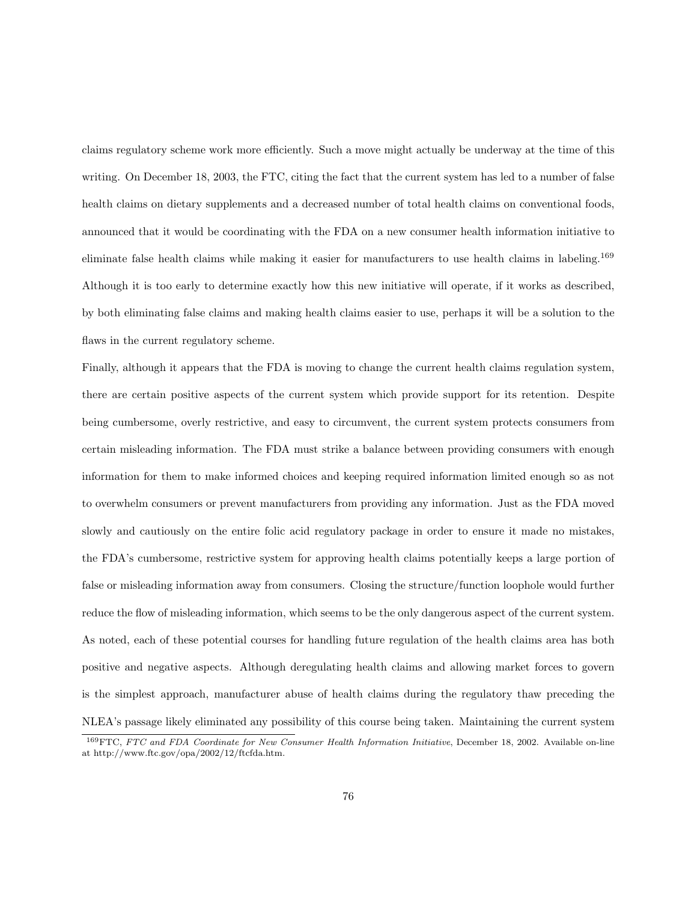claims regulatory scheme work more efficiently. Such a move might actually be underway at the time of this writing. On December 18, 2003, the FTC, citing the fact that the current system has led to a number of false health claims on dietary supplements and a decreased number of total health claims on conventional foods, announced that it would be coordinating with the FDA on a new consumer health information initiative to eliminate false health claims while making it easier for manufacturers to use health claims in labeling.[169] Although it is too early to determine exactly how this new initiative will operate, if it works as described, by both eliminating false claims and making health claims easier to use, perhaps it will be a solution to the flaws in the current regulatory scheme.

Finally, although it appears that the FDA is moving to change the current health claims regulation system, there are certain positive aspects of the current system which provide support for its retention. Despite being cumbersome, overly restrictive, and easy to circumvent, the current system protects consumers from certain misleading information. The FDA must strike a balance between providing consumers with enough information for them to make informed choices and keeping required information limited enough so as not to overwhelm consumers or prevent manufacturers from providing any information. Just as the FDA moved slowly and cautiously on the entire folic acid regulatory package in order to ensure it made no mistakes, the FDA's cumbersome, restrictive system for approving health claims potentially keeps a large portion of false or misleading information away from consumers. Closing the structure/function loophole would further reduce the flow of misleading information, which seems to be the only dangerous aspect of the current system.

As noted, each of these potential courses for handling future regulation of the health claims area has both positive and negative aspects. Although deregulating health claims and allowing market forces to govern is the simplest approach, manufacturer abuse of health claims during the regulatory thaw preceding the NLEA's passage likely eliminated any possibility of this course being taken. Maintaining the current system

---

[169] FTC, *FTC and FDA Coordinate for New Consumer Health Information Initiative*, December 18, 2002. Available on-line at http://www.ftc.gov/opa/2002/12/ftcfda.htm.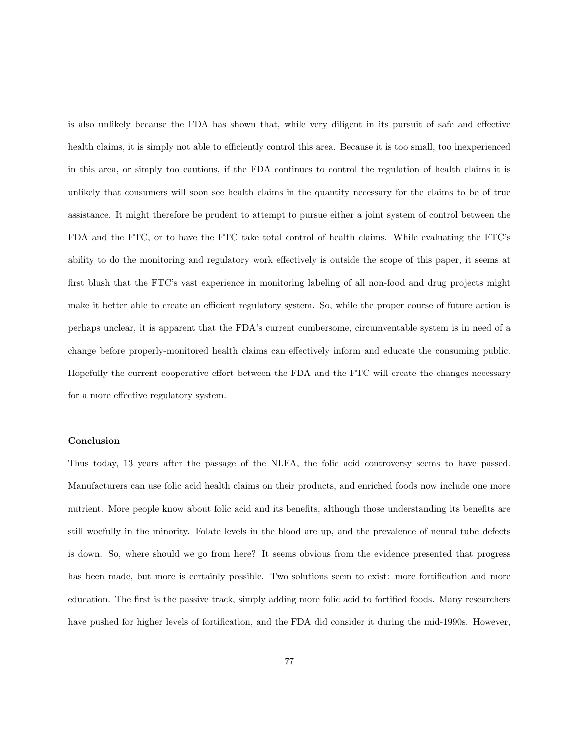is also unlikely because the FDA has shown that, while very diligent in its pursuit of safe and effective health claims, it is simply not able to efficiently control this area. Because it is too small, too inexperienced in this area, or simply too cautious, if the FDA continues to control the regulation of health claims it is unlikely that consumers will soon see health claims in the quantity necessary for the claims to be of true assistance. It might therefore be prudent to attempt to pursue either a joint system of control between the FDA and the FTC, or to have the FTC take total control of health claims. While evaluating the FTC's ability to do the monitoring and regulatory work effectively is outside the scope of this paper, it seems at first blush that the FTC's vast experience in monitoring labeling of all non-food and drug projects might make it better able to create an efficient regulatory system. So, while the proper course of future action is perhaps unclear, it is apparent that the FDA's current cumbersome, circumventable system is in need of a change before properly-monitored health claims can effectively inform and educate the consuming public. Hopefully the current cooperative effort between the FDA and the FTC will create the changes necessary for a more effective regulatory system.

**Conclusion**

Thus today, 13 years after the passage of the NLEA, the folic acid controversy seems to have passed. Manufacturers can use folic acid health claims on their products, and enriched foods now include one more nutrient. More people know about folic acid and its benefits, although those understanding its benefits are still woefully in the minority. Folate levels in the blood are up, and the prevalence of neural tube defects is down. So, where should we go from here? It seems obvious from the evidence presented that progress has been made, but more is certainly possible. Two solutions seem to exist: more fortification and more education. The first is the passive track, simply adding more folic acid to fortified foods. Many researchers have pushed for higher levels of fortification, and the FDA did consider it during the mid-1990s. However,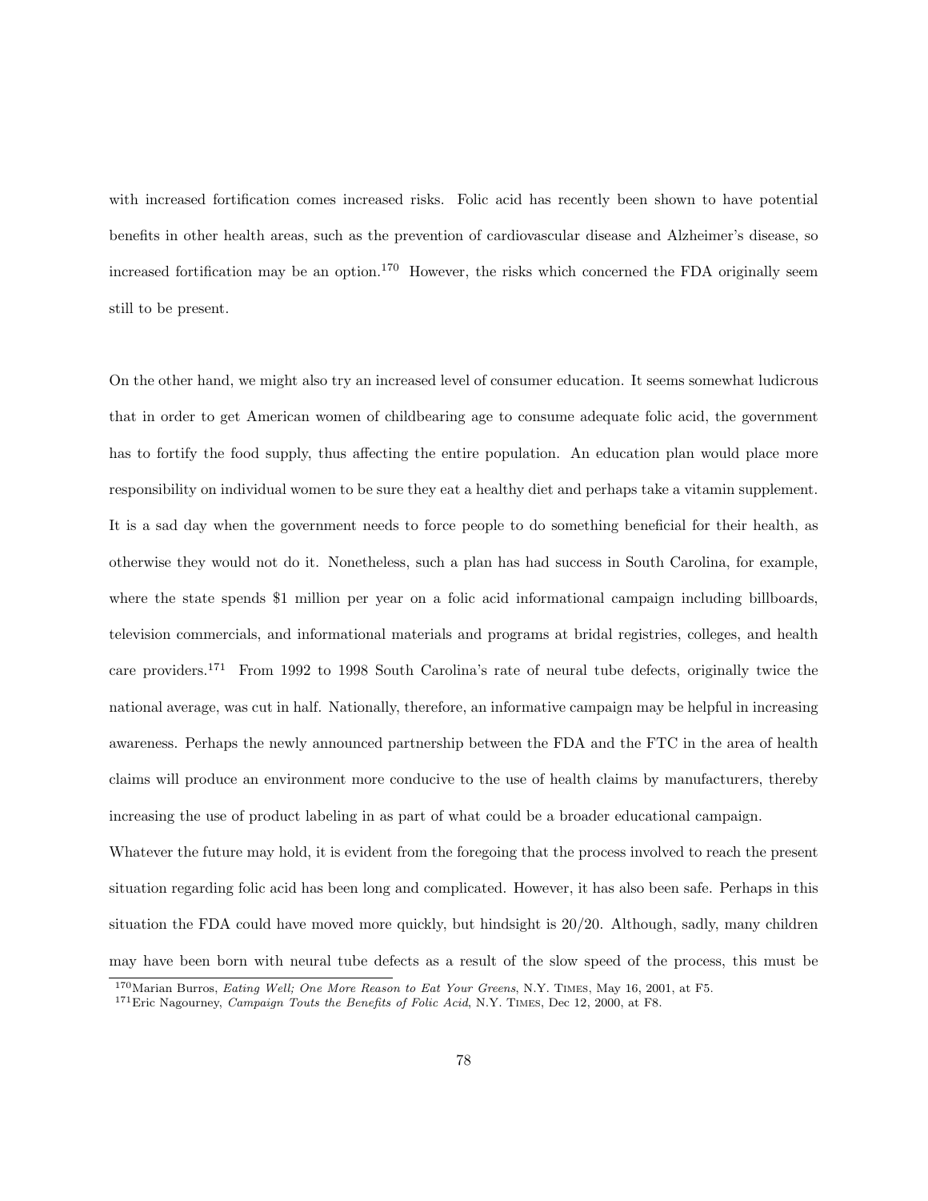with increased fortification comes increased risks. Folic acid has recently been shown to have potential benefits in other health areas, such as the prevention of cardiovascular disease and Alzheimer's disease, so increased fortification may be an option.[170] However, the risks which concerned the FDA originally seem still to be present.

On the other hand, we might also try an increased level of consumer education. It seems somewhat ludicrous that in order to get American women of childbearing age to consume adequate folic acid, the government has to fortify the food supply, thus affecting the entire population. An education plan would place more responsibility on individual women to be sure they eat a healthy diet and perhaps take a vitamin supplement. It is a sad day when the government needs to force people to do something beneficial for their health, as otherwise they would not do it. Nonetheless, such a plan has had success in South Carolina, for example, where the state spends $1 million per year on a folic acid informational campaign including billboards, television commercials, and informational materials and programs at bridal registries, colleges, and health care providers.[171] From 1992 to 1998 South Carolina's rate of neural tube defects, originally twice the national average, was cut in half. Nationally, therefore, an informative campaign may be helpful in increasing awareness. Perhaps the newly announced partnership between the FDA and the FTC in the area of health claims will produce an environment more conducive to the use of health claims by manufacturers, thereby increasing the use of product labeling in as part of what could be a broader educational campaign.

Whatever the future may hold, it is evident from the foregoing that the process involved to reach the present situation regarding folic acid has been long and complicated. However, it has also been safe. Perhaps in this situation the FDA could have moved more quickly, but hindsight is 20/20. Although, sadly, many children may have been born with neural tube defects as a result of the slow speed of the process, this must be

[170] Marian Burros, *Eating Well; One More Reason to Eat Your Greens*, N.Y. Times, May 16, 2001, at F5.

[171] Eric Nagourney, *Campaign Touts the Benefits of Folic Acid*, N.Y. Times, Dec 12, 2000, at F8.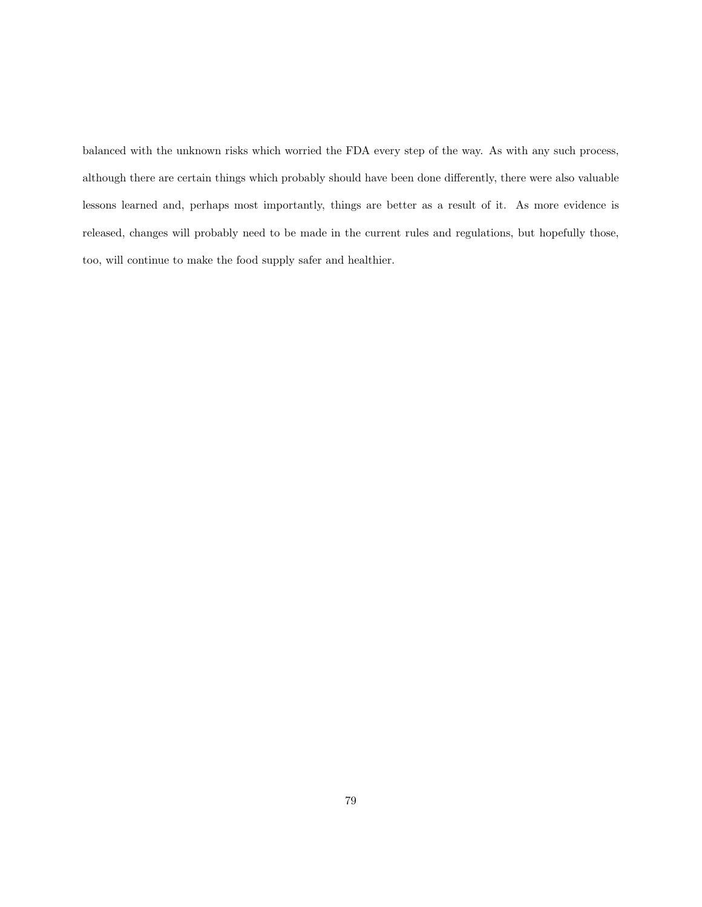balanced with the unknown risks which worried the FDA every step of the way. As with any such process, although there are certain things which probably should have been done differently, there were also valuable lessons learned and, perhaps most importantly, things are better as a result of it. As more evidence is released, changes will probably need to be made in the current rules and regulations, but hopefully those, too, will continue to make the food supply safer and healthier.